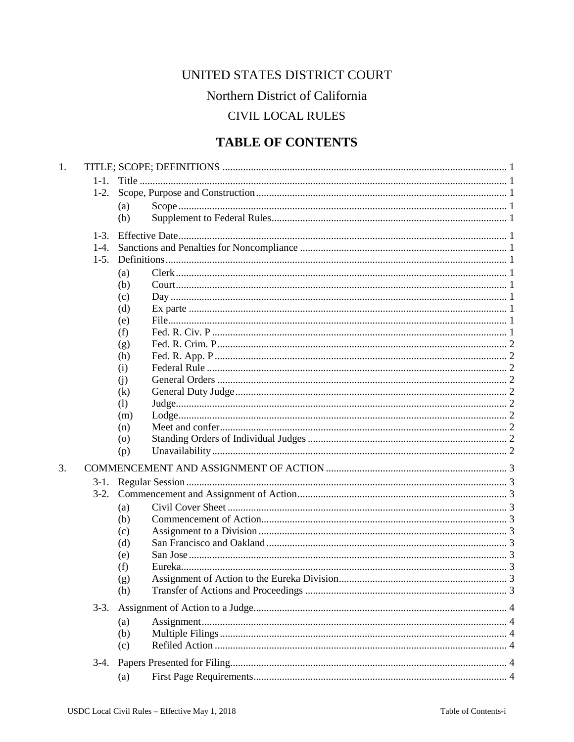# UNITED STATES DISTRICT COURT

## Northern District of California

## CIVIL LOCAL RULES

## TABLE OF CONTENTS

1. TITLE; SCOPE; DEFINITIONS ............ 1
   - 1-1. Title ............ 1
   - 1-2. Scope, Purpose and Construction ............ 1
     - (a) Scope ............ 1
     - (b) Supplement to Federal Rules ............ 1
   - 1-3. Effective Date ............ 1
   - 1-4. Sanctions and Penalties for Noncompliance ............ 1
   - 1-5. Definitions ............ 1
     - (a) Clerk ............ 1
     - (b) Court ............ 1
     - (c) Day ............ 1
     - (d) Ex parte ............ 1
     - (e) File ............ 1
     - (f) Fed. R. Civ. P ............ 1
     - (g) Fed. R. Crim. P ............ 2
     - (h) Fed. R. App. P ............ 2
     - (i) Federal Rule ............ 2
     - (j) General Orders ............ 2
     - (k) General Duty Judge ............ 2
     - (l) Judge ............ 2
     - (m) Lodge ............ 2
     - (n) Meet and confer ............ 2
     - (o) Standing Orders of Individual Judges ............ 2
     - (p) Unavailability ............ 2

3. COMMENCEMENT AND ASSIGNMENT OF ACTION ............ 3
   - 3-1. Regular Session ............ 3
   - 3-2. Commencement and Assignment of Action ............ 3
     - (a) Civil Cover Sheet ............ 3
     - (b) Commencement of Action ............ 3
     - (c) Assignment to a Division ............ 3
     - (d) San Francisco and Oakland ............ 3
     - (e) San Jose ............ 3
     - (f) Eureka ............ 3
     - (g) Assignment of Action to the Eureka Division ............ 3
     - (h) Transfer of Actions and Proceedings ............ 3
   - 3-3. Assignment of Action to a Judge ............ 4
     - (a) Assignment ............ 4
     - (b) Multiple Filings ............ 4
     - (c) Refiled Action ............ 4
   - 3-4. Papers Presented for Filing ............ 4
     - (a) First Page Requirements ............ 4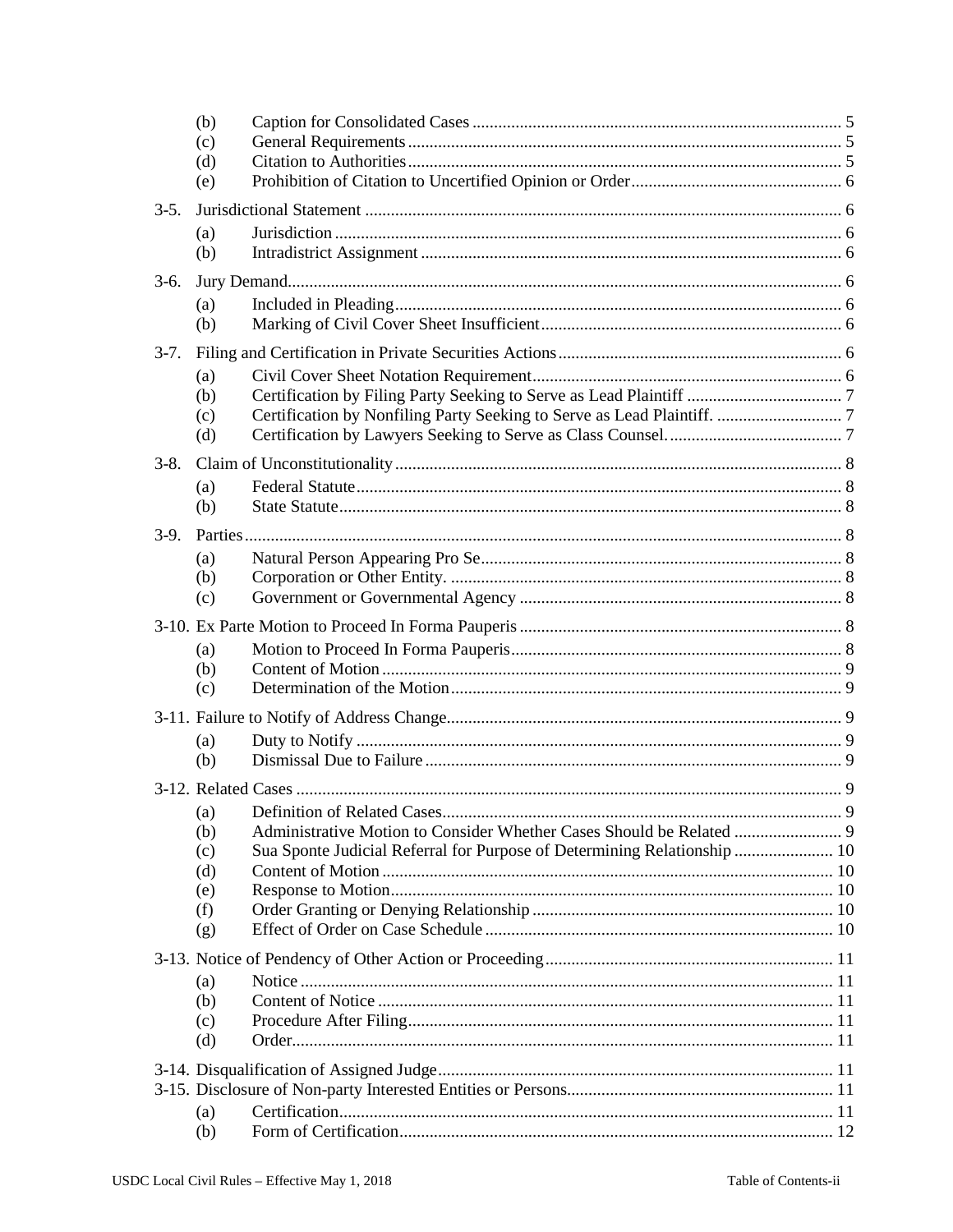- (b) Caption for Consolidated Cases ..... 5
- (c) General Requirements ..... 5
- (d) Citation to Authorities ..... 5
- (e) Prohibition of Citation to Uncertified Opinion or Order ..... 6

3-5. Jurisdictional Statement ..... 6
- (a) Jurisdiction ..... 6
- (b) Intradistrict Assignment ..... 6

3-6. Jury Demand ..... 6
- (a) Included in Pleading ..... 6
- (b) Marking of Civil Cover Sheet Insufficient ..... 6

3-7. Filing and Certification in Private Securities Actions ..... 6
- (a) Civil Cover Sheet Notation Requirement ..... 6
- (b) Certification by Filing Party Seeking to Serve as Lead Plaintiff ..... 7
- (c) Certification by Nonfiling Party Seeking to Serve as Lead Plaintiff. ..... 7
- (d) Certification by Lawyers Seeking to Serve as Class Counsel. ..... 7

3-8. Claim of Unconstitutionality ..... 8
- (a) Federal Statute ..... 8
- (b) State Statute ..... 8

3-9. Parties ..... 8
- (a) Natural Person Appearing Pro Se ..... 8
- (b) Corporation or Other Entity. ..... 8
- (c) Government or Governmental Agency ..... 8

3-10. Ex Parte Motion to Proceed In Forma Pauperis ..... 8
- (a) Motion to Proceed In Forma Pauperis ..... 8
- (b) Content of Motion ..... 9
- (c) Determination of the Motion ..... 9

3-11. Failure to Notify of Address Change ..... 9
- (a) Duty to Notify ..... 9
- (b) Dismissal Due to Failure ..... 9

3-12. Related Cases ..... 9
- (a) Definition of Related Cases ..... 9
- (b) Administrative Motion to Consider Whether Cases Should be Related ..... 9
- (c) Sua Sponte Judicial Referral for Purpose of Determining Relationship ..... 10
- (d) Content of Motion ..... 10
- (e) Response to Motion ..... 10
- (f) Order Granting or Denying Relationship ..... 10
- (g) Effect of Order on Case Schedule ..... 10

3-13. Notice of Pendency of Other Action or Proceeding ..... 11
- (a) Notice ..... 11
- (b) Content of Notice ..... 11
- (c) Procedure After Filing ..... 11
- (d) Order ..... 11

3-14. Disqualification of Assigned Judge ..... 11

3-15. Disclosure of Non-party Interested Entities or Persons ..... 11
- (a) Certification ..... 11
- (b) Form of Certification ..... 12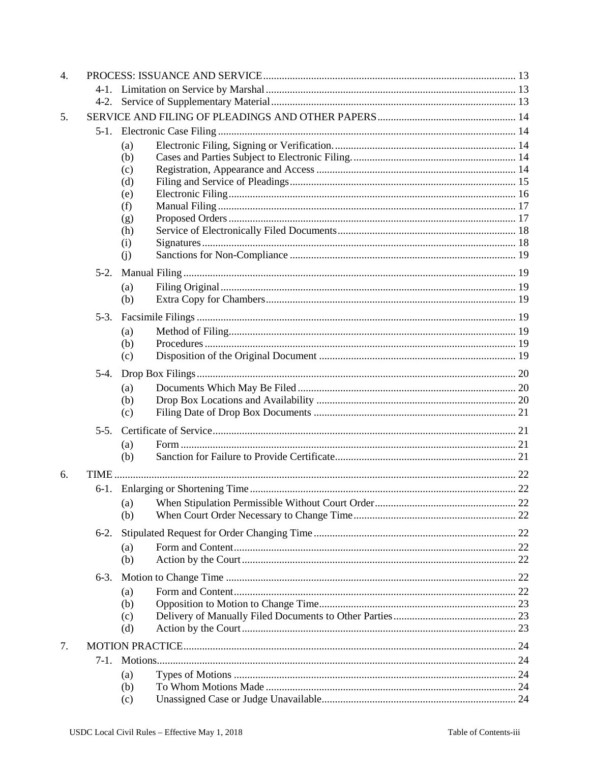4. PROCESS: ISSUANCE AND SERVICE ........ 13
   - 4-1. Limitation on Service by Marshal ........ 13
   - 4-2. Service of Supplementary Material ........ 13

5. SERVICE AND FILING OF PLEADINGS AND OTHER PAPERS ........ 14
   - 5-1. Electronic Case Filing ........ 14
     - (a) Electronic Filing, Signing or Verification. ........ 14
     - (b) Cases and Parties Subject to Electronic Filing. ........ 14
     - (c) Registration, Appearance and Access ........ 14
     - (d) Filing and Service of Pleadings ........ 15
     - (e) Electronic Filing ........ 16
     - (f) Manual Filing ........ 17
     - (g) Proposed Orders ........ 17
     - (h) Service of Electronically Filed Documents ........ 18
     - (i) Signatures ........ 18
     - (j) Sanctions for Non-Compliance ........ 19
   - 5-2. Manual Filing ........ 19
     - (a) Filing Original ........ 19
     - (b) Extra Copy for Chambers ........ 19
   - 5-3. Facsimile Filings ........ 19
     - (a) Method of Filing ........ 19
     - (b) Procedures ........ 19
     - (c) Disposition of the Original Document ........ 19
   - 5-4. Drop Box Filings ........ 20
     - (a) Documents Which May Be Filed ........ 20
     - (b) Drop Box Locations and Availability ........ 20
     - (c) Filing Date of Drop Box Documents ........ 21
   - 5-5. Certificate of Service ........ 21
     - (a) Form ........ 21
     - (b) Sanction for Failure to Provide Certificate ........ 21

6. TIME ........ 22
   - 6-1. Enlarging or Shortening Time ........ 22
     - (a) When Stipulation Permissible Without Court Order ........ 22
     - (b) When Court Order Necessary to Change Time ........ 22
   - 6-2. Stipulated Request for Order Changing Time ........ 22
     - (a) Form and Content ........ 22
     - (b) Action by the Court ........ 22
   - 6-3. Motion to Change Time ........ 22
     - (a) Form and Content ........ 22
     - (b) Opposition to Motion to Change Time ........ 23
     - (c) Delivery of Manually Filed Documents to Other Parties ........ 23
     - (d) Action by the Court ........ 23

7. MOTION PRACTICE ........ 24
   - 7-1. Motions ........ 24
     - (a) Types of Motions ........ 24
     - (b) To Whom Motions Made ........ 24
     - (c) Unassigned Case or Judge Unavailable ........ 24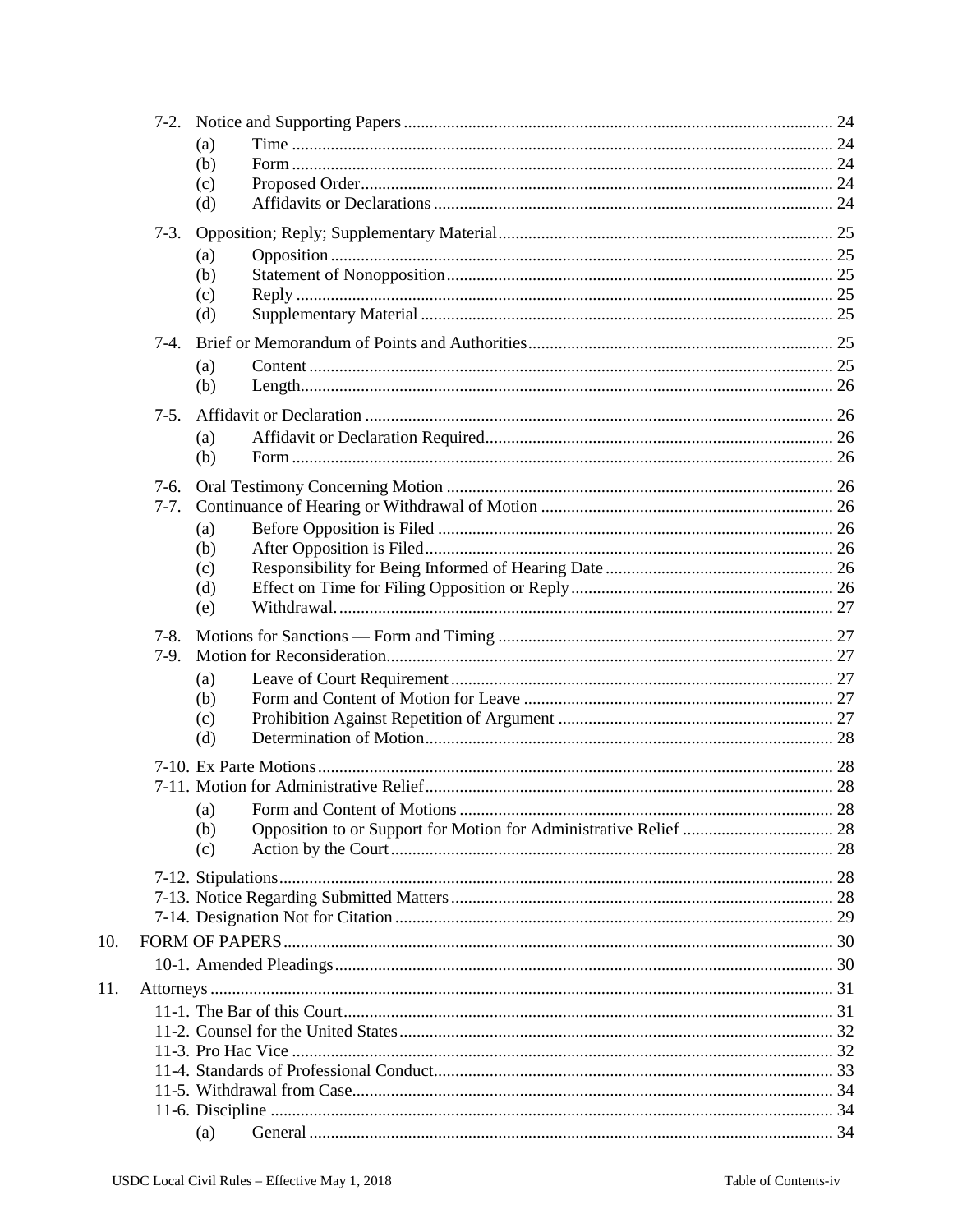- 7-2. Notice and Supporting Papers ........ 24
  - (a) Time ........ 24
  - (b) Form ........ 24
  - (c) Proposed Order ........ 24
  - (d) Affidavits or Declarations ........ 24
- 7-3. Opposition; Reply; Supplementary Material ........ 25
  - (a) Opposition ........ 25
  - (b) Statement of Nonopposition ........ 25
  - (c) Reply ........ 25
  - (d) Supplementary Material ........ 25
- 7-4. Brief or Memorandum of Points and Authorities ........ 25
  - (a) Content ........ 25
  - (b) Length ........ 26
- 7-5. Affidavit or Declaration ........ 26
  - (a) Affidavit or Declaration Required ........ 26
  - (b) Form ........ 26
- 7-6. Oral Testimony Concerning Motion ........ 26
- 7-7. Continuance of Hearing or Withdrawal of Motion ........ 26
  - (a) Before Opposition is Filed ........ 26
  - (b) After Opposition is Filed ........ 26
  - (c) Responsibility for Being Informed of Hearing Date ........ 26
  - (d) Effect on Time for Filing Opposition or Reply ........ 26
  - (e) Withdrawal. ........ 27
- 7-8. Motions for Sanctions — Form and Timing ........ 27
- 7-9. Motion for Reconsideration ........ 27
  - (a) Leave of Court Requirement ........ 27
  - (b) Form and Content of Motion for Leave ........ 27
  - (c) Prohibition Against Repetition of Argument ........ 27
  - (d) Determination of Motion ........ 28
- 7-10. Ex Parte Motions ........ 28
- 7-11. Motion for Administrative Relief ........ 28
  - (a) Form and Content of Motions ........ 28
  - (b) Opposition to or Support for Motion for Administrative Relief ........ 28
  - (c) Action by the Court ........ 28
- 7-12. Stipulations ........ 28
- 7-13. Notice Regarding Submitted Matters ........ 28
- 7-14. Designation Not for Citation ........ 29

10. FORM OF PAPERS ........ 30
- 10-1. Amended Pleadings ........ 30

11. Attorneys ........ 31
- 11-1. The Bar of this Court ........ 31
- 11-2. Counsel for the United States ........ 32
- 11-3. Pro Hac Vice ........ 32
- 11-4. Standards of Professional Conduct ........ 33
- 11-5. Withdrawal from Case ........ 34
- 11-6. Discipline ........ 34
  - (a) General ........ 34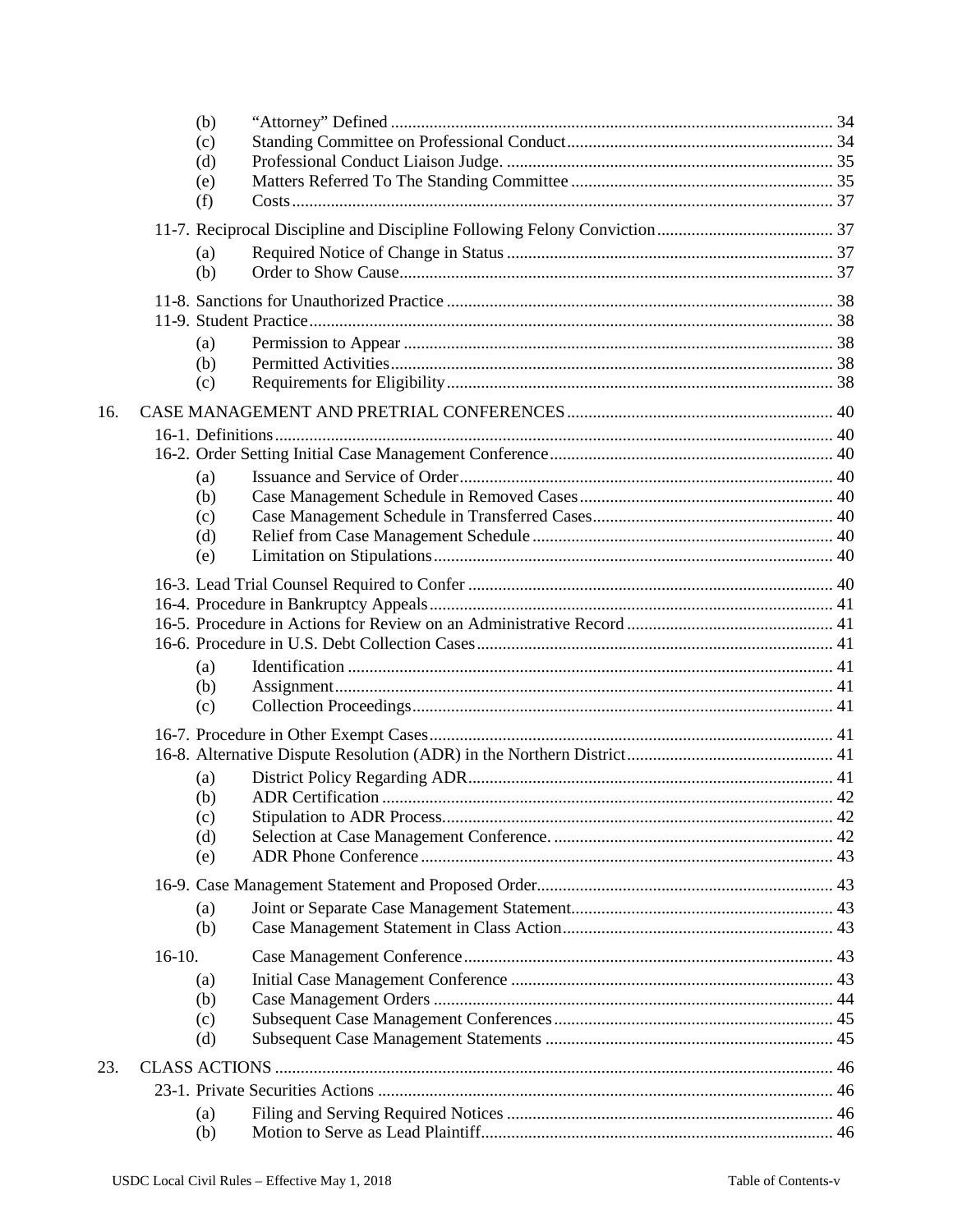(b) "Attorney" Defined ..... 34
(c) Standing Committee on Professional Conduct ..... 34
(d) Professional Conduct Liaison Judge. ..... 35
(e) Matters Referred To The Standing Committee ..... 35
(f) Costs ..... 37

11-7. Reciprocal Discipline and Discipline Following Felony Conviction ..... 37

(a) Required Notice of Change in Status ..... 37
(b) Order to Show Cause ..... 37

11-8. Sanctions for Unauthorized Practice ..... 38
11-9. Student Practice ..... 38

(a) Permission to Appear ..... 38
(b) Permitted Activities ..... 38
(c) Requirements for Eligibility ..... 38

16. CASE MANAGEMENT AND PRETRIAL CONFERENCES ..... 40

16-1. Definitions ..... 40
16-2. Order Setting Initial Case Management Conference ..... 40

(a) Issuance and Service of Order ..... 40
(b) Case Management Schedule in Removed Cases ..... 40
(c) Case Management Schedule in Transferred Cases ..... 40
(d) Relief from Case Management Schedule ..... 40
(e) Limitation on Stipulations ..... 40

16-3. Lead Trial Counsel Required to Confer ..... 40
16-4. Procedure in Bankruptcy Appeals ..... 41
16-5. Procedure in Actions for Review on an Administrative Record ..... 41
16-6. Procedure in U.S. Debt Collection Cases ..... 41

(a) Identification ..... 41
(b) Assignment ..... 41
(c) Collection Proceedings ..... 41

16-7. Procedure in Other Exempt Cases ..... 41
16-8. Alternative Dispute Resolution (ADR) in the Northern District ..... 41

(a) District Policy Regarding ADR ..... 41
(b) ADR Certification ..... 42
(c) Stipulation to ADR Process. ..... 42
(d) Selection at Case Management Conference. ..... 42
(e) ADR Phone Conference ..... 43

16-9. Case Management Statement and Proposed Order ..... 43

(a) Joint or Separate Case Management Statement ..... 43
(b) Case Management Statement in Class Action ..... 43

16-10. Case Management Conference ..... 43

(a) Initial Case Management Conference ..... 43
(b) Case Management Orders ..... 44
(c) Subsequent Case Management Conferences ..... 45
(d) Subsequent Case Management Statements ..... 45

23. CLASS ACTIONS ..... 46

23-1. Private Securities Actions ..... 46

(a) Filing and Serving Required Notices ..... 46
(b) Motion to Serve as Lead Plaintiff ..... 46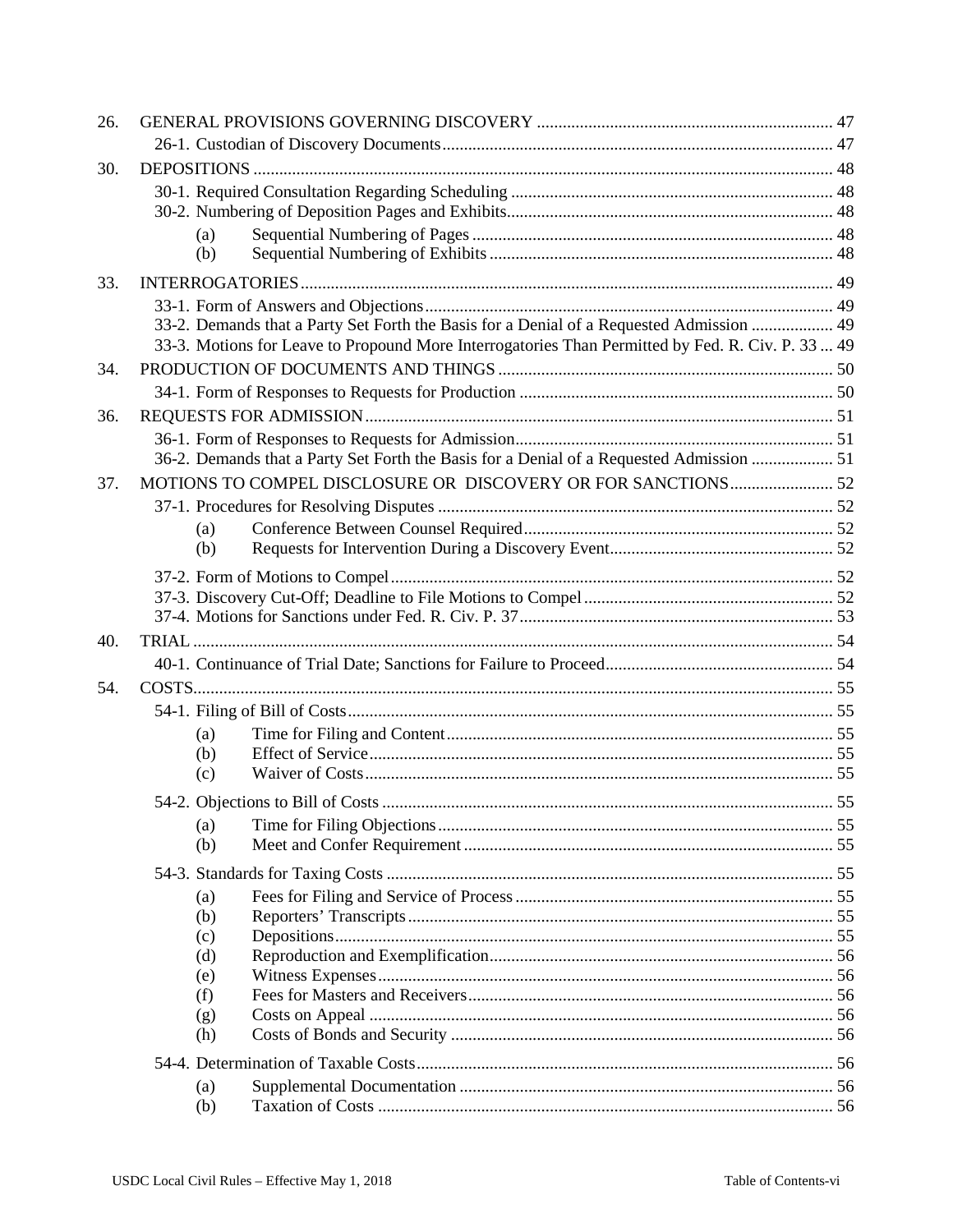26. GENERAL PROVISIONS GOVERNING DISCOVERY ..... 47

- 26-1. Custodian of Discovery Documents ..... 47

30. DEPOSITIONS ..... 48

- 30-1. Required Consultation Regarding Scheduling ..... 48
- 30-2. Numbering of Deposition Pages and Exhibits ..... 48
  - (a) Sequential Numbering of Pages ..... 48
  - (b) Sequential Numbering of Exhibits ..... 48

33. INTERROGATORIES ..... 49

- 33-1. Form of Answers and Objections ..... 49
- 33-2. Demands that a Party Set Forth the Basis for a Denial of a Requested Admission ..... 49
- 33-3. Motions for Leave to Propound More Interrogatories Than Permitted by Fed. R. Civ. P. 33 ..... 49

34. PRODUCTION OF DOCUMENTS AND THINGS ..... 50

- 34-1. Form of Responses to Requests for Production ..... 50

36. REQUESTS FOR ADMISSION ..... 51

- 36-1. Form of Responses to Requests for Admission ..... 51
- 36-2. Demands that a Party Set Forth the Basis for a Denial of a Requested Admission ..... 51

37. MOTIONS TO COMPEL DISCLOSURE OR DISCOVERY OR FOR SANCTIONS ..... 52

- 37-1. Procedures for Resolving Disputes ..... 52
  - (a) Conference Between Counsel Required ..... 52
  - (b) Requests for Intervention During a Discovery Event ..... 52
- 37-2. Form of Motions to Compel ..... 52
- 37-3. Discovery Cut-Off; Deadline to File Motions to Compel ..... 52
- 37-4. Motions for Sanctions under Fed. R. Civ. P. 37 ..... 53

40. TRIAL ..... 54

- 40-1. Continuance of Trial Date; Sanctions for Failure to Proceed ..... 54

54. COSTS ..... 55

- 54-1. Filing of Bill of Costs ..... 55
  - (a) Time for Filing and Content ..... 55
  - (b) Effect of Service ..... 55
  - (c) Waiver of Costs ..... 55
- 54-2. Objections to Bill of Costs ..... 55
  - (a) Time for Filing Objections ..... 55
  - (b) Meet and Confer Requirement ..... 55
- 54-3. Standards for Taxing Costs ..... 55
  - (a) Fees for Filing and Service of Process ..... 55
  - (b) Reporters' Transcripts ..... 55
  - (c) Depositions ..... 55
  - (d) Reproduction and Exemplification ..... 56
  - (e) Witness Expenses ..... 56
  - (f) Fees for Masters and Receivers ..... 56
  - (g) Costs on Appeal ..... 56
  - (h) Costs of Bonds and Security ..... 56
- 54-4. Determination of Taxable Costs ..... 56
  - (a) Supplemental Documentation ..... 56
  - (b) Taxation of Costs ..... 56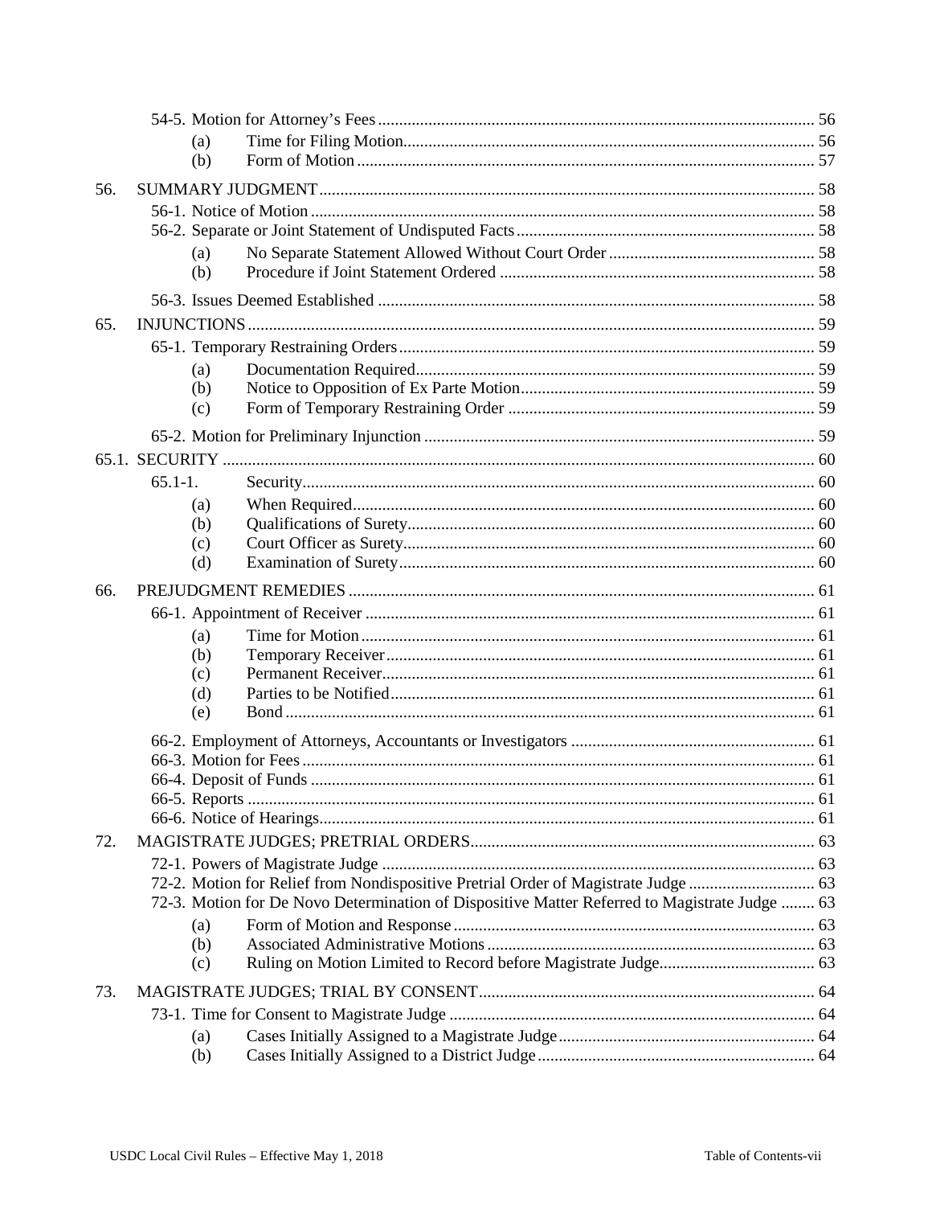54-5. Motion for Attorney's Fees ..... 56

(a) Time for Filing Motion ..... 56

(b) Form of Motion ..... 57

56. SUMMARY JUDGMENT ..... 58

56-1. Notice of Motion ..... 58

56-2. Separate or Joint Statement of Undisputed Facts ..... 58

(a) No Separate Statement Allowed Without Court Order ..... 58

(b) Procedure if Joint Statement Ordered ..... 58

56-3. Issues Deemed Established ..... 58

65. INJUNCTIONS ..... 59

65-1. Temporary Restraining Orders ..... 59

(a) Documentation Required ..... 59

(b) Notice to Opposition of Ex Parte Motion ..... 59

(c) Form of Temporary Restraining Order ..... 59

65-2. Motion for Preliminary Injunction ..... 59

65.1. SECURITY ..... 60

65.1-1. Security ..... 60

(a) When Required ..... 60

(b) Qualifications of Surety ..... 60

(c) Court Officer as Surety ..... 60

(d) Examination of Surety ..... 60

66. PREJUDGMENT REMEDIES ..... 61

66-1. Appointment of Receiver ..... 61

(a) Time for Motion ..... 61

(b) Temporary Receiver ..... 61

(c) Permanent Receiver ..... 61

(d) Parties to be Notified ..... 61

(e) Bond ..... 61

66-2. Employment of Attorneys, Accountants or Investigators ..... 61

66-3. Motion for Fees ..... 61

66-4. Deposit of Funds ..... 61

66-5. Reports ..... 61

66-6. Notice of Hearings ..... 61

72. MAGISTRATE JUDGES; PRETRIAL ORDERS ..... 63

72-1. Powers of Magistrate Judge ..... 63

72-2. Motion for Relief from Nondispositive Pretrial Order of Magistrate Judge ..... 63

72-3. Motion for De Novo Determination of Dispositive Matter Referred to Magistrate Judge ..... 63

(a) Form of Motion and Response ..... 63

(b) Associated Administrative Motions ..... 63

(c) Ruling on Motion Limited to Record before Magistrate Judge ..... 63

73. MAGISTRATE JUDGES; TRIAL BY CONSENT ..... 64

73-1. Time for Consent to Magistrate Judge ..... 64

(a) Cases Initially Assigned to a Magistrate Judge ..... 64

(b) Cases Initially Assigned to a District Judge ..... 64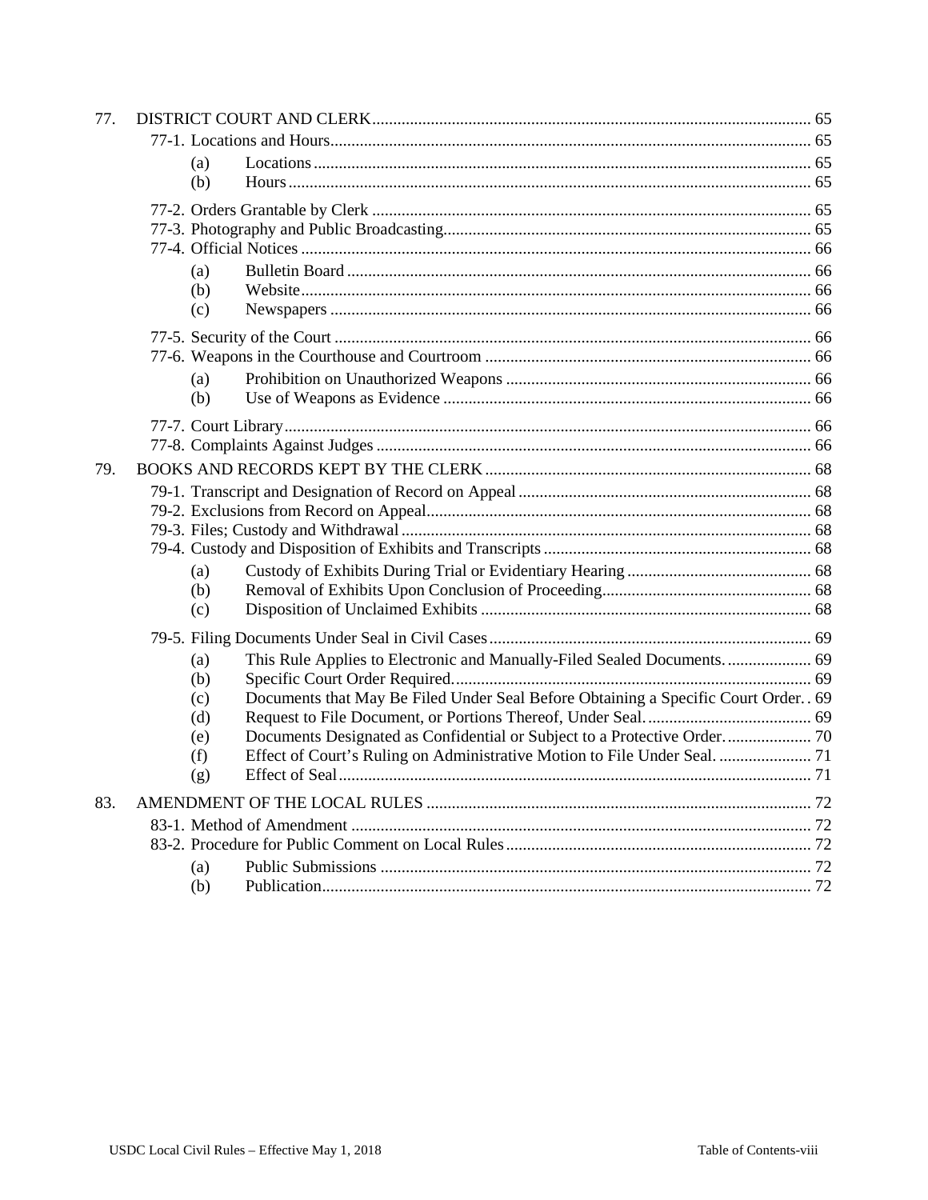- 77. DISTRICT COURT AND CLERK ... 65
  - 77-1. Locations and Hours ... 65
    - (a) Locations ... 65
    - (b) Hours ... 65
  - 77-2. Orders Grantable by Clerk ... 65
  - 77-3. Photography and Public Broadcasting ... 65
  - 77-4. Official Notices ... 66
    - (a) Bulletin Board ... 66
    - (b) Website ... 66
    - (c) Newspapers ... 66
  - 77-5. Security of the Court ... 66
  - 77-6. Weapons in the Courthouse and Courtroom ... 66
    - (a) Prohibition on Unauthorized Weapons ... 66
    - (b) Use of Weapons as Evidence ... 66
  - 77-7. Court Library ... 66
  - 77-8. Complaints Against Judges ... 66
- 79. BOOKS AND RECORDS KEPT BY THE CLERK ... 68
  - 79-1. Transcript and Designation of Record on Appeal ... 68
  - 79-2. Exclusions from Record on Appeal ... 68
  - 79-3. Files; Custody and Withdrawal ... 68
  - 79-4. Custody and Disposition of Exhibits and Transcripts ... 68
    - (a) Custody of Exhibits During Trial or Evidentiary Hearing ... 68
    - (b) Removal of Exhibits Upon Conclusion of Proceeding ... 68
    - (c) Disposition of Unclaimed Exhibits ... 68
  - 79-5. Filing Documents Under Seal in Civil Cases ... 69
    - (a) This Rule Applies to Electronic and Manually-Filed Sealed Documents. ... 69
    - (b) Specific Court Order Required. ... 69
    - (c) Documents that May Be Filed Under Seal Before Obtaining a Specific Court Order. ... 69
    - (d) Request to File Document, or Portions Thereof, Under Seal. ... 69
    - (e) Documents Designated as Confidential or Subject to a Protective Order. ... 70
    - (f) Effect of Court's Ruling on Administrative Motion to File Under Seal. ... 71
    - (g) Effect of Seal ... 71
- 83. AMENDMENT OF THE LOCAL RULES ... 72
  - 83-1. Method of Amendment ... 72
  - 83-2. Procedure for Public Comment on Local Rules ... 72
    - (a) Public Submissions ... 72
    - (b) Publication ... 72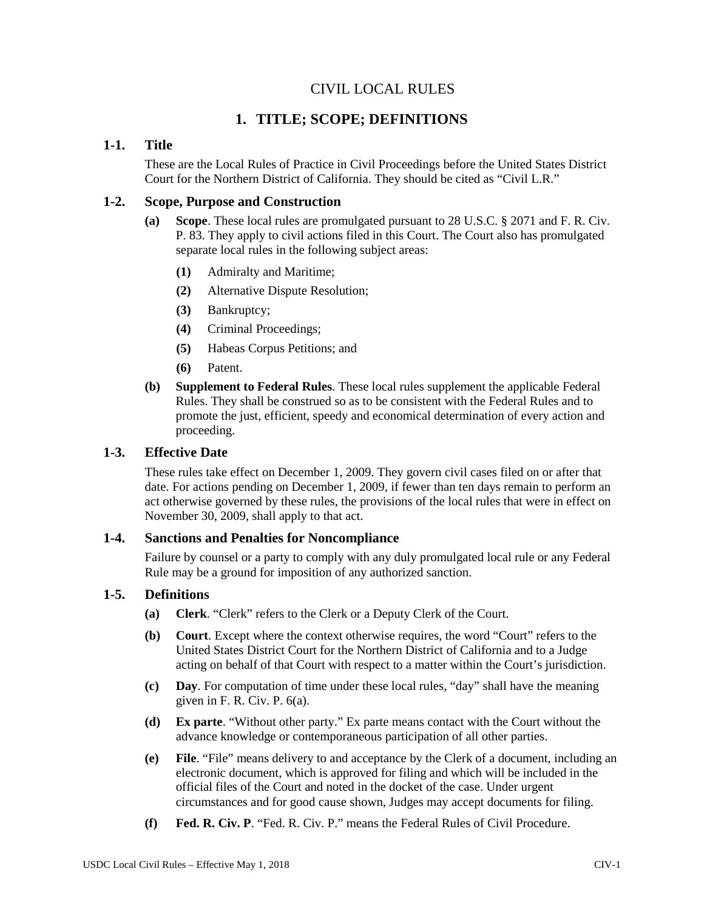# CIVIL LOCAL RULES

## 1. TITLE; SCOPE; DEFINITIONS

### 1-1. Title

These are the Local Rules of Practice in Civil Proceedings before the United States District Court for the Northern District of California. They should be cited as "Civil L.R."

### 1-2. Scope, Purpose and Construction

**(a) Scope**. These local rules are promulgated pursuant to 28 U.S.C. § 2071 and F. R. Civ. P. 83. They apply to civil actions filed in this Court. The Court also has promulgated separate local rules in the following subject areas:

- **(1)** Admiralty and Maritime;
- **(2)** Alternative Dispute Resolution;
- **(3)** Bankruptcy;
- **(4)** Criminal Proceedings;
- **(5)** Habeas Corpus Petitions; and
- **(6)** Patent.

**(b) Supplement to Federal Rules**. These local rules supplement the applicable Federal Rules. They shall be construed so as to be consistent with the Federal Rules and to promote the just, efficient, speedy and economical determination of every action and proceeding.

### 1-3. Effective Date

These rules take effect on December 1, 2009. They govern civil cases filed on or after that date. For actions pending on December 1, 2009, if fewer than ten days remain to perform an act otherwise governed by these rules, the provisions of the local rules that were in effect on November 30, 2009, shall apply to that act.

### 1-4. Sanctions and Penalties for Noncompliance

Failure by counsel or a party to comply with any duly promulgated local rule or any Federal Rule may be a ground for imposition of any authorized sanction.

### 1-5. Definitions

**(a) Clerk**. "Clerk" refers to the Clerk or a Deputy Clerk of the Court.

**(b) Court**. Except where the context otherwise requires, the word "Court" refers to the United States District Court for the Northern District of California and to a Judge acting on behalf of that Court with respect to a matter within the Court's jurisdiction.

**(c) Day**. For computation of time under these local rules, "day" shall have the meaning given in F. R. Civ. P. 6(a).

**(d) Ex parte**. "Without other party." Ex parte means contact with the Court without the advance knowledge or contemporaneous participation of all other parties.

**(e) File**. "File" means delivery to and acceptance by the Clerk of a document, including an electronic document, which is approved for filing and which will be included in the official files of the Court and noted in the docket of the case. Under urgent circumstances and for good cause shown, Judges may accept documents for filing.

**(f) Fed. R. Civ. P**. "Fed. R. Civ. P." means the Federal Rules of Civil Procedure.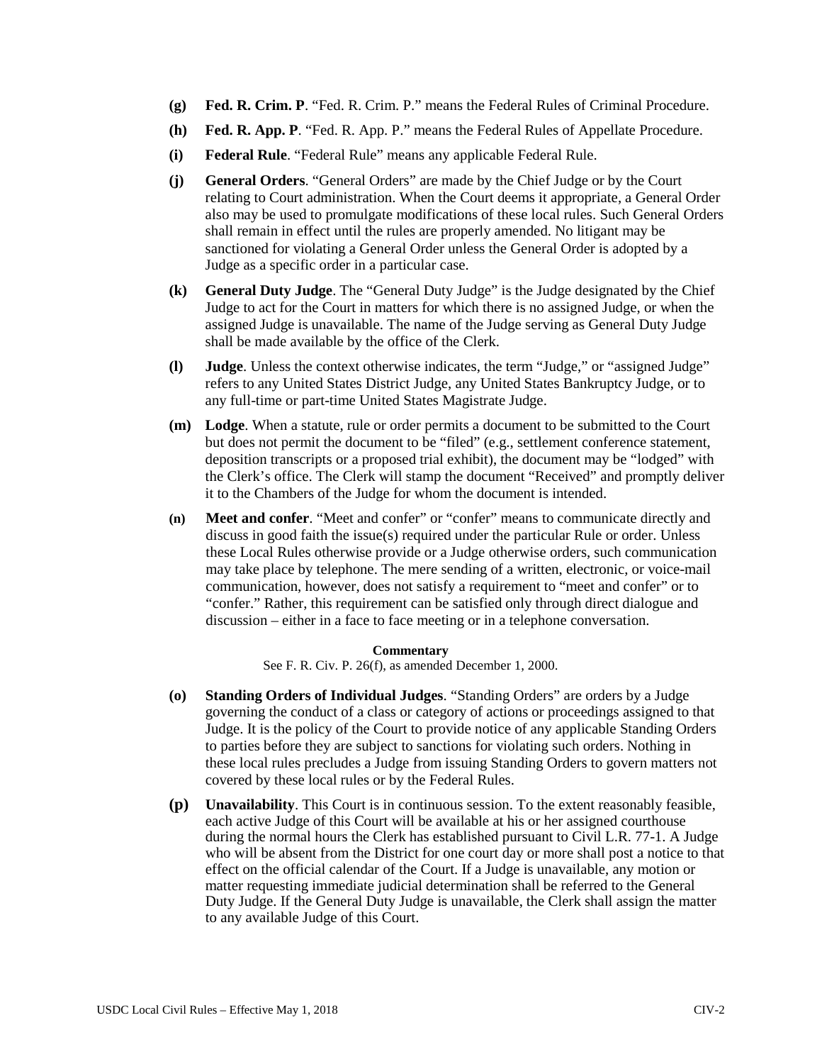**(g)** **Fed. R. Crim. P**. "Fed. R. Crim. P." means the Federal Rules of Criminal Procedure.

**(h)** **Fed. R. App. P**. "Fed. R. App. P." means the Federal Rules of Appellate Procedure.

**(i)** **Federal Rule**. "Federal Rule" means any applicable Federal Rule.

**(j)** **General Orders**. "General Orders" are made by the Chief Judge or by the Court relating to Court administration. When the Court deems it appropriate, a General Order also may be used to promulgate modifications of these local rules. Such General Orders shall remain in effect until the rules are properly amended. No litigant may be sanctioned for violating a General Order unless the General Order is adopted by a Judge as a specific order in a particular case.

**(k)** **General Duty Judge**. The "General Duty Judge" is the Judge designated by the Chief Judge to act for the Court in matters for which there is no assigned Judge, or when the assigned Judge is unavailable. The name of the Judge serving as General Duty Judge shall be made available by the office of the Clerk.

**(l)** **Judge**. Unless the context otherwise indicates, the term "Judge," or "assigned Judge" refers to any United States District Judge, any United States Bankruptcy Judge, or to any full-time or part-time United States Magistrate Judge.

**(m)** **Lodge**. When a statute, rule or order permits a document to be submitted to the Court but does not permit the document to be "filed" (e.g., settlement conference statement, deposition transcripts or a proposed trial exhibit), the document may be "lodged" with the Clerk's office. The Clerk will stamp the document "Received" and promptly deliver it to the Chambers of the Judge for whom the document is intended.

**(n)** **Meet and confer**. "Meet and confer" or "confer" means to communicate directly and discuss in good faith the issue(s) required under the particular Rule or order. Unless these Local Rules otherwise provide or a Judge otherwise orders, such communication may take place by telephone. The mere sending of a written, electronic, or voice-mail communication, however, does not satisfy a requirement to "meet and confer" or to "confer." Rather, this requirement can be satisfied only through direct dialogue and discussion – either in a face to face meeting or in a telephone conversation.

**Commentary**

See F. R. Civ. P. 26(f), as amended December 1, 2000.

**(o)** **Standing Orders of Individual Judges**. "Standing Orders" are orders by a Judge governing the conduct of a class or category of actions or proceedings assigned to that Judge. It is the policy of the Court to provide notice of any applicable Standing Orders to parties before they are subject to sanctions for violating such orders. Nothing in these local rules precludes a Judge from issuing Standing Orders to govern matters not covered by these local rules or by the Federal Rules.

**(p)** **Unavailability**. This Court is in continuous session. To the extent reasonably feasible, each active Judge of this Court will be available at his or her assigned courthouse during the normal hours the Clerk has established pursuant to Civil L.R. 77-1. A Judge who will be absent from the District for one court day or more shall post a notice to that effect on the official calendar of the Court. If a Judge is unavailable, any motion or matter requesting immediate judicial determination shall be referred to the General Duty Judge. If the General Duty Judge is unavailable, the Clerk shall assign the matter to any available Judge of this Court.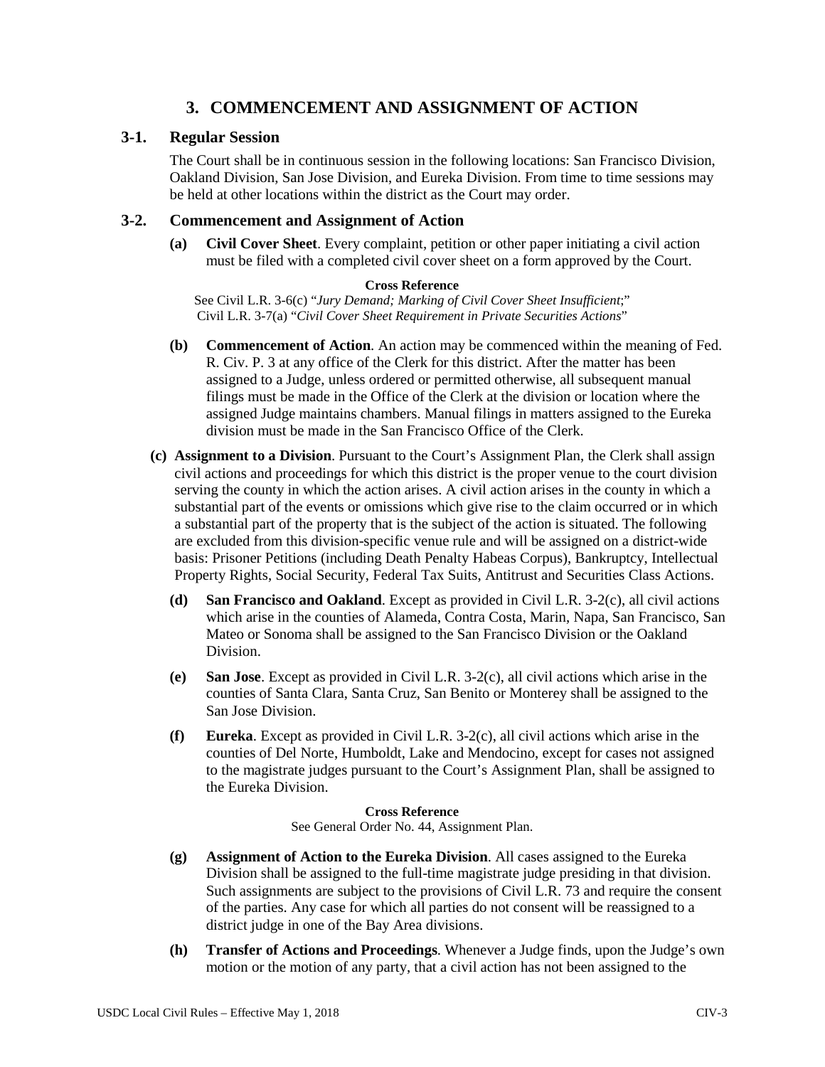# 3. COMMENCEMENT AND ASSIGNMENT OF ACTION

## 3-1. Regular Session

The Court shall be in continuous session in the following locations: San Francisco Division, Oakland Division, San Jose Division, and Eureka Division. From time to time sessions may be held at other locations within the district as the Court may order.

## 3-2. Commencement and Assignment of Action

**(a) Civil Cover Sheet**. Every complaint, petition or other paper initiating a civil action must be filed with a completed civil cover sheet on a form approved by the Court.

**Cross Reference**

See Civil L.R. 3-6(c) "*Jury Demand; Marking of Civil Cover Sheet Insufficient*;" Civil L.R. 3-7(a) "*Civil Cover Sheet Requirement in Private Securities Actions*"

**(b) Commencement of Action**. An action may be commenced within the meaning of Fed. R. Civ. P. 3 at any office of the Clerk for this district. After the matter has been assigned to a Judge, unless ordered or permitted otherwise, all subsequent manual filings must be made in the Office of the Clerk at the division or location where the assigned Judge maintains chambers. Manual filings in matters assigned to the Eureka division must be made in the San Francisco Office of the Clerk.

**(c) Assignment to a Division**. Pursuant to the Court's Assignment Plan, the Clerk shall assign civil actions and proceedings for which this district is the proper venue to the court division serving the county in which the action arises. A civil action arises in the county in which a substantial part of the events or omissions which give rise to the claim occurred or in which a substantial part of the property that is the subject of the action is situated. The following are excluded from this division-specific venue rule and will be assigned on a district-wide basis: Prisoner Petitions (including Death Penalty Habeas Corpus), Bankruptcy, Intellectual Property Rights, Social Security, Federal Tax Suits, Antitrust and Securities Class Actions.

**(d) San Francisco and Oakland**. Except as provided in Civil L.R. 3-2(c), all civil actions which arise in the counties of Alameda, Contra Costa, Marin, Napa, San Francisco, San Mateo or Sonoma shall be assigned to the San Francisco Division or the Oakland Division.

**(e) San Jose**. Except as provided in Civil L.R. 3-2(c), all civil actions which arise in the counties of Santa Clara, Santa Cruz, San Benito or Monterey shall be assigned to the San Jose Division.

**(f) Eureka**. Except as provided in Civil L.R. 3-2(c), all civil actions which arise in the counties of Del Norte, Humboldt, Lake and Mendocino, except for cases not assigned to the magistrate judges pursuant to the Court's Assignment Plan, shall be assigned to the Eureka Division.

**Cross Reference**

See General Order No. 44, Assignment Plan.

**(g) Assignment of Action to the Eureka Division**. All cases assigned to the Eureka Division shall be assigned to the full-time magistrate judge presiding in that division. Such assignments are subject to the provisions of Civil L.R. 73 and require the consent of the parties. Any case for which all parties do not consent will be reassigned to a district judge in one of the Bay Area divisions.

**(h) Transfer of Actions and Proceedings**. Whenever a Judge finds, upon the Judge's own motion or the motion of any party, that a civil action has not been assigned to the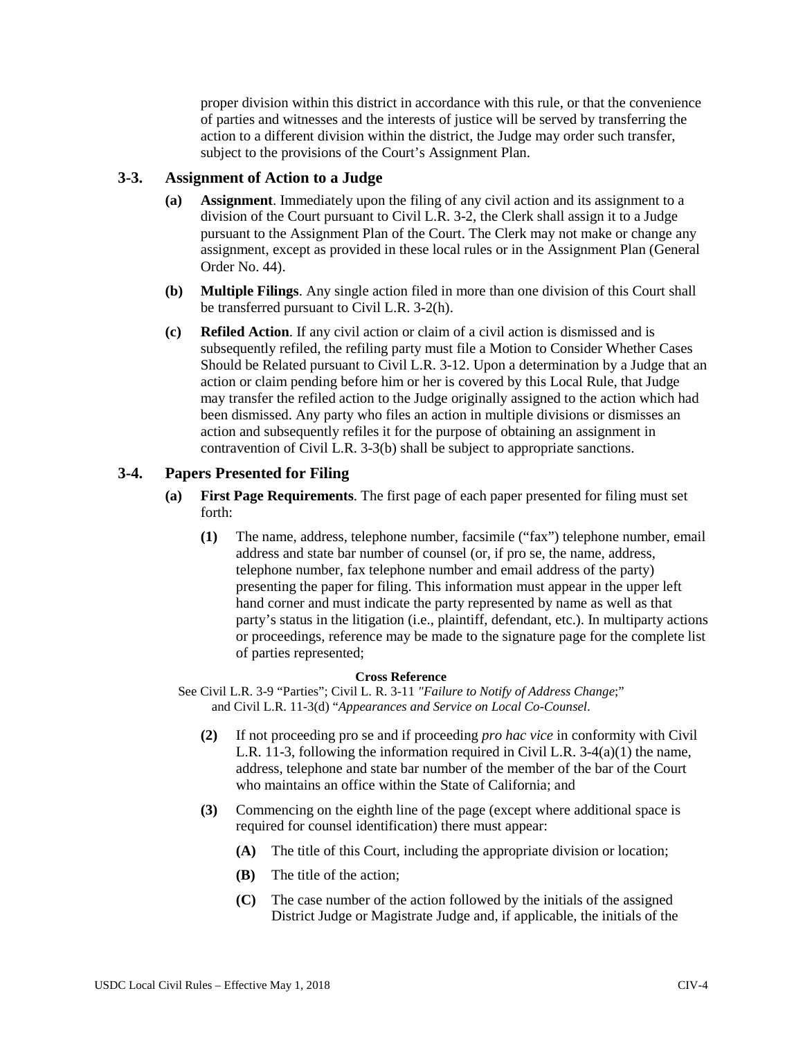proper division within this district in accordance with this rule, or that the convenience of parties and witnesses and the interests of justice will be served by transferring the action to a different division within the district, the Judge may order such transfer, subject to the provisions of the Court's Assignment Plan.

## 3-3. Assignment of Action to a Judge

**(a) Assignment**. Immediately upon the filing of any civil action and its assignment to a division of the Court pursuant to Civil L.R. 3-2, the Clerk shall assign it to a Judge pursuant to the Assignment Plan of the Court. The Clerk may not make or change any assignment, except as provided in these local rules or in the Assignment Plan (General Order No. 44).

**(b) Multiple Filings**. Any single action filed in more than one division of this Court shall be transferred pursuant to Civil L.R. 3-2(h).

**(c) Refiled Action**. If any civil action or claim of a civil action is dismissed and is subsequently refiled, the refiling party must file a Motion to Consider Whether Cases Should be Related pursuant to Civil L.R. 3-12. Upon a determination by a Judge that an action or claim pending before him or her is covered by this Local Rule, that Judge may transfer the refiled action to the Judge originally assigned to the action which had been dismissed. Any party who files an action in multiple divisions or dismisses an action and subsequently refiles it for the purpose of obtaining an assignment in contravention of Civil L.R. 3-3(b) shall be subject to appropriate sanctions.

## 3-4. Papers Presented for Filing

**(a) First Page Requirements**. The first page of each paper presented for filing must set forth:

**(1)** The name, address, telephone number, facsimile ("fax") telephone number, email address and state bar number of counsel (or, if pro se, the name, address, telephone number, fax telephone number and email address of the party) presenting the paper for filing. This information must appear in the upper left hand corner and must indicate the party represented by name as well as that party's status in the litigation (i.e., plaintiff, defendant, etc.). In multiparty actions or proceedings, reference may be made to the signature page for the complete list of parties represented;

**Cross Reference**

See Civil L.R. 3-9 "Parties"; Civil L. R. 3-11 *"Failure to Notify of Address Change*;" and Civil L.R. 11-3(d) "*Appearances and Service on Local Co-Counsel*.

**(2)** If not proceeding pro se and if proceeding *pro hac vice* in conformity with Civil L.R. 11-3, following the information required in Civil L.R. 3-4(a)(1) the name, address, telephone and state bar number of the member of the bar of the Court who maintains an office within the State of California; and

**(3)** Commencing on the eighth line of the page (except where additional space is required for counsel identification) there must appear:

**(A)** The title of this Court, including the appropriate division or location;

**(B)** The title of the action;

**(C)** The case number of the action followed by the initials of the assigned District Judge or Magistrate Judge and, if applicable, the initials of the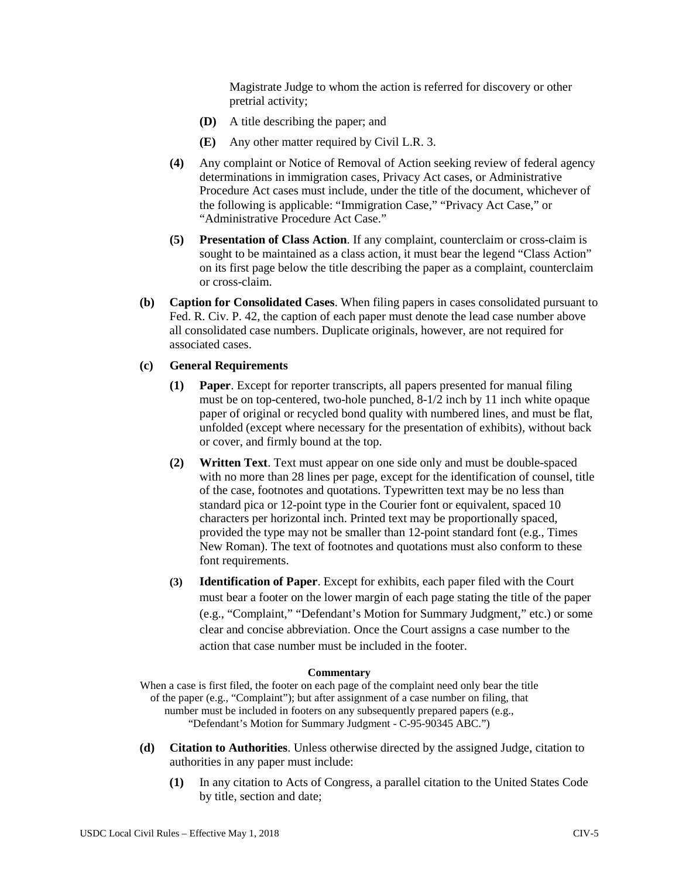Magistrate Judge to whom the action is referred for discovery or other pretrial activity;

- **(D)** A title describing the paper; and
- **(E)** Any other matter required by Civil L.R. 3.

**(4)** Any complaint or Notice of Removal of Action seeking review of federal agency determinations in immigration cases, Privacy Act cases, or Administrative Procedure Act cases must include, under the title of the document, whichever of the following is applicable: "Immigration Case," "Privacy Act Case," or "Administrative Procedure Act Case."

**(5)** **Presentation of Class Action**. If any complaint, counterclaim or cross-claim is sought to be maintained as a class action, it must bear the legend "Class Action" on its first page below the title describing the paper as a complaint, counterclaim or cross-claim.

**(b)** **Caption for Consolidated Cases**. When filing papers in cases consolidated pursuant to Fed. R. Civ. P. 42, the caption of each paper must denote the lead case number above all consolidated case numbers. Duplicate originals, however, are not required for associated cases.

**(c)** **General Requirements**

**(1)** **Paper**. Except for reporter transcripts, all papers presented for manual filing must be on top-centered, two-hole punched, 8-1/2 inch by 11 inch white opaque paper of original or recycled bond quality with numbered lines, and must be flat, unfolded (except where necessary for the presentation of exhibits), without back or cover, and firmly bound at the top.

**(2)** **Written Text**. Text must appear on one side only and must be double-spaced with no more than 28 lines per page, except for the identification of counsel, title of the case, footnotes and quotations. Typewritten text may be no less than standard pica or 12-point type in the Courier font or equivalent, spaced 10 characters per horizontal inch. Printed text may be proportionally spaced, provided the type may not be smaller than 12-point standard font (e.g., Times New Roman). The text of footnotes and quotations must also conform to these font requirements.

**(3)** **Identification of Paper**. Except for exhibits, each paper filed with the Court must bear a footer on the lower margin of each page stating the title of the paper (e.g., "Complaint," "Defendant's Motion for Summary Judgment," etc.) or some clear and concise abbreviation. Once the Court assigns a case number to the action that case number must be included in the footer.

**Commentary**

When a case is first filed, the footer on each page of the complaint need only bear the title of the paper (e.g., "Complaint"); but after assignment of a case number on filing, that number must be included in footers on any subsequently prepared papers (e.g., "Defendant's Motion for Summary Judgment - C-95-90345 ABC.")

**(d)** **Citation to Authorities**. Unless otherwise directed by the assigned Judge, citation to authorities in any paper must include:

**(1)** In any citation to Acts of Congress, a parallel citation to the United States Code by title, section and date;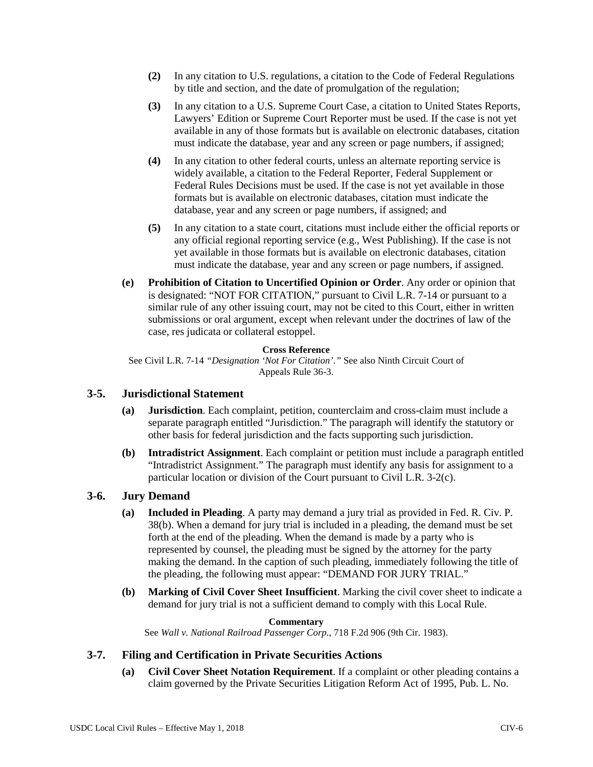**(2)** In any citation to U.S. regulations, a citation to the Code of Federal Regulations by title and section, and the date of promulgation of the regulation;

**(3)** In any citation to a U.S. Supreme Court Case, a citation to United States Reports, Lawyers' Edition or Supreme Court Reporter must be used. If the case is not yet available in any of those formats but is available on electronic databases, citation must indicate the database, year and any screen or page numbers, if assigned;

**(4)** In any citation to other federal courts, unless an alternate reporting service is widely available, a citation to the Federal Reporter, Federal Supplement or Federal Rules Decisions must be used. If the case is not yet available in those formats but is available on electronic databases, citation must indicate the database, year and any screen or page numbers, if assigned; and

**(5)** In any citation to a state court, citations must include either the official reports or any official regional reporting service (e.g., West Publishing). If the case is not yet available in those formats but is available on electronic databases, citation must indicate the database, year and any screen or page numbers, if assigned.

**(e) Prohibition of Citation to Uncertified Opinion or Order**. Any order or opinion that is designated: "NOT FOR CITATION," pursuant to Civil L.R. 7-14 or pursuant to a similar rule of any other issuing court, may not be cited to this Court, either in written submissions or oral argument, except when relevant under the doctrines of law of the case, res judicata or collateral estoppel.

**Cross Reference**

See Civil L.R. 7-14 *"Designation 'Not For Citation'."* See also Ninth Circuit Court of Appeals Rule 36-3.

## 3-5. Jurisdictional Statement

**(a) Jurisdiction**. Each complaint, petition, counterclaim and cross-claim must include a separate paragraph entitled "Jurisdiction." The paragraph will identify the statutory or other basis for federal jurisdiction and the facts supporting such jurisdiction.

**(b) Intradistrict Assignment**. Each complaint or petition must include a paragraph entitled "Intradistrict Assignment." The paragraph must identify any basis for assignment to a particular location or division of the Court pursuant to Civil L.R. 3-2(c).

## 3-6. Jury Demand

**(a) Included in Pleading**. A party may demand a jury trial as provided in Fed. R. Civ. P. 38(b). When a demand for jury trial is included in a pleading, the demand must be set forth at the end of the pleading. When the demand is made by a party who is represented by counsel, the pleading must be signed by the attorney for the party making the demand. In the caption of such pleading, immediately following the title of the pleading, the following must appear: "DEMAND FOR JURY TRIAL."

**(b) Marking of Civil Cover Sheet Insufficient**. Marking the civil cover sheet to indicate a demand for jury trial is not a sufficient demand to comply with this Local Rule.

**Commentary**

See *Wall v. National Railroad Passenger Corp*., 718 F.2d 906 (9th Cir. 1983).

## 3-7. Filing and Certification in Private Securities Actions

**(a) Civil Cover Sheet Notation Requirement**. If a complaint or other pleading contains a claim governed by the Private Securities Litigation Reform Act of 1995, Pub. L. No.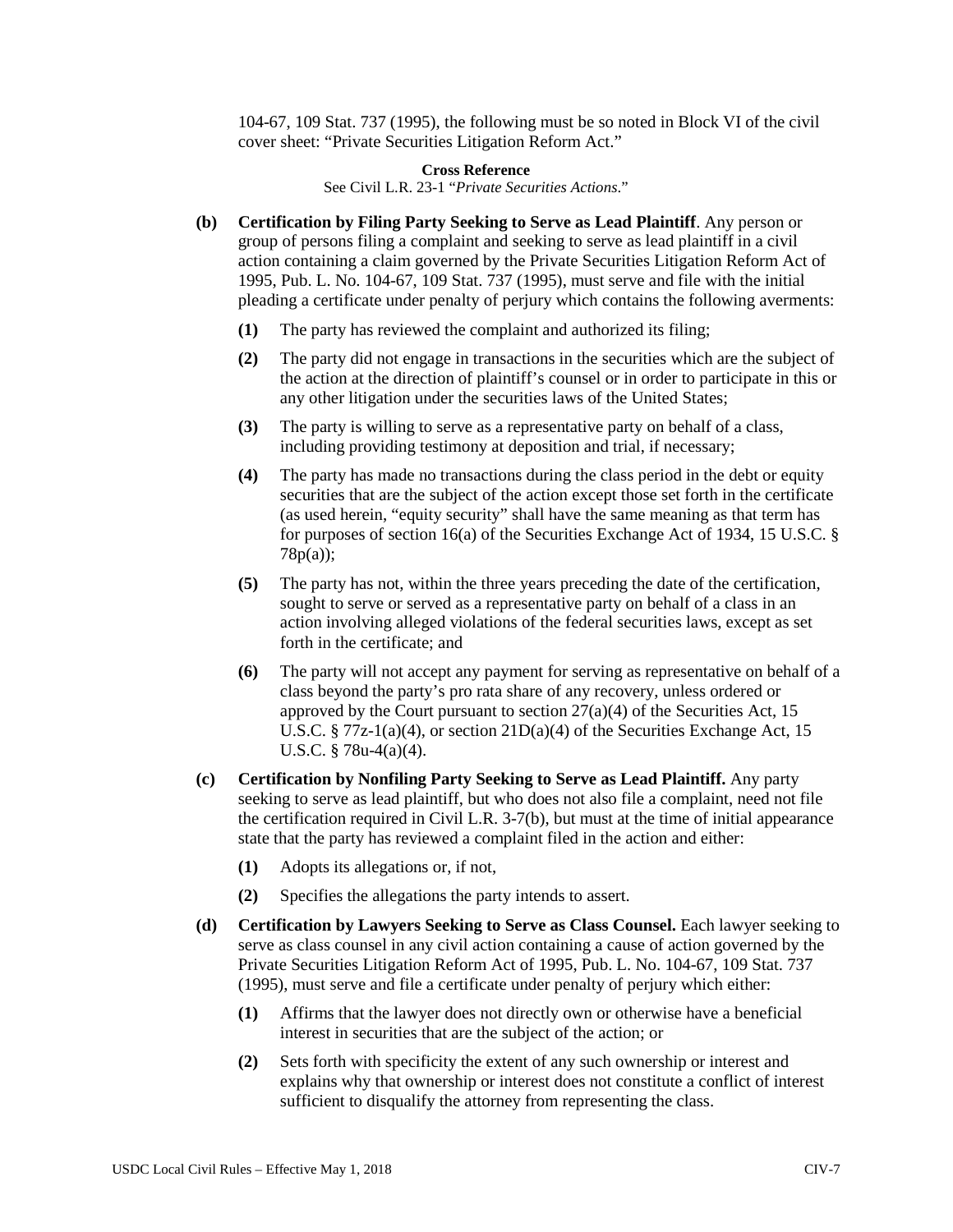104-67, 109 Stat. 737 (1995), the following must be so noted in Block VI of the civil cover sheet: "Private Securities Litigation Reform Act."

**Cross Reference**

See Civil L.R. 23-1 "*Private Securities Actions*."

**(b) Certification by Filing Party Seeking to Serve as Lead Plaintiff**. Any person or group of persons filing a complaint and seeking to serve as lead plaintiff in a civil action containing a claim governed by the Private Securities Litigation Reform Act of 1995, Pub. L. No. 104-67, 109 Stat. 737 (1995), must serve and file with the initial pleading a certificate under penalty of perjury which contains the following averments:

- **(1)** The party has reviewed the complaint and authorized its filing;
- **(2)** The party did not engage in transactions in the securities which are the subject of the action at the direction of plaintiff's counsel or in order to participate in this or any other litigation under the securities laws of the United States;
- **(3)** The party is willing to serve as a representative party on behalf of a class, including providing testimony at deposition and trial, if necessary;
- **(4)** The party has made no transactions during the class period in the debt or equity securities that are the subject of the action except those set forth in the certificate (as used herein, "equity security" shall have the same meaning as that term has for purposes of section 16(a) of the Securities Exchange Act of 1934, 15 U.S.C. § 78p(a));
- **(5)** The party has not, within the three years preceding the date of the certification, sought to serve or served as a representative party on behalf of a class in an action involving alleged violations of the federal securities laws, except as set forth in the certificate; and
- **(6)** The party will not accept any payment for serving as representative on behalf of a class beyond the party's pro rata share of any recovery, unless ordered or approved by the Court pursuant to section 27(a)(4) of the Securities Act, 15 U.S.C. § 77z-1(a)(4), or section 21D(a)(4) of the Securities Exchange Act, 15 U.S.C. § 78u-4(a)(4).

**(c) Certification by Nonfiling Party Seeking to Serve as Lead Plaintiff.** Any party seeking to serve as lead plaintiff, but who does not also file a complaint, need not file the certification required in Civil L.R. 3-7(b), but must at the time of initial appearance state that the party has reviewed a complaint filed in the action and either:

- **(1)** Adopts its allegations or, if not,
- **(2)** Specifies the allegations the party intends to assert.

**(d) Certification by Lawyers Seeking to Serve as Class Counsel.** Each lawyer seeking to serve as class counsel in any civil action containing a cause of action governed by the Private Securities Litigation Reform Act of 1995, Pub. L. No. 104-67, 109 Stat. 737 (1995), must serve and file a certificate under penalty of perjury which either:

- **(1)** Affirms that the lawyer does not directly own or otherwise have a beneficial interest in securities that are the subject of the action; or
- **(2)** Sets forth with specificity the extent of any such ownership or interest and explains why that ownership or interest does not constitute a conflict of interest sufficient to disqualify the attorney from representing the class.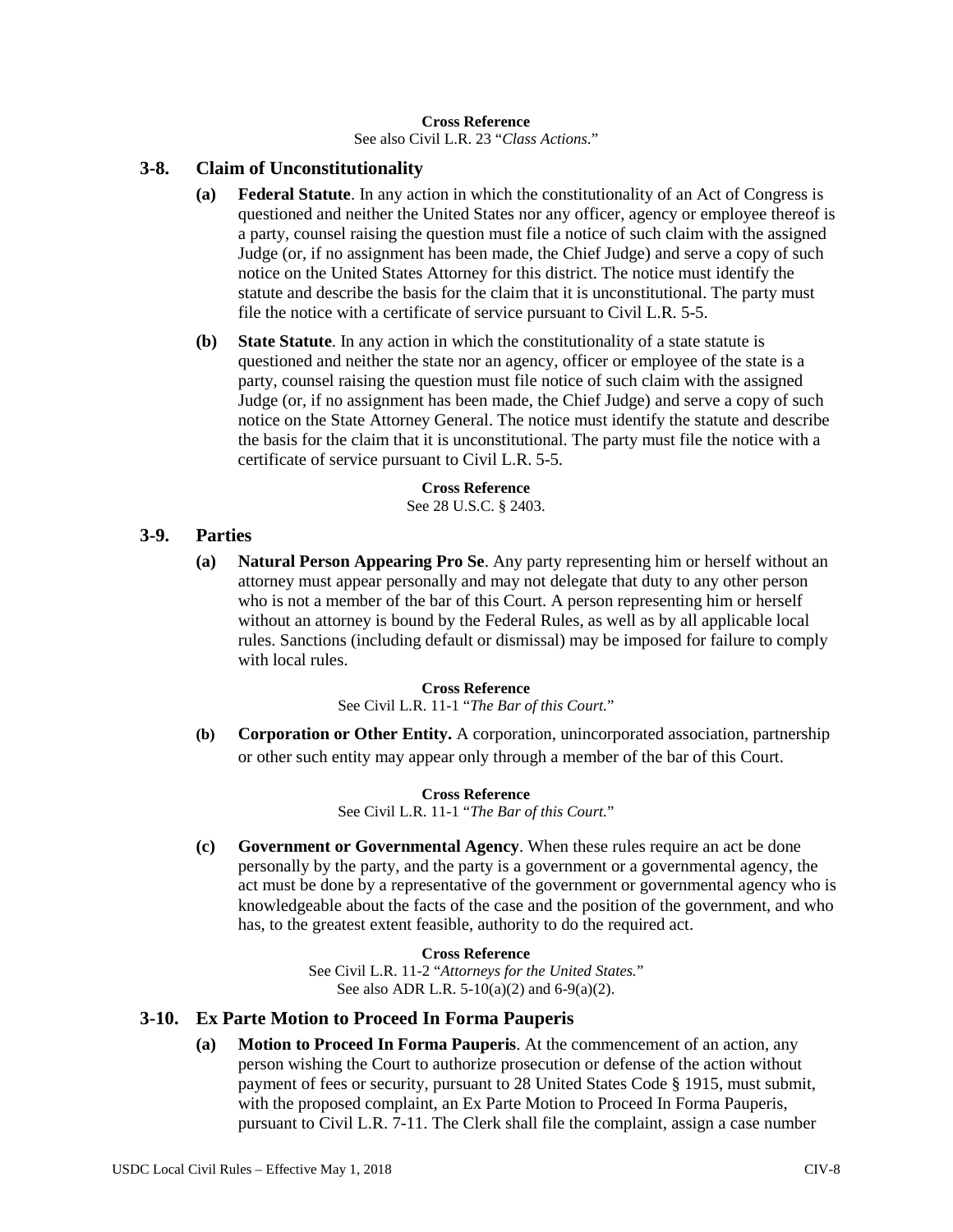**Cross Reference**
See also Civil L.R. 23 "*Class Actions*."

## 3-8. Claim of Unconstitutionality

**(a) Federal Statute**. In any action in which the constitutionality of an Act of Congress is questioned and neither the United States nor any officer, agency or employee thereof is a party, counsel raising the question must file a notice of such claim with the assigned Judge (or, if no assignment has been made, the Chief Judge) and serve a copy of such notice on the United States Attorney for this district. The notice must identify the statute and describe the basis for the claim that it is unconstitutional. The party must file the notice with a certificate of service pursuant to Civil L.R. 5-5.

**(b) State Statute**. In any action in which the constitutionality of a state statute is questioned and neither the state nor an agency, officer or employee of the state is a party, counsel raising the question must file notice of such claim with the assigned Judge (or, if no assignment has been made, the Chief Judge) and serve a copy of such notice on the State Attorney General. The notice must identify the statute and describe the basis for the claim that it is unconstitutional. The party must file the notice with a certificate of service pursuant to Civil L.R. 5-5.

**Cross Reference**
See 28 U.S.C. § 2403.

## 3-9. Parties

**(a) Natural Person Appearing Pro Se**. Any party representing him or herself without an attorney must appear personally and may not delegate that duty to any other person who is not a member of the bar of this Court. A person representing him or herself without an attorney is bound by the Federal Rules, as well as by all applicable local rules. Sanctions (including default or dismissal) may be imposed for failure to comply with local rules.

**Cross Reference**
See Civil L.R. 11-1 "*The Bar of this Court.*"

**(b) Corporation or Other Entity.** A corporation, unincorporated association, partnership or other such entity may appear only through a member of the bar of this Court.

**Cross Reference**
See Civil L.R. 11-1 "*The Bar of this Court.*"

**(c) Government or Governmental Agency**. When these rules require an act be done personally by the party, and the party is a government or a governmental agency, the act must be done by a representative of the government or governmental agency who is knowledgeable about the facts of the case and the position of the government, and who has, to the greatest extent feasible, authority to do the required act.

**Cross Reference**
See Civil L.R. 11-2 "*Attorneys for the United States.*"
See also ADR L.R. 5-10(a)(2) and 6-9(a)(2).

## 3-10. Ex Parte Motion to Proceed In Forma Pauperis

**(a) Motion to Proceed In Forma Pauperis**. At the commencement of an action, any person wishing the Court to authorize prosecution or defense of the action without payment of fees or security, pursuant to 28 United States Code § 1915, must submit, with the proposed complaint, an Ex Parte Motion to Proceed In Forma Pauperis, pursuant to Civil L.R. 7-11. The Clerk shall file the complaint, assign a case number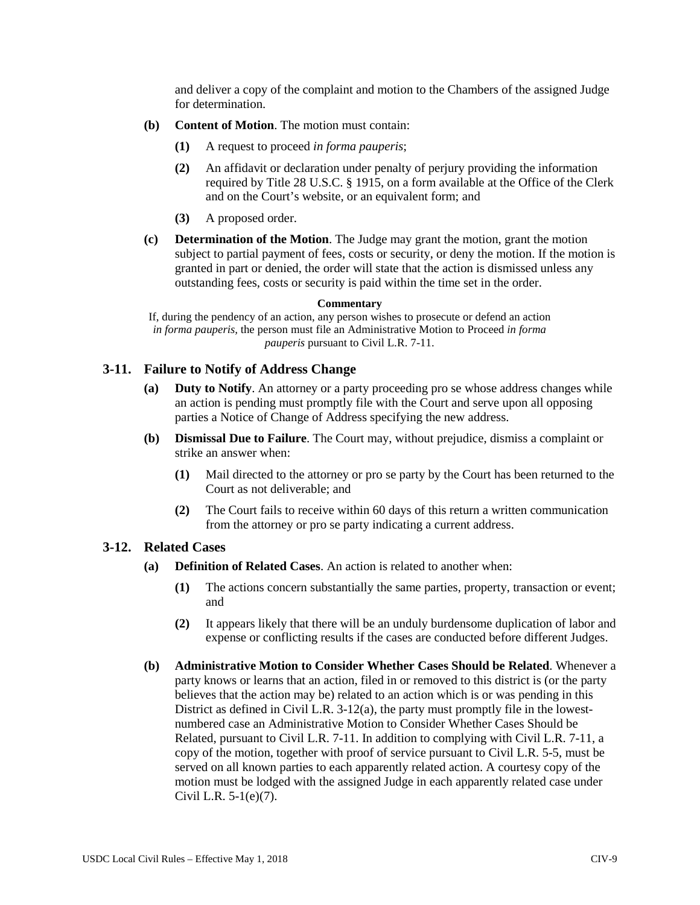and deliver a copy of the complaint and motion to the Chambers of the assigned Judge for determination.

**(b) Content of Motion**. The motion must contain:

**(1)** A request to proceed *in forma pauperis*;

**(2)** An affidavit or declaration under penalty of perjury providing the information required by Title 28 U.S.C. § 1915, on a form available at the Office of the Clerk and on the Court's website, or an equivalent form; and

**(3)** A proposed order.

**(c) Determination of the Motion**. The Judge may grant the motion, grant the motion subject to partial payment of fees, costs or security, or deny the motion. If the motion is granted in part or denied, the order will state that the action is dismissed unless any outstanding fees, costs or security is paid within the time set in the order.

**Commentary**

If, during the pendency of an action, any person wishes to prosecute or defend an action *in forma pauperis*, the person must file an Administrative Motion to Proceed *in forma pauperis* pursuant to Civil L.R. 7-11.

## 3-11. Failure to Notify of Address Change

**(a) Duty to Notify**. An attorney or a party proceeding pro se whose address changes while an action is pending must promptly file with the Court and serve upon all opposing parties a Notice of Change of Address specifying the new address.

**(b) Dismissal Due to Failure**. The Court may, without prejudice, dismiss a complaint or strike an answer when:

**(1)** Mail directed to the attorney or pro se party by the Court has been returned to the Court as not deliverable; and

**(2)** The Court fails to receive within 60 days of this return a written communication from the attorney or pro se party indicating a current address.

## 3-12. Related Cases

**(a) Definition of Related Cases**. An action is related to another when:

**(1)** The actions concern substantially the same parties, property, transaction or event; and

**(2)** It appears likely that there will be an unduly burdensome duplication of labor and expense or conflicting results if the cases are conducted before different Judges.

**(b) Administrative Motion to Consider Whether Cases Should be Related**. Whenever a party knows or learns that an action, filed in or removed to this district is (or the party believes that the action may be) related to an action which is or was pending in this District as defined in Civil L.R. 3-12(a), the party must promptly file in the lowest-numbered case an Administrative Motion to Consider Whether Cases Should be Related, pursuant to Civil L.R. 7-11. In addition to complying with Civil L.R. 7-11, a copy of the motion, together with proof of service pursuant to Civil L.R. 5-5, must be served on all known parties to each apparently related action. A courtesy copy of the motion must be lodged with the assigned Judge in each apparently related case under Civil L.R. 5-1(e)(7).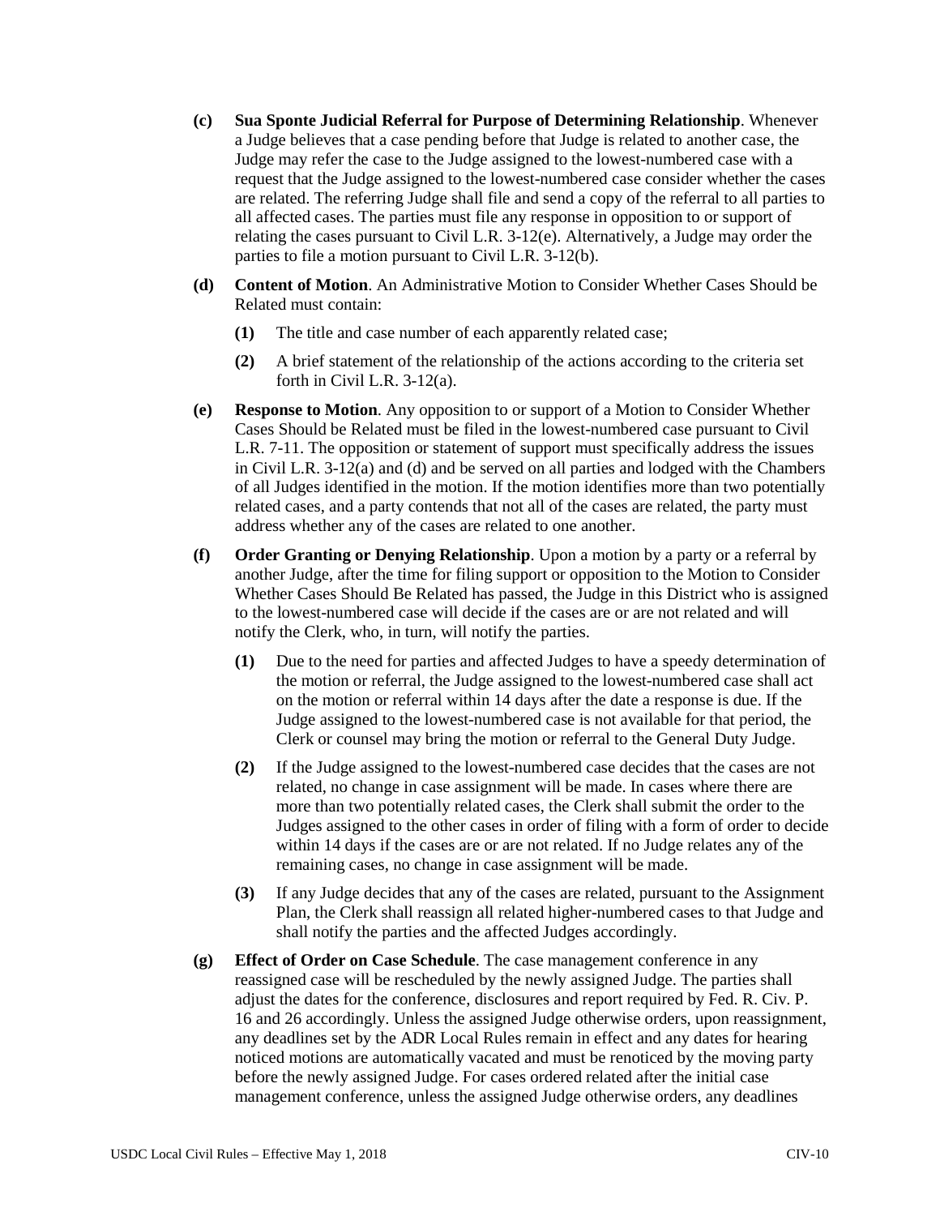**(c) Sua Sponte Judicial Referral for Purpose of Determining Relationship**. Whenever a Judge believes that a case pending before that Judge is related to another case, the Judge may refer the case to the Judge assigned to the lowest-numbered case with a request that the Judge assigned to the lowest-numbered case consider whether the cases are related. The referring Judge shall file and send a copy of the referral to all parties to all affected cases. The parties must file any response in opposition to or support of relating the cases pursuant to Civil L.R. 3-12(e). Alternatively, a Judge may order the parties to file a motion pursuant to Civil L.R. 3-12(b).

**(d) Content of Motion**. An Administrative Motion to Consider Whether Cases Should be Related must contain:

- **(1)** The title and case number of each apparently related case;
- **(2)** A brief statement of the relationship of the actions according to the criteria set forth in Civil L.R. 3-12(a).

**(e) Response to Motion**. Any opposition to or support of a Motion to Consider Whether Cases Should be Related must be filed in the lowest-numbered case pursuant to Civil L.R. 7-11. The opposition or statement of support must specifically address the issues in Civil L.R. 3-12(a) and (d) and be served on all parties and lodged with the Chambers of all Judges identified in the motion. If the motion identifies more than two potentially related cases, and a party contends that not all of the cases are related, the party must address whether any of the cases are related to one another.

**(f) Order Granting or Denying Relationship**. Upon a motion by a party or a referral by another Judge, after the time for filing support or opposition to the Motion to Consider Whether Cases Should Be Related has passed, the Judge in this District who is assigned to the lowest-numbered case will decide if the cases are or are not related and will notify the Clerk, who, in turn, will notify the parties.

- **(1)** Due to the need for parties and affected Judges to have a speedy determination of the motion or referral, the Judge assigned to the lowest-numbered case shall act on the motion or referral within 14 days after the date a response is due. If the Judge assigned to the lowest-numbered case is not available for that period, the Clerk or counsel may bring the motion or referral to the General Duty Judge.
- **(2)** If the Judge assigned to the lowest-numbered case decides that the cases are not related, no change in case assignment will be made. In cases where there are more than two potentially related cases, the Clerk shall submit the order to the Judges assigned to the other cases in order of filing with a form of order to decide within 14 days if the cases are or are not related. If no Judge relates any of the remaining cases, no change in case assignment will be made.
- **(3)** If any Judge decides that any of the cases are related, pursuant to the Assignment Plan, the Clerk shall reassign all related higher-numbered cases to that Judge and shall notify the parties and the affected Judges accordingly.

**(g) Effect of Order on Case Schedule**. The case management conference in any reassigned case will be rescheduled by the newly assigned Judge. The parties shall adjust the dates for the conference, disclosures and report required by Fed. R. Civ. P. 16 and 26 accordingly. Unless the assigned Judge otherwise orders, upon reassignment, any deadlines set by the ADR Local Rules remain in effect and any dates for hearing noticed motions are automatically vacated and must be renoticed by the moving party before the newly assigned Judge. For cases ordered related after the initial case management conference, unless the assigned Judge otherwise orders, any deadlines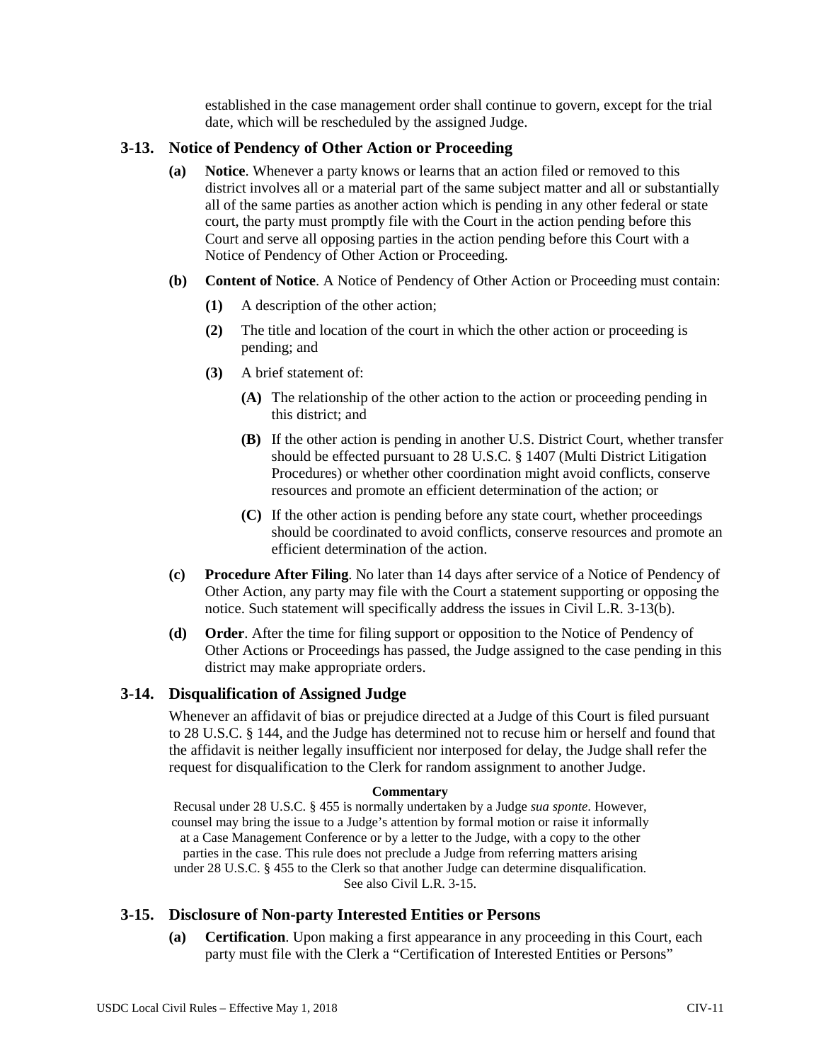established in the case management order shall continue to govern, except for the trial date, which will be rescheduled by the assigned Judge.

## 3-13. Notice of Pendency of Other Action or Proceeding

**(a) Notice**. Whenever a party knows or learns that an action filed or removed to this district involves all or a material part of the same subject matter and all or substantially all of the same parties as another action which is pending in any other federal or state court, the party must promptly file with the Court in the action pending before this Court and serve all opposing parties in the action pending before this Court with a Notice of Pendency of Other Action or Proceeding.

**(b) Content of Notice**. A Notice of Pendency of Other Action or Proceeding must contain:

**(1)** A description of the other action;

**(2)** The title and location of the court in which the other action or proceeding is pending; and

**(3)** A brief statement of:

**(A)** The relationship of the other action to the action or proceeding pending in this district; and

**(B)** If the other action is pending in another U.S. District Court, whether transfer should be effected pursuant to 28 U.S.C. § 1407 (Multi District Litigation Procedures) or whether other coordination might avoid conflicts, conserve resources and promote an efficient determination of the action; or

**(C)** If the other action is pending before any state court, whether proceedings should be coordinated to avoid conflicts, conserve resources and promote an efficient determination of the action.

**(c) Procedure After Filing**. No later than 14 days after service of a Notice of Pendency of Other Action, any party may file with the Court a statement supporting or opposing the notice. Such statement will specifically address the issues in Civil L.R. 3-13(b).

**(d) Order**. After the time for filing support or opposition to the Notice of Pendency of Other Actions or Proceedings has passed, the Judge assigned to the case pending in this district may make appropriate orders.

## 3-14. Disqualification of Assigned Judge

Whenever an affidavit of bias or prejudice directed at a Judge of this Court is filed pursuant to 28 U.S.C. § 144, and the Judge has determined not to recuse him or herself and found that the affidavit is neither legally insufficient nor interposed for delay, the Judge shall refer the request for disqualification to the Clerk for random assignment to another Judge.

**Commentary**

Recusal under 28 U.S.C. § 455 is normally undertaken by a Judge *sua sponte*. However, counsel may bring the issue to a Judge's attention by formal motion or raise it informally at a Case Management Conference or by a letter to the Judge, with a copy to the other parties in the case. This rule does not preclude a Judge from referring matters arising under 28 U.S.C. § 455 to the Clerk so that another Judge can determine disqualification. See also Civil L.R. 3-15.

## 3-15. Disclosure of Non-party Interested Entities or Persons

**(a) Certification**. Upon making a first appearance in any proceeding in this Court, each party must file with the Clerk a "Certification of Interested Entities or Persons"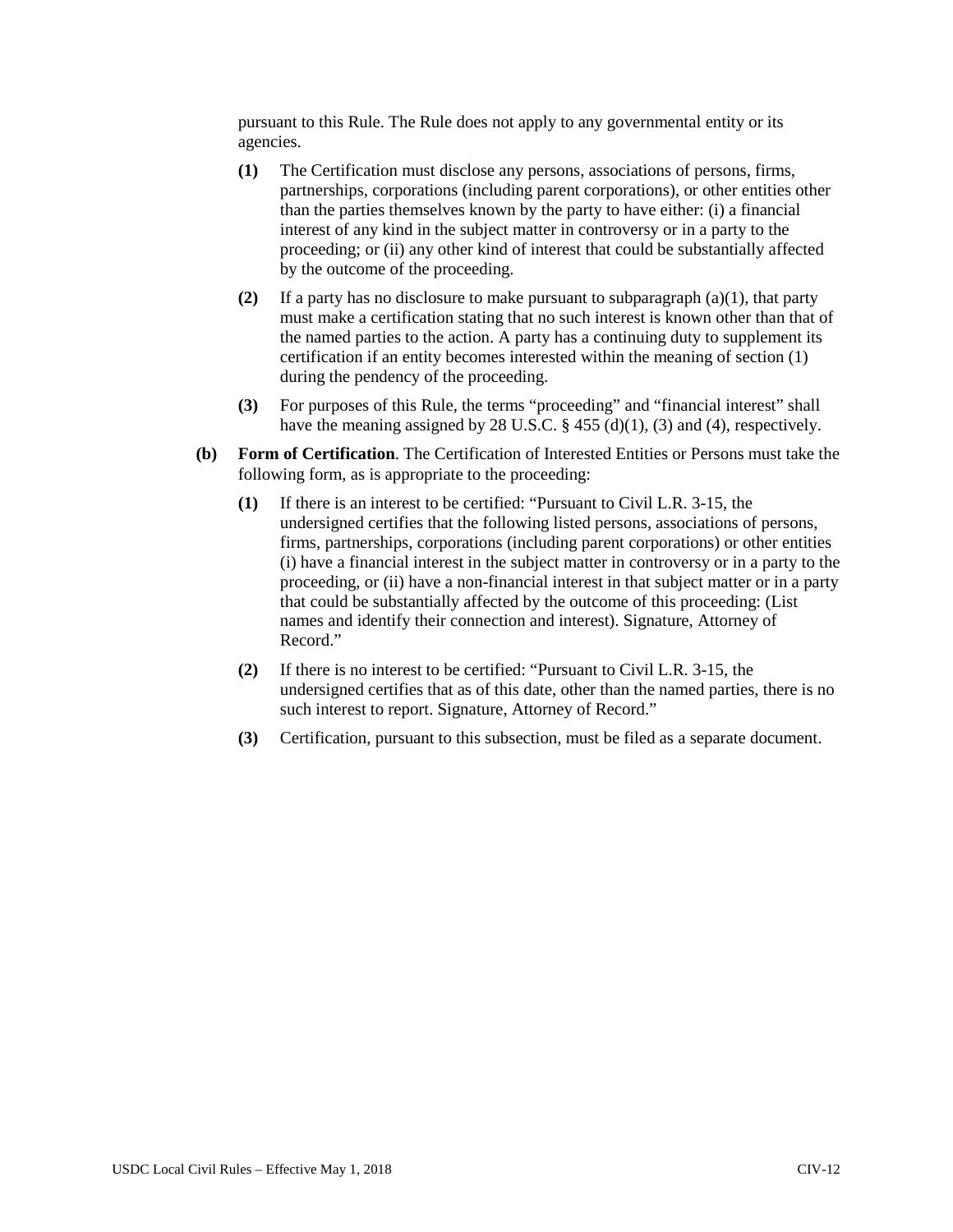pursuant to this Rule. The Rule does not apply to any governmental entity or its agencies.

**(1)** The Certification must disclose any persons, associations of persons, firms, partnerships, corporations (including parent corporations), or other entities other than the parties themselves known by the party to have either: (i) a financial interest of any kind in the subject matter in controversy or in a party to the proceeding; or (ii) any other kind of interest that could be substantially affected by the outcome of the proceeding.

**(2)** If a party has no disclosure to make pursuant to subparagraph (a)(1), that party must make a certification stating that no such interest is known other than that of the named parties to the action. A party has a continuing duty to supplement its certification if an entity becomes interested within the meaning of section (1) during the pendency of the proceeding.

**(3)** For purposes of this Rule, the terms "proceeding" and "financial interest" shall have the meaning assigned by 28 U.S.C. § 455 (d)(1), (3) and (4), respectively.

**(b) Form of Certification**. The Certification of Interested Entities or Persons must take the following form, as is appropriate to the proceeding:

**(1)** If there is an interest to be certified: "Pursuant to Civil L.R. 3-15, the undersigned certifies that the following listed persons, associations of persons, firms, partnerships, corporations (including parent corporations) or other entities (i) have a financial interest in the subject matter in controversy or in a party to the proceeding, or (ii) have a non-financial interest in that subject matter or in a party that could be substantially affected by the outcome of this proceeding: (List names and identify their connection and interest). Signature, Attorney of Record."

**(2)** If there is no interest to be certified: "Pursuant to Civil L.R. 3-15, the undersigned certifies that as of this date, other than the named parties, there is no such interest to report. Signature, Attorney of Record."

**(3)** Certification, pursuant to this subsection, must be filed as a separate document.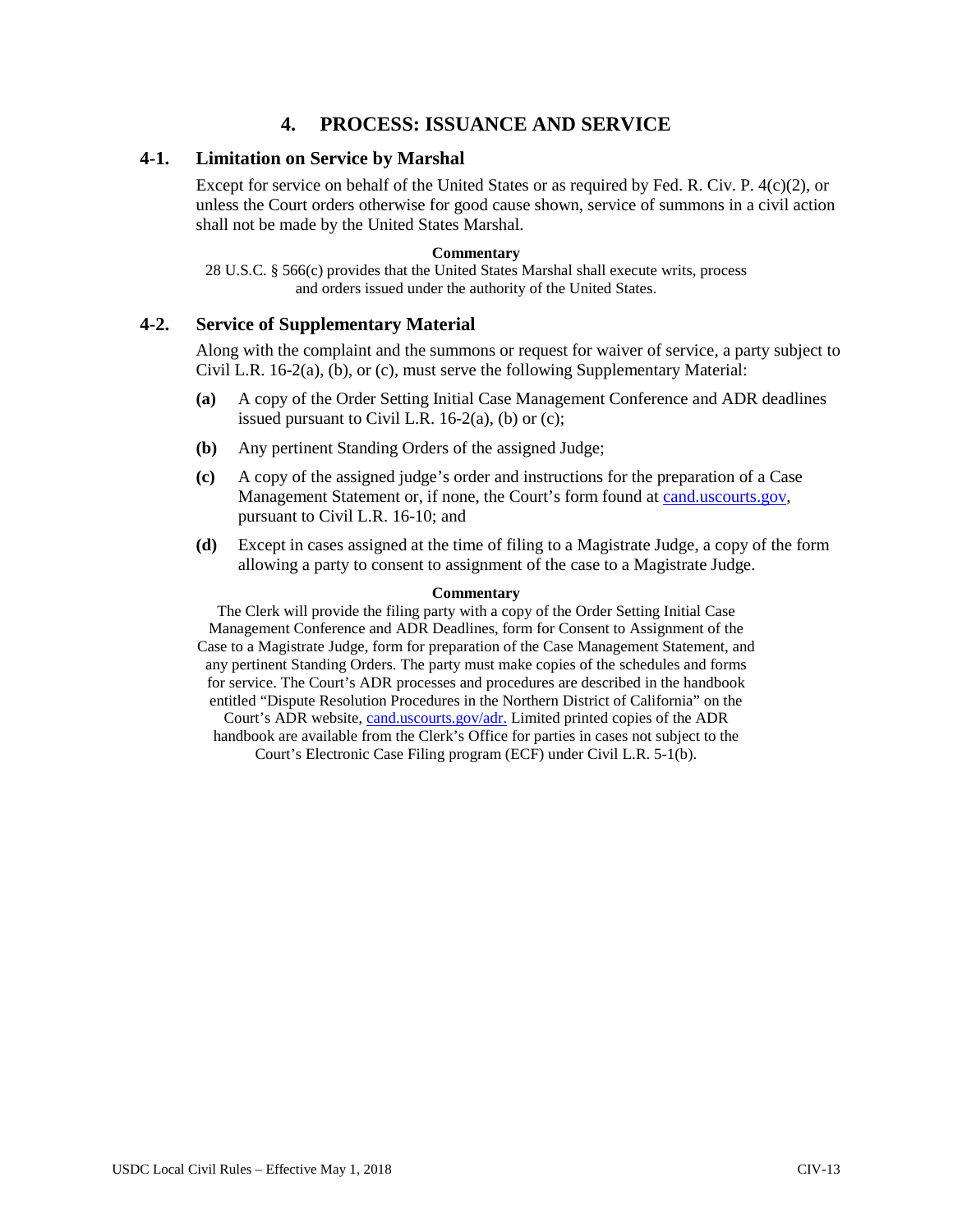# 4. PROCESS: ISSUANCE AND SERVICE

## 4-1. Limitation on Service by Marshal

Except for service on behalf of the United States or as required by Fed. R. Civ. P. 4(c)(2), or unless the Court orders otherwise for good cause shown, service of summons in a civil action shall not be made by the United States Marshal.

**Commentary**

28 U.S.C. § 566(c) provides that the United States Marshal shall execute writs, process and orders issued under the authority of the United States.

## 4-2. Service of Supplementary Material

Along with the complaint and the summons or request for waiver of service, a party subject to Civil L.R. 16-2(a), (b), or (c), must serve the following Supplementary Material:

**(a)** A copy of the Order Setting Initial Case Management Conference and ADR deadlines issued pursuant to Civil L.R. 16-2(a), (b) or (c);

**(b)** Any pertinent Standing Orders of the assigned Judge;

**(c)** A copy of the assigned judge's order and instructions for the preparation of a Case Management Statement or, if none, the Court's form found at cand.uscourts.gov, pursuant to Civil L.R. 16-10; and

**(d)** Except in cases assigned at the time of filing to a Magistrate Judge, a copy of the form allowing a party to consent to assignment of the case to a Magistrate Judge.

**Commentary**

The Clerk will provide the filing party with a copy of the Order Setting Initial Case Management Conference and ADR Deadlines, form for Consent to Assignment of the Case to a Magistrate Judge, form for preparation of the Case Management Statement, and any pertinent Standing Orders. The party must make copies of the schedules and forms for service. The Court's ADR processes and procedures are described in the handbook entitled "Dispute Resolution Procedures in the Northern District of California" on the Court's ADR website, cand.uscourts.gov/adr. Limited printed copies of the ADR handbook are available from the Clerk's Office for parties in cases not subject to the Court's Electronic Case Filing program (ECF) under Civil L.R. 5-1(b).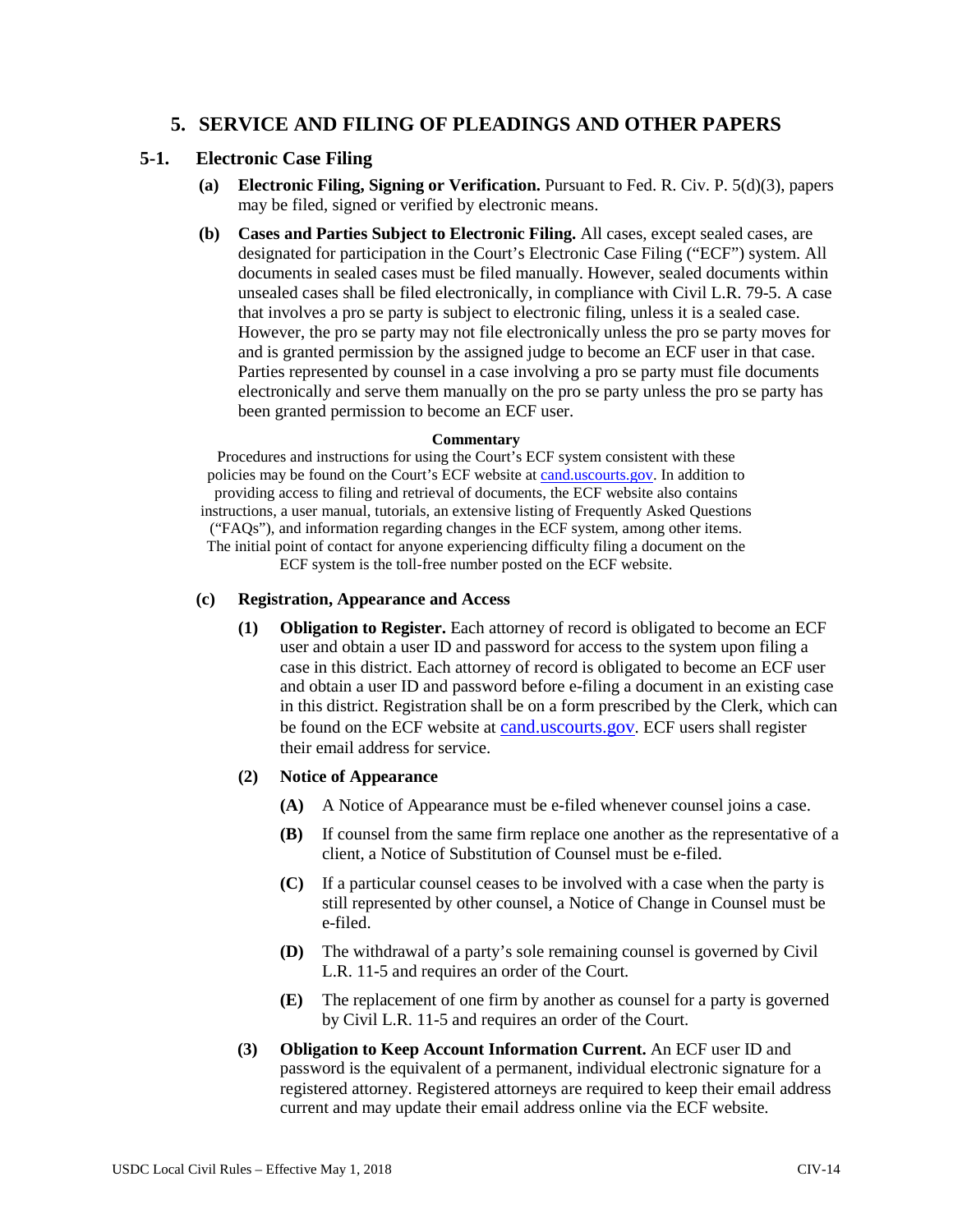# 5. SERVICE AND FILING OF PLEADINGS AND OTHER PAPERS

## 5-1. Electronic Case Filing

**(a) Electronic Filing, Signing or Verification.** Pursuant to Fed. R. Civ. P. 5(d)(3), papers may be filed, signed or verified by electronic means.

**(b) Cases and Parties Subject to Electronic Filing.** All cases, except sealed cases, are designated for participation in the Court's Electronic Case Filing ("ECF") system. All documents in sealed cases must be filed manually. However, sealed documents within unsealed cases shall be filed electronically, in compliance with Civil L.R. 79-5. A case that involves a pro se party is subject to electronic filing, unless it is a sealed case. However, the pro se party may not file electronically unless the pro se party moves for and is granted permission by the assigned judge to become an ECF user in that case. Parties represented by counsel in a case involving a pro se party must file documents electronically and serve them manually on the pro se party unless the pro se party has been granted permission to become an ECF user.

**Commentary**

Procedures and instructions for using the Court's ECF system consistent with these policies may be found on the Court's ECF website at cand.uscourts.gov. In addition to providing access to filing and retrieval of documents, the ECF website also contains instructions, a user manual, tutorials, an extensive listing of Frequently Asked Questions ("FAQs"), and information regarding changes in the ECF system, among other items. The initial point of contact for anyone experiencing difficulty filing a document on the ECF system is the toll-free number posted on the ECF website.

**(c) Registration, Appearance and Access**

**(1) Obligation to Register.** Each attorney of record is obligated to become an ECF user and obtain a user ID and password for access to the system upon filing a case in this district. Each attorney of record is obligated to become an ECF user and obtain a user ID and password before e-filing a document in an existing case in this district. Registration shall be on a form prescribed by the Clerk, which can be found on the ECF website at cand.uscourts.gov. ECF users shall register their email address for service.

**(2) Notice of Appearance**

**(A)** A Notice of Appearance must be e-filed whenever counsel joins a case.

**(B)** If counsel from the same firm replace one another as the representative of a client, a Notice of Substitution of Counsel must be e-filed.

**(C)** If a particular counsel ceases to be involved with a case when the party is still represented by other counsel, a Notice of Change in Counsel must be e-filed.

**(D)** The withdrawal of a party's sole remaining counsel is governed by Civil L.R. 11-5 and requires an order of the Court.

**(E)** The replacement of one firm by another as counsel for a party is governed by Civil L.R. 11-5 and requires an order of the Court.

**(3) Obligation to Keep Account Information Current.** An ECF user ID and password is the equivalent of a permanent, individual electronic signature for a registered attorney. Registered attorneys are required to keep their email address current and may update their email address online via the ECF website.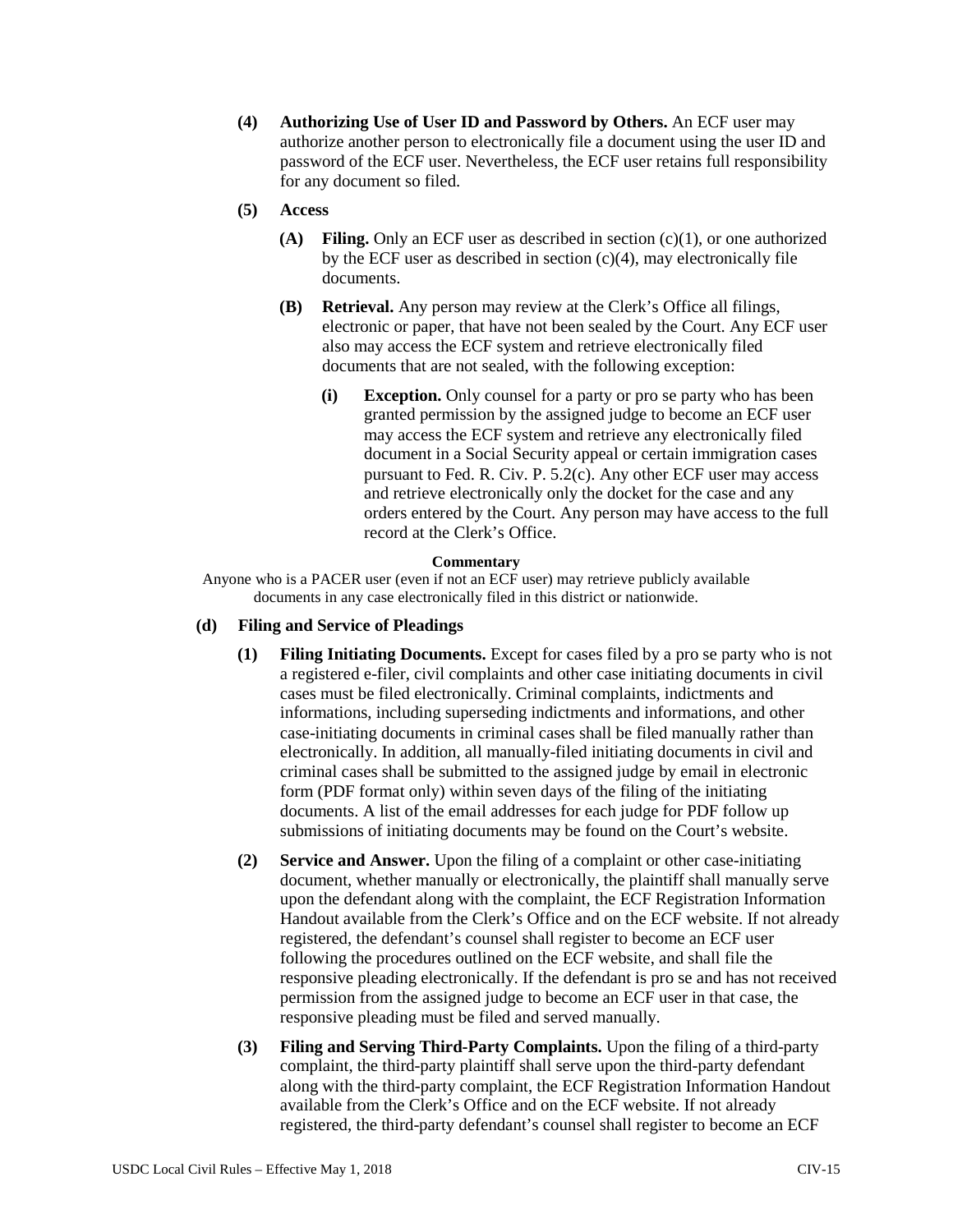**(4) Authorizing Use of User ID and Password by Others.** An ECF user may authorize another person to electronically file a document using the user ID and password of the ECF user. Nevertheless, the ECF user retains full responsibility for any document so filed.

**(5) Access**

**(A) Filing.** Only an ECF user as described in section (c)(1), or one authorized by the ECF user as described in section (c)(4), may electronically file documents.

**(B) Retrieval.** Any person may review at the Clerk's Office all filings, electronic or paper, that have not been sealed by the Court. Any ECF user also may access the ECF system and retrieve electronically filed documents that are not sealed, with the following exception:

**(i) Exception.** Only counsel for a party or pro se party who has been granted permission by the assigned judge to become an ECF user may access the ECF system and retrieve any electronically filed document in a Social Security appeal or certain immigration cases pursuant to Fed. R. Civ. P. 5.2(c). Any other ECF user may access and retrieve electronically only the docket for the case and any orders entered by the Court. Any person may have access to the full record at the Clerk's Office.

**Commentary**

Anyone who is a PACER user (even if not an ECF user) may retrieve publicly available documents in any case electronically filed in this district or nationwide.

**(d) Filing and Service of Pleadings**

**(1) Filing Initiating Documents.** Except for cases filed by a pro se party who is not a registered e-filer, civil complaints and other case initiating documents in civil cases must be filed electronically. Criminal complaints, indictments and informations, including superseding indictments and informations, and other case-initiating documents in criminal cases shall be filed manually rather than electronically. In addition, all manually-filed initiating documents in civil and criminal cases shall be submitted to the assigned judge by email in electronic form (PDF format only) within seven days of the filing of the initiating documents. A list of the email addresses for each judge for PDF follow up submissions of initiating documents may be found on the Court's website.

**(2) Service and Answer.** Upon the filing of a complaint or other case-initiating document, whether manually or electronically, the plaintiff shall manually serve upon the defendant along with the complaint, the ECF Registration Information Handout available from the Clerk's Office and on the ECF website. If not already registered, the defendant's counsel shall register to become an ECF user following the procedures outlined on the ECF website, and shall file the responsive pleading electronically. If the defendant is pro se and has not received permission from the assigned judge to become an ECF user in that case, the responsive pleading must be filed and served manually.

**(3) Filing and Serving Third-Party Complaints.** Upon the filing of a third-party complaint, the third-party plaintiff shall serve upon the third-party defendant along with the third-party complaint, the ECF Registration Information Handout available from the Clerk's Office and on the ECF website. If not already registered, the third-party defendant's counsel shall register to become an ECF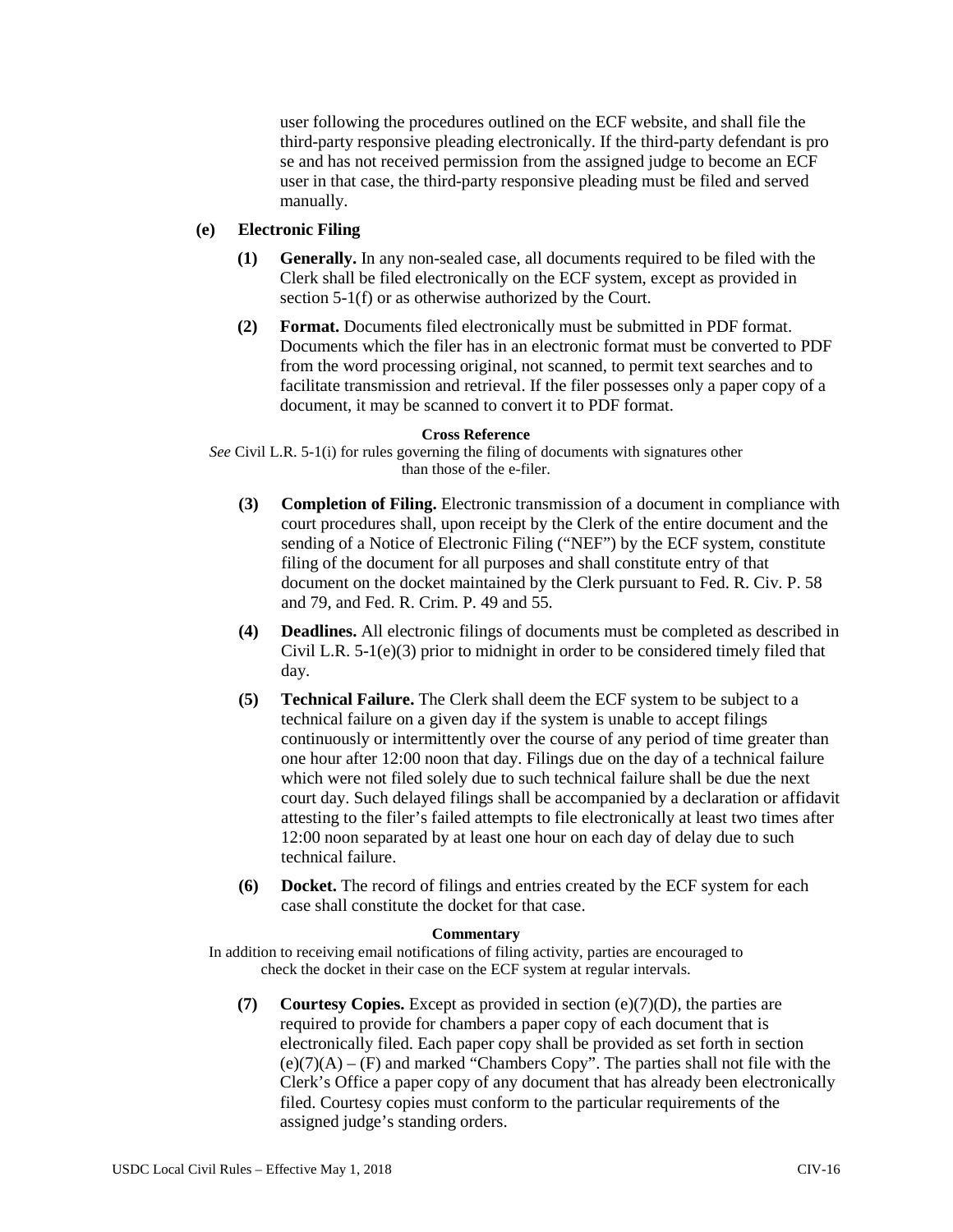user following the procedures outlined on the ECF website, and shall file the third-party responsive pleading electronically. If the third-party defendant is pro se and has not received permission from the assigned judge to become an ECF user in that case, the third-party responsive pleading must be filed and served manually.

**(e) Electronic Filing**

**(1) Generally.** In any non-sealed case, all documents required to be filed with the Clerk shall be filed electronically on the ECF system, except as provided in section 5-1(f) or as otherwise authorized by the Court.

**(2) Format.** Documents filed electronically must be submitted in PDF format. Documents which the filer has in an electronic format must be converted to PDF from the word processing original, not scanned, to permit text searches and to facilitate transmission and retrieval. If the filer possesses only a paper copy of a document, it may be scanned to convert it to PDF format.

**Cross Reference**

*See* Civil L.R. 5-1(i) for rules governing the filing of documents with signatures other than those of the e-filer.

**(3) Completion of Filing.** Electronic transmission of a document in compliance with court procedures shall, upon receipt by the Clerk of the entire document and the sending of a Notice of Electronic Filing ("NEF") by the ECF system, constitute filing of the document for all purposes and shall constitute entry of that document on the docket maintained by the Clerk pursuant to Fed. R. Civ. P. 58 and 79, and Fed. R. Crim. P. 49 and 55.

**(4) Deadlines.** All electronic filings of documents must be completed as described in Civil L.R. 5-1(e)(3) prior to midnight in order to be considered timely filed that day.

**(5) Technical Failure.** The Clerk shall deem the ECF system to be subject to a technical failure on a given day if the system is unable to accept filings continuously or intermittently over the course of any period of time greater than one hour after 12:00 noon that day. Filings due on the day of a technical failure which were not filed solely due to such technical failure shall be due the next court day. Such delayed filings shall be accompanied by a declaration or affidavit attesting to the filer's failed attempts to file electronically at least two times after 12:00 noon separated by at least one hour on each day of delay due to such technical failure.

**(6) Docket.** The record of filings and entries created by the ECF system for each case shall constitute the docket for that case.

**Commentary**

In addition to receiving email notifications of filing activity, parties are encouraged to check the docket in their case on the ECF system at regular intervals.

**(7) Courtesy Copies.** Except as provided in section (e)(7)(D), the parties are required to provide for chambers a paper copy of each document that is electronically filed. Each paper copy shall be provided as set forth in section (e)(7)(A) – (F) and marked "Chambers Copy". The parties shall not file with the Clerk's Office a paper copy of any document that has already been electronically filed. Courtesy copies must conform to the particular requirements of the assigned judge's standing orders.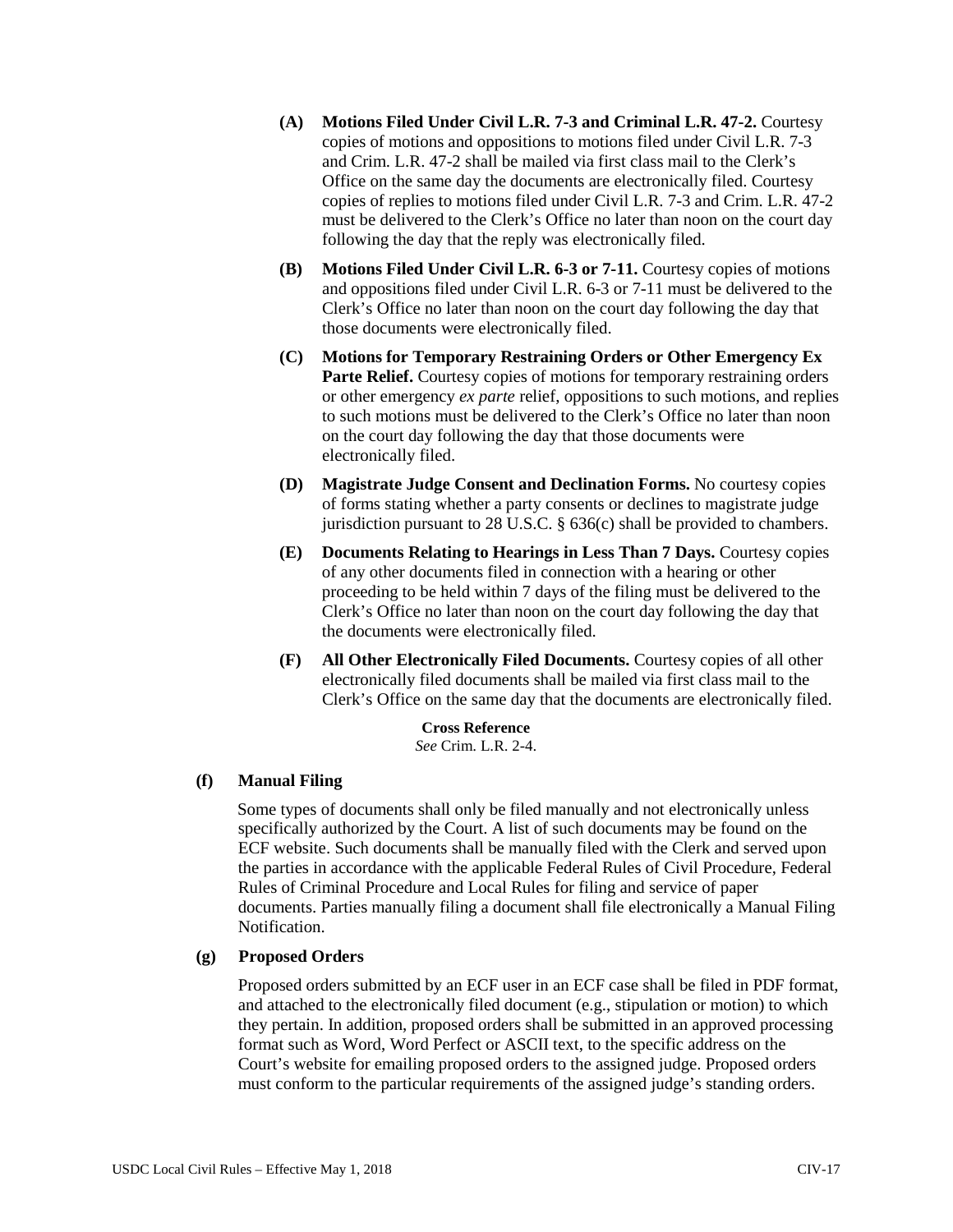**(A) Motions Filed Under Civil L.R. 7-3 and Criminal L.R. 47-2.** Courtesy copies of motions and oppositions to motions filed under Civil L.R. 7-3 and Crim. L.R. 47-2 shall be mailed via first class mail to the Clerk's Office on the same day the documents are electronically filed. Courtesy copies of replies to motions filed under Civil L.R. 7-3 and Crim. L.R. 47-2 must be delivered to the Clerk's Office no later than noon on the court day following the day that the reply was electronically filed.

**(B) Motions Filed Under Civil L.R. 6-3 or 7-11.** Courtesy copies of motions and oppositions filed under Civil L.R. 6-3 or 7-11 must be delivered to the Clerk's Office no later than noon on the court day following the day that those documents were electronically filed.

**(C) Motions for Temporary Restraining Orders or Other Emergency Ex Parte Relief.** Courtesy copies of motions for temporary restraining orders or other emergency *ex parte* relief, oppositions to such motions, and replies to such motions must be delivered to the Clerk's Office no later than noon on the court day following the day that those documents were electronically filed.

**(D) Magistrate Judge Consent and Declination Forms.** No courtesy copies of forms stating whether a party consents or declines to magistrate judge jurisdiction pursuant to 28 U.S.C. § 636(c) shall be provided to chambers.

**(E) Documents Relating to Hearings in Less Than 7 Days.** Courtesy copies of any other documents filed in connection with a hearing or other proceeding to be held within 7 days of the filing must be delivered to the Clerk's Office no later than noon on the court day following the day that the documents were electronically filed.

**(F) All Other Electronically Filed Documents.** Courtesy copies of all other electronically filed documents shall be mailed via first class mail to the Clerk's Office on the same day that the documents are electronically filed.

**Cross Reference**
*See* Crim. L.R. 2-4.

### (f) Manual Filing

Some types of documents shall only be filed manually and not electronically unless specifically authorized by the Court. A list of such documents may be found on the ECF website. Such documents shall be manually filed with the Clerk and served upon the parties in accordance with the applicable Federal Rules of Civil Procedure, Federal Rules of Criminal Procedure and Local Rules for filing and service of paper documents. Parties manually filing a document shall file electronically a Manual Filing Notification.

### (g) Proposed Orders

Proposed orders submitted by an ECF user in an ECF case shall be filed in PDF format, and attached to the electronically filed document (e.g., stipulation or motion) to which they pertain. In addition, proposed orders shall be submitted in an approved processing format such as Word, Word Perfect or ASCII text, to the specific address on the Court's website for emailing proposed orders to the assigned judge. Proposed orders must conform to the particular requirements of the assigned judge's standing orders.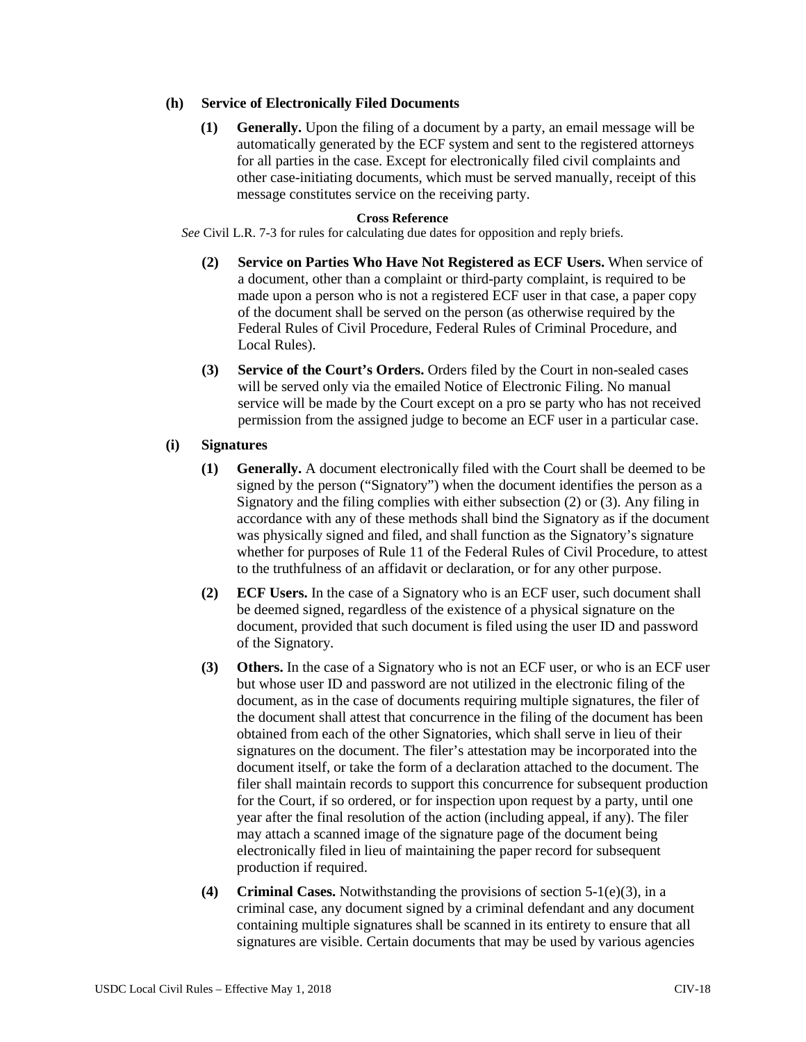**(h) Service of Electronically Filed Documents**

**(1) Generally.** Upon the filing of a document by a party, an email message will be automatically generated by the ECF system and sent to the registered attorneys for all parties in the case. Except for electronically filed civil complaints and other case-initiating documents, which must be served manually, receipt of this message constitutes service on the receiving party.

**Cross Reference**

*See* Civil L.R. 7-3 for rules for calculating due dates for opposition and reply briefs.

**(2) Service on Parties Who Have Not Registered as ECF Users.** When service of a document, other than a complaint or third-party complaint, is required to be made upon a person who is not a registered ECF user in that case, a paper copy of the document shall be served on the person (as otherwise required by the Federal Rules of Civil Procedure, Federal Rules of Criminal Procedure, and Local Rules).

**(3) Service of the Court's Orders.** Orders filed by the Court in non-sealed cases will be served only via the emailed Notice of Electronic Filing. No manual service will be made by the Court except on a pro se party who has not received permission from the assigned judge to become an ECF user in a particular case.

**(i) Signatures**

**(1) Generally.** A document electronically filed with the Court shall be deemed to be signed by the person ("Signatory") when the document identifies the person as a Signatory and the filing complies with either subsection (2) or (3). Any filing in accordance with any of these methods shall bind the Signatory as if the document was physically signed and filed, and shall function as the Signatory's signature whether for purposes of Rule 11 of the Federal Rules of Civil Procedure, to attest to the truthfulness of an affidavit or declaration, or for any other purpose.

**(2) ECF Users.** In the case of a Signatory who is an ECF user, such document shall be deemed signed, regardless of the existence of a physical signature on the document, provided that such document is filed using the user ID and password of the Signatory.

**(3) Others.** In the case of a Signatory who is not an ECF user, or who is an ECF user but whose user ID and password are not utilized in the electronic filing of the document, as in the case of documents requiring multiple signatures, the filer of the document shall attest that concurrence in the filing of the document has been obtained from each of the other Signatories, which shall serve in lieu of their signatures on the document. The filer's attestation may be incorporated into the document itself, or take the form of a declaration attached to the document. The filer shall maintain records to support this concurrence for subsequent production for the Court, if so ordered, or for inspection upon request by a party, until one year after the final resolution of the action (including appeal, if any). The filer may attach a scanned image of the signature page of the document being electronically filed in lieu of maintaining the paper record for subsequent production if required.

**(4) Criminal Cases.** Notwithstanding the provisions of section 5-1(e)(3), in a criminal case, any document signed by a criminal defendant and any document containing multiple signatures shall be scanned in its entirety to ensure that all signatures are visible. Certain documents that may be used by various agencies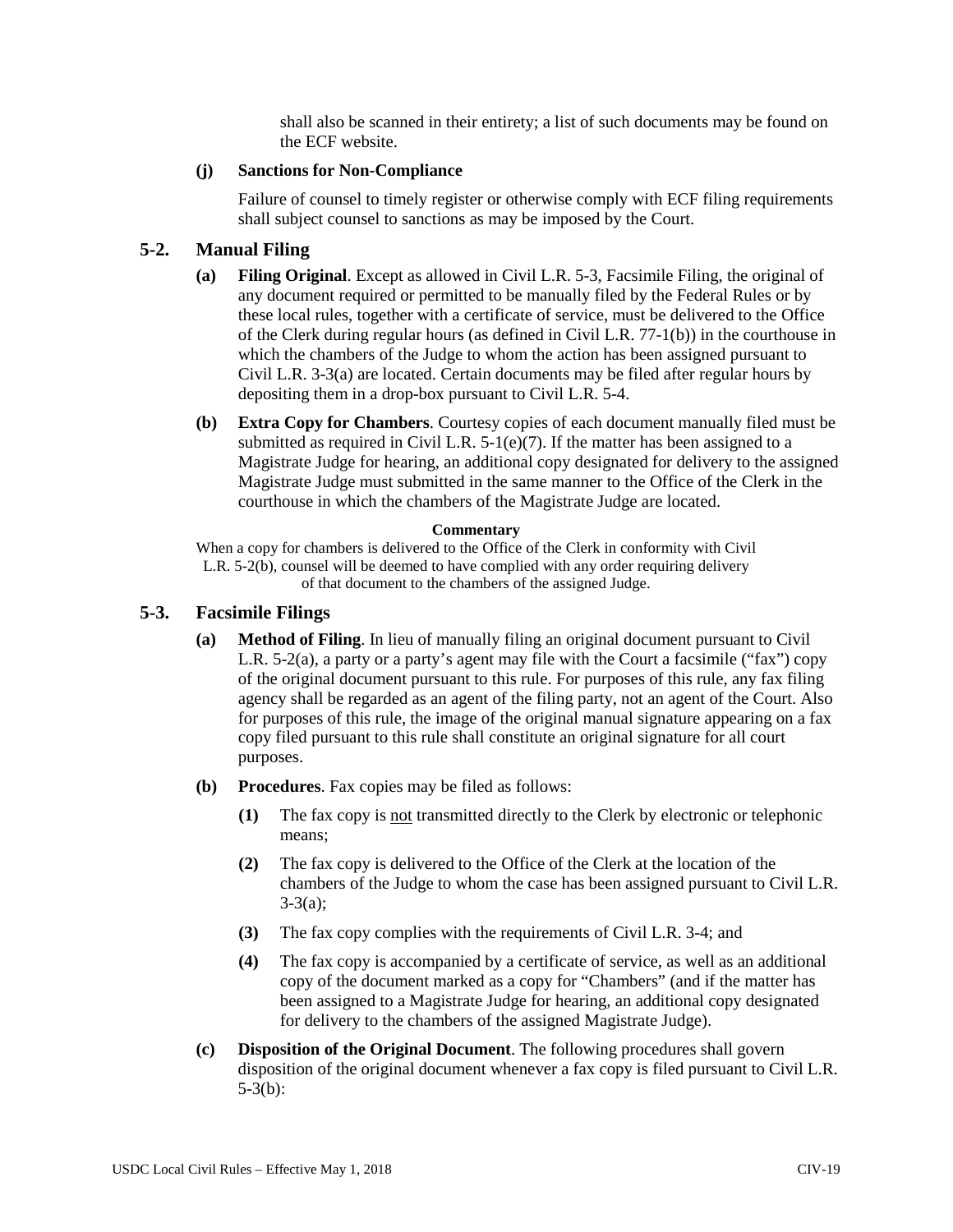shall also be scanned in their entirety; a list of such documents may be found on the ECF website.

**(j) Sanctions for Non-Compliance**

Failure of counsel to timely register or otherwise comply with ECF filing requirements shall subject counsel to sanctions as may be imposed by the Court.

## 5-2. Manual Filing

**(a) Filing Original**. Except as allowed in Civil L.R. 5-3, Facsimile Filing, the original of any document required or permitted to be manually filed by the Federal Rules or by these local rules, together with a certificate of service, must be delivered to the Office of the Clerk during regular hours (as defined in Civil L.R. 77-1(b)) in the courthouse in which the chambers of the Judge to whom the action has been assigned pursuant to Civil L.R. 3-3(a) are located. Certain documents may be filed after regular hours by depositing them in a drop-box pursuant to Civil L.R. 5-4.

**(b) Extra Copy for Chambers**. Courtesy copies of each document manually filed must be submitted as required in Civil L.R. 5-1(e)(7). If the matter has been assigned to a Magistrate Judge for hearing, an additional copy designated for delivery to the assigned Magistrate Judge must submitted in the same manner to the Office of the Clerk in the courthouse in which the chambers of the Magistrate Judge are located.

**Commentary**

When a copy for chambers is delivered to the Office of the Clerk in conformity with Civil L.R. 5-2(b), counsel will be deemed to have complied with any order requiring delivery of that document to the chambers of the assigned Judge.

## 5-3. Facsimile Filings

**(a) Method of Filing**. In lieu of manually filing an original document pursuant to Civil L.R. 5-2(a), a party or a party's agent may file with the Court a facsimile ("fax") copy of the original document pursuant to this rule. For purposes of this rule, any fax filing agency shall be regarded as an agent of the filing party, not an agent of the Court. Also for purposes of this rule, the image of the original manual signature appearing on a fax copy filed pursuant to this rule shall constitute an original signature for all court purposes.

**(b) Procedures**. Fax copies may be filed as follows:

**(1)** The fax copy is not transmitted directly to the Clerk by electronic or telephonic means;

**(2)** The fax copy is delivered to the Office of the Clerk at the location of the chambers of the Judge to whom the case has been assigned pursuant to Civil L.R. 3-3(a);

**(3)** The fax copy complies with the requirements of Civil L.R. 3-4; and

**(4)** The fax copy is accompanied by a certificate of service, as well as an additional copy of the document marked as a copy for "Chambers" (and if the matter has been assigned to a Magistrate Judge for hearing, an additional copy designated for delivery to the chambers of the assigned Magistrate Judge).

**(c) Disposition of the Original Document**. The following procedures shall govern disposition of the original document whenever a fax copy is filed pursuant to Civil L.R. 5-3(b):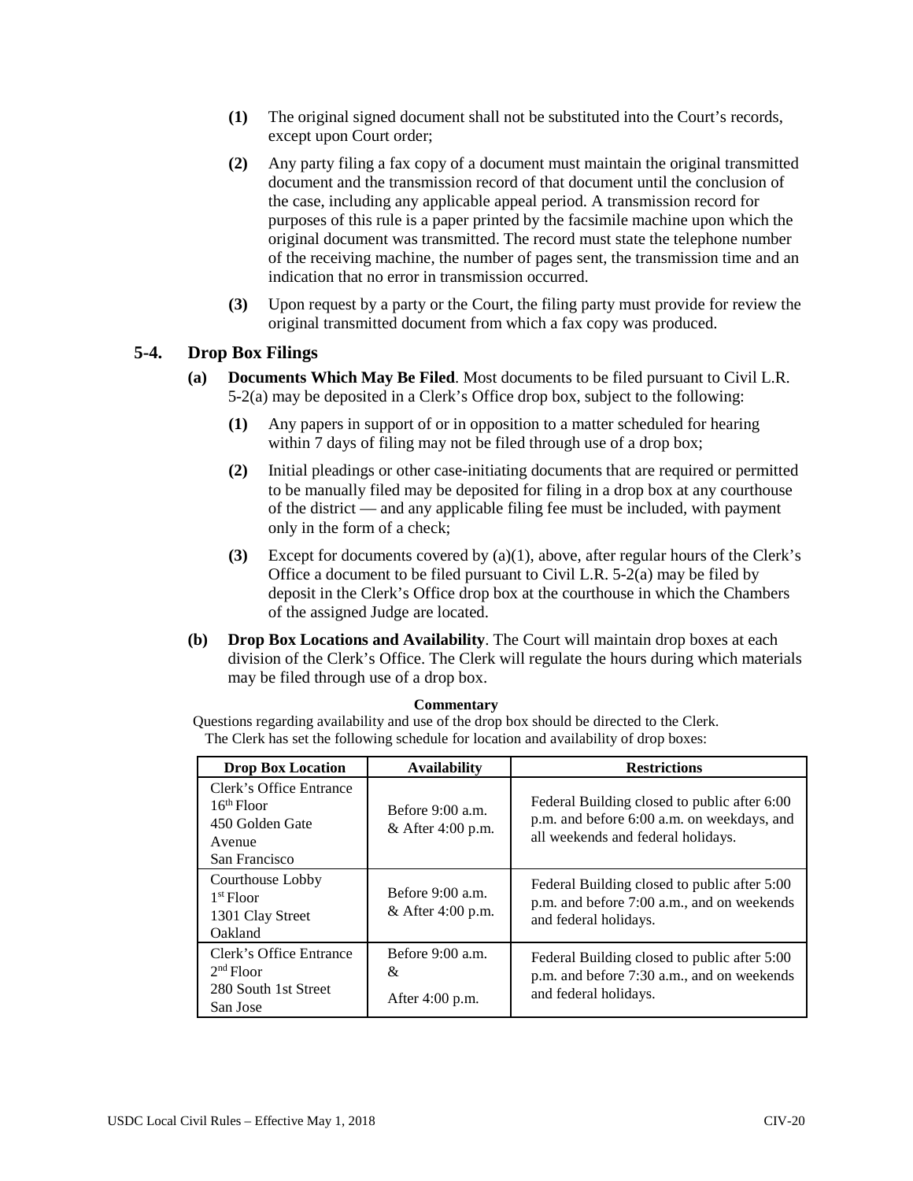**(1)** The original signed document shall not be substituted into the Court's records, except upon Court order;

**(2)** Any party filing a fax copy of a document must maintain the original transmitted document and the transmission record of that document until the conclusion of the case, including any applicable appeal period. A transmission record for purposes of this rule is a paper printed by the facsimile machine upon which the original document was transmitted. The record must state the telephone number of the receiving machine, the number of pages sent, the transmission time and an indication that no error in transmission occurred.

**(3)** Upon request by a party or the Court, the filing party must provide for review the original transmitted document from which a fax copy was produced.

## 5-4. Drop Box Filings

**(a) Documents Which May Be Filed**. Most documents to be filed pursuant to Civil L.R. 5-2(a) may be deposited in a Clerk's Office drop box, subject to the following:

**(1)** Any papers in support of or in opposition to a matter scheduled for hearing within 7 days of filing may not be filed through use of a drop box;

**(2)** Initial pleadings or other case-initiating documents that are required or permitted to be manually filed may be deposited for filing in a drop box at any courthouse of the district — and any applicable filing fee must be included, with payment only in the form of a check;

**(3)** Except for documents covered by (a)(1), above, after regular hours of the Clerk's Office a document to be filed pursuant to Civil L.R. 5-2(a) may be filed by deposit in the Clerk's Office drop box at the courthouse in which the Chambers of the assigned Judge are located.

**(b) Drop Box Locations and Availability**. The Court will maintain drop boxes at each division of the Clerk's Office. The Clerk will regulate the hours during which materials may be filed through use of a drop box.

**Commentary**

Questions regarding availability and use of the drop box should be directed to the Clerk. The Clerk has set the following schedule for location and availability of drop boxes:

| Drop Box Location | Availability | Restrictions |
|---|---|---|
| Clerk's Office Entrance 16th Floor 450 Golden Gate Avenue San Francisco | Before 9:00 a.m. & After 4:00 p.m. | Federal Building closed to public after 6:00 p.m. and before 6:00 a.m. on weekdays, and all weekends and federal holidays. |
| Courthouse Lobby 1st Floor 1301 Clay Street Oakland | Before 9:00 a.m. & After 4:00 p.m. | Federal Building closed to public after 5:00 p.m. and before 7:00 a.m., and on weekends and federal holidays. |
| Clerk's Office Entrance 2nd Floor 280 South 1st Street San Jose | Before 9:00 a.m. & After 4:00 p.m. | Federal Building closed to public after 5:00 p.m. and before 7:30 a.m., and on weekends and federal holidays. |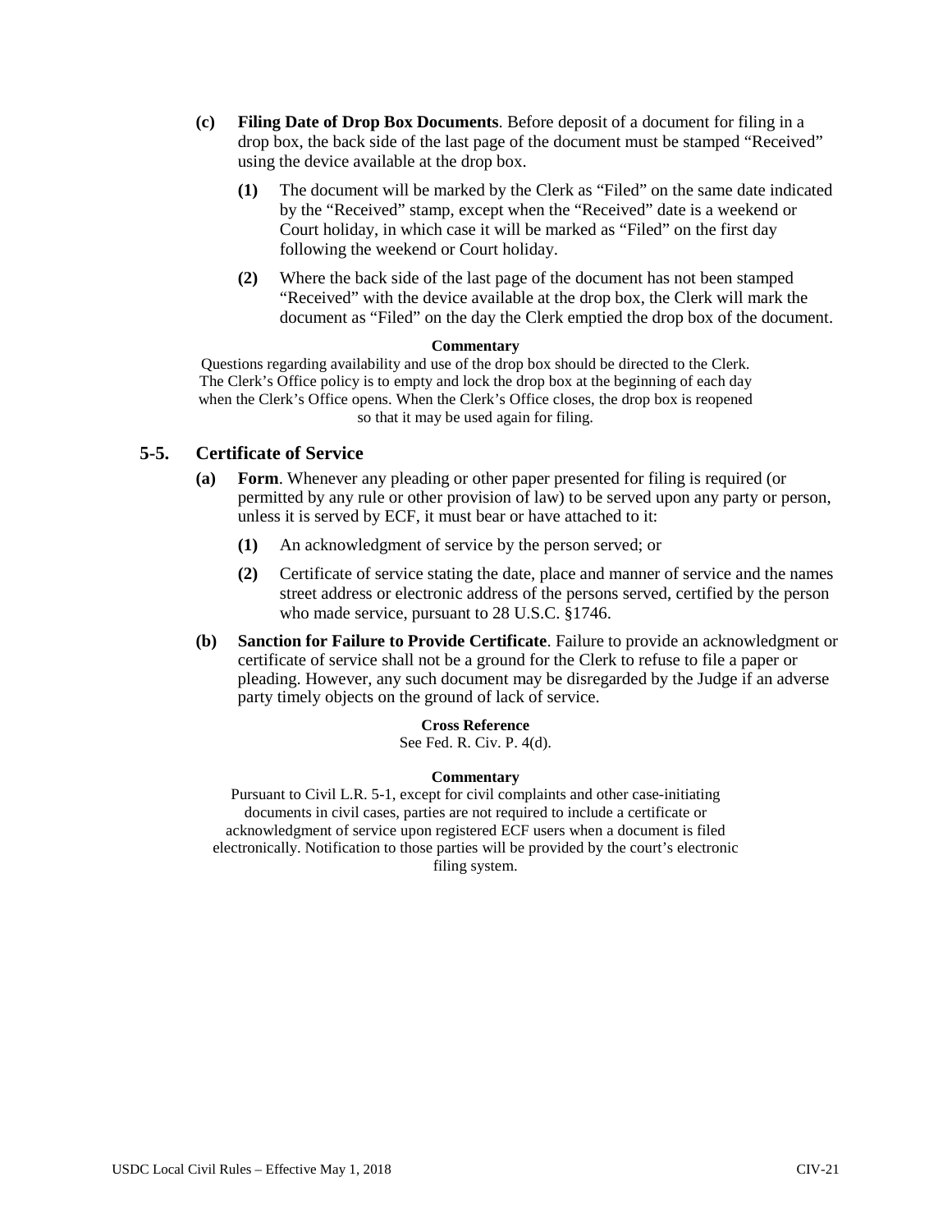**(c)** **Filing Date of Drop Box Documents**. Before deposit of a document for filing in a drop box, the back side of the last page of the document must be stamped "Received" using the device available at the drop box.

**(1)** The document will be marked by the Clerk as "Filed" on the same date indicated by the "Received" stamp, except when the "Received" date is a weekend or Court holiday, in which case it will be marked as "Filed" on the first day following the weekend or Court holiday.

**(2)** Where the back side of the last page of the document has not been stamped "Received" with the device available at the drop box, the Clerk will mark the document as "Filed" on the day the Clerk emptied the drop box of the document.

**Commentary**

Questions regarding availability and use of the drop box should be directed to the Clerk. The Clerk's Office policy is to empty and lock the drop box at the beginning of each day when the Clerk's Office opens. When the Clerk's Office closes, the drop box is reopened so that it may be used again for filing.

## 5-5. Certificate of Service

**(a)** **Form**. Whenever any pleading or other paper presented for filing is required (or permitted by any rule or other provision of law) to be served upon any party or person, unless it is served by ECF, it must bear or have attached to it:

**(1)** An acknowledgment of service by the person served; or

**(2)** Certificate of service stating the date, place and manner of service and the names street address or electronic address of the persons served, certified by the person who made service, pursuant to 28 U.S.C. §1746.

**(b)** **Sanction for Failure to Provide Certificate**. Failure to provide an acknowledgment or certificate of service shall not be a ground for the Clerk to refuse to file a paper or pleading. However, any such document may be disregarded by the Judge if an adverse party timely objects on the ground of lack of service.

**Cross Reference**

See Fed. R. Civ. P. 4(d).

**Commentary**

Pursuant to Civil L.R. 5-1, except for civil complaints and other case-initiating documents in civil cases, parties are not required to include a certificate or acknowledgment of service upon registered ECF users when a document is filed electronically. Notification to those parties will be provided by the court's electronic filing system.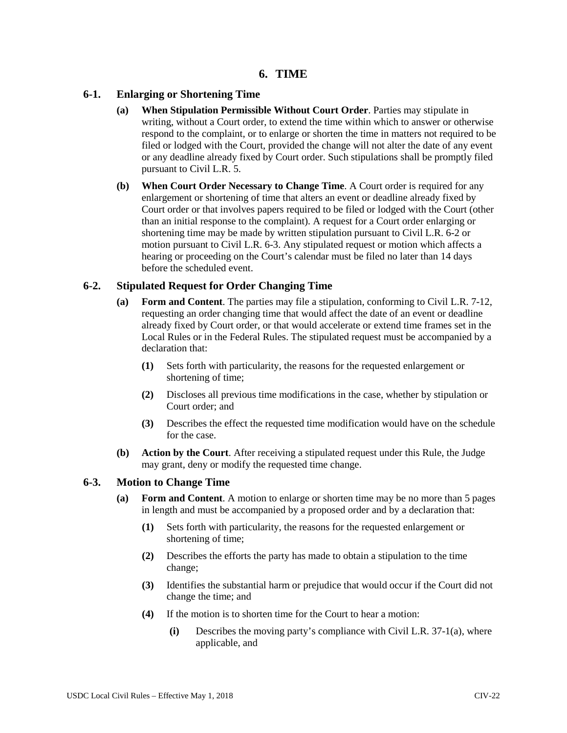# 6. TIME

## 6-1. Enlarging or Shortening Time

**(a) When Stipulation Permissible Without Court Order**. Parties may stipulate in writing, without a Court order, to extend the time within which to answer or otherwise respond to the complaint, or to enlarge or shorten the time in matters not required to be filed or lodged with the Court, provided the change will not alter the date of any event or any deadline already fixed by Court order. Such stipulations shall be promptly filed pursuant to Civil L.R. 5.

**(b) When Court Order Necessary to Change Time**. A Court order is required for any enlargement or shortening of time that alters an event or deadline already fixed by Court order or that involves papers required to be filed or lodged with the Court (other than an initial response to the complaint). A request for a Court order enlarging or shortening time may be made by written stipulation pursuant to Civil L.R. 6-2 or motion pursuant to Civil L.R. 6-3. Any stipulated request or motion which affects a hearing or proceeding on the Court's calendar must be filed no later than 14 days before the scheduled event.

## 6-2. Stipulated Request for Order Changing Time

**(a) Form and Content**. The parties may file a stipulation, conforming to Civil L.R. 7-12, requesting an order changing time that would affect the date of an event or deadline already fixed by Court order, or that would accelerate or extend time frames set in the Local Rules or in the Federal Rules. The stipulated request must be accompanied by a declaration that:

- **(1)** Sets forth with particularity, the reasons for the requested enlargement or shortening of time;
- **(2)** Discloses all previous time modifications in the case, whether by stipulation or Court order; and
- **(3)** Describes the effect the requested time modification would have on the schedule for the case.

**(b) Action by the Court**. After receiving a stipulated request under this Rule, the Judge may grant, deny or modify the requested time change.

## 6-3. Motion to Change Time

**(a) Form and Content**. A motion to enlarge or shorten time may be no more than 5 pages in length and must be accompanied by a proposed order and by a declaration that:

- **(1)** Sets forth with particularity, the reasons for the requested enlargement or shortening of time;
- **(2)** Describes the efforts the party has made to obtain a stipulation to the time change;
- **(3)** Identifies the substantial harm or prejudice that would occur if the Court did not change the time; and
- **(4)** If the motion is to shorten time for the Court to hear a motion:
  - **(i)** Describes the moving party's compliance with Civil L.R. 37-1(a), where applicable, and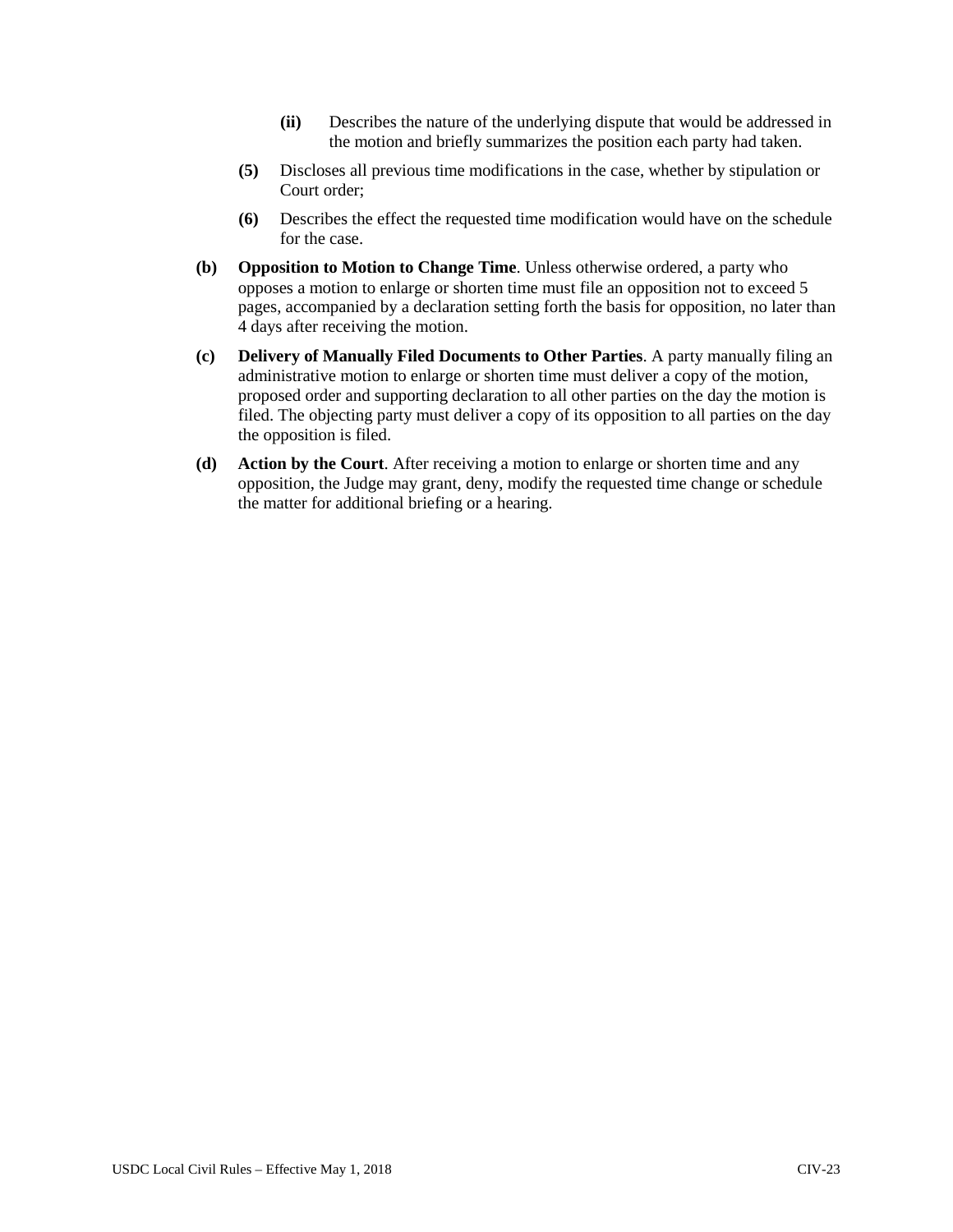**(ii)** Describes the nature of the underlying dispute that would be addressed in the motion and briefly summarizes the position each party had taken.

**(5)** Discloses all previous time modifications in the case, whether by stipulation or Court order;

**(6)** Describes the effect the requested time modification would have on the schedule for the case.

**(b) Opposition to Motion to Change Time**. Unless otherwise ordered, a party who opposes a motion to enlarge or shorten time must file an opposition not to exceed 5 pages, accompanied by a declaration setting forth the basis for opposition, no later than 4 days after receiving the motion.

**(c) Delivery of Manually Filed Documents to Other Parties**. A party manually filing an administrative motion to enlarge or shorten time must deliver a copy of the motion, proposed order and supporting declaration to all other parties on the day the motion is filed. The objecting party must deliver a copy of its opposition to all parties on the day the opposition is filed.

**(d) Action by the Court**. After receiving a motion to enlarge or shorten time and any opposition, the Judge may grant, deny, modify the requested time change or schedule the matter for additional briefing or a hearing.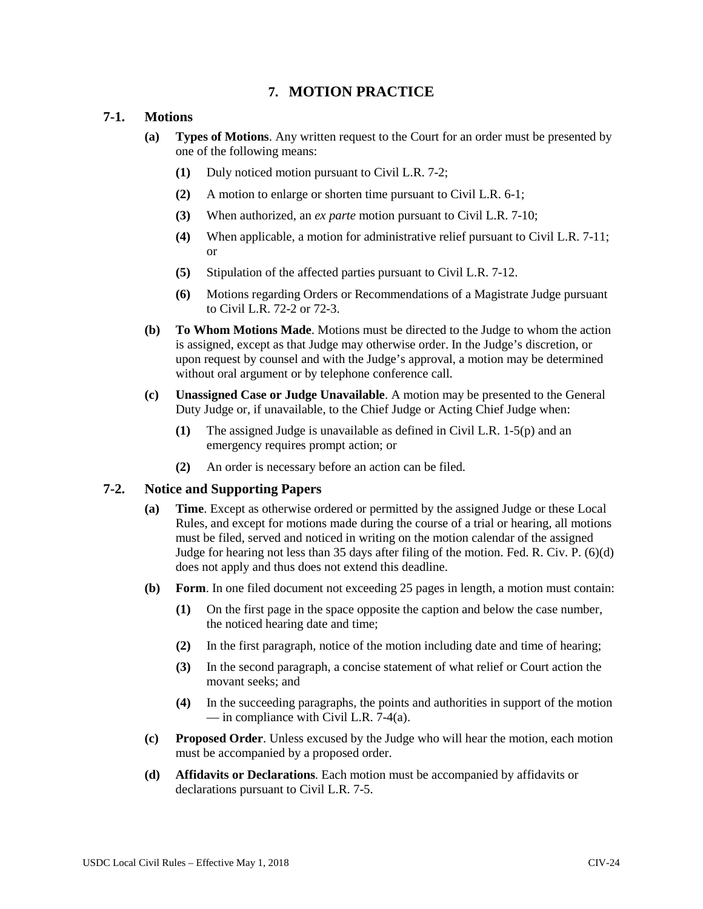# 7. MOTION PRACTICE

## 7-1. Motions

**(a)** **Types of Motions**. Any written request to the Court for an order must be presented by one of the following means:

- **(1)** Duly noticed motion pursuant to Civil L.R. 7-2;
- **(2)** A motion to enlarge or shorten time pursuant to Civil L.R. 6-1;
- **(3)** When authorized, an *ex parte* motion pursuant to Civil L.R. 7-10;
- **(4)** When applicable, a motion for administrative relief pursuant to Civil L.R. 7-11; or
- **(5)** Stipulation of the affected parties pursuant to Civil L.R. 7-12.
- **(6)** Motions regarding Orders or Recommendations of a Magistrate Judge pursuant to Civil L.R. 72-2 or 72-3.

**(b)** **To Whom Motions Made**. Motions must be directed to the Judge to whom the action is assigned, except as that Judge may otherwise order. In the Judge's discretion, or upon request by counsel and with the Judge's approval, a motion may be determined without oral argument or by telephone conference call.

**(c)** **Unassigned Case or Judge Unavailable**. A motion may be presented to the General Duty Judge or, if unavailable, to the Chief Judge or Acting Chief Judge when:

- **(1)** The assigned Judge is unavailable as defined in Civil L.R. 1-5(p) and an emergency requires prompt action; or
- **(2)** An order is necessary before an action can be filed.

## 7-2. Notice and Supporting Papers

**(a)** **Time**. Except as otherwise ordered or permitted by the assigned Judge or these Local Rules, and except for motions made during the course of a trial or hearing, all motions must be filed, served and noticed in writing on the motion calendar of the assigned Judge for hearing not less than 35 days after filing of the motion. Fed. R. Civ. P. (6)(d) does not apply and thus does not extend this deadline.

**(b)** **Form**. In one filed document not exceeding 25 pages in length, a motion must contain:

- **(1)** On the first page in the space opposite the caption and below the case number, the noticed hearing date and time;
- **(2)** In the first paragraph, notice of the motion including date and time of hearing;
- **(3)** In the second paragraph, a concise statement of what relief or Court action the movant seeks; and
- **(4)** In the succeeding paragraphs, the points and authorities in support of the motion — in compliance with Civil L.R. 7-4(a).

**(c)** **Proposed Order**. Unless excused by the Judge who will hear the motion, each motion must be accompanied by a proposed order.

**(d)** **Affidavits or Declarations**. Each motion must be accompanied by affidavits or declarations pursuant to Civil L.R. 7-5.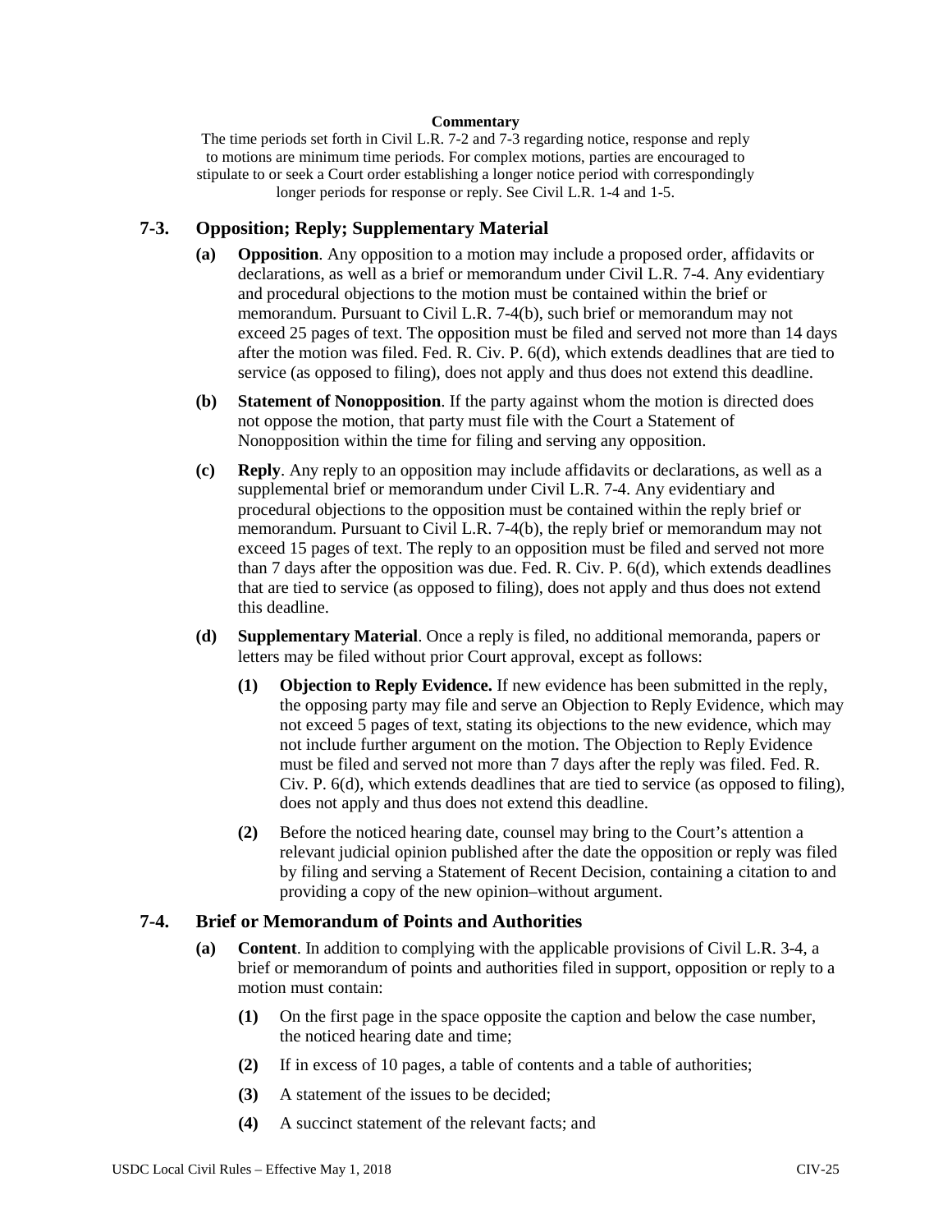**Commentary**

The time periods set forth in Civil L.R. 7-2 and 7-3 regarding notice, response and reply to motions are minimum time periods. For complex motions, parties are encouraged to stipulate to or seek a Court order establishing a longer notice period with correspondingly longer periods for response or reply. See Civil L.R. 1-4 and 1-5.

## 7-3. Opposition; Reply; Supplementary Material

**(a) Opposition**. Any opposition to a motion may include a proposed order, affidavits or declarations, as well as a brief or memorandum under Civil L.R. 7-4. Any evidentiary and procedural objections to the motion must be contained within the brief or memorandum. Pursuant to Civil L.R. 7-4(b), such brief or memorandum may not exceed 25 pages of text. The opposition must be filed and served not more than 14 days after the motion was filed. Fed. R. Civ. P. 6(d), which extends deadlines that are tied to service (as opposed to filing), does not apply and thus does not extend this deadline.

**(b) Statement of Nonopposition**. If the party against whom the motion is directed does not oppose the motion, that party must file with the Court a Statement of Nonopposition within the time for filing and serving any opposition.

**(c) Reply**. Any reply to an opposition may include affidavits or declarations, as well as a supplemental brief or memorandum under Civil L.R. 7-4. Any evidentiary and procedural objections to the opposition must be contained within the reply brief or memorandum. Pursuant to Civil L.R. 7-4(b), the reply brief or memorandum may not exceed 15 pages of text. The reply to an opposition must be filed and served not more than 7 days after the opposition was due. Fed. R. Civ. P. 6(d), which extends deadlines that are tied to service (as opposed to filing), does not apply and thus does not extend this deadline.

**(d) Supplementary Material**. Once a reply is filed, no additional memoranda, papers or letters may be filed without prior Court approval, except as follows:

**(1) Objection to Reply Evidence.** If new evidence has been submitted in the reply, the opposing party may file and serve an Objection to Reply Evidence, which may not exceed 5 pages of text, stating its objections to the new evidence, which may not include further argument on the motion. The Objection to Reply Evidence must be filed and served not more than 7 days after the reply was filed. Fed. R. Civ. P. 6(d), which extends deadlines that are tied to service (as opposed to filing), does not apply and thus does not extend this deadline.

**(2)** Before the noticed hearing date, counsel may bring to the Court's attention a relevant judicial opinion published after the date the opposition or reply was filed by filing and serving a Statement of Recent Decision, containing a citation to and providing a copy of the new opinion–without argument.

## 7-4. Brief or Memorandum of Points and Authorities

**(a) Content**. In addition to complying with the applicable provisions of Civil L.R. 3-4, a brief or memorandum of points and authorities filed in support, opposition or reply to a motion must contain:

**(1)** On the first page in the space opposite the caption and below the case number, the noticed hearing date and time;

**(2)** If in excess of 10 pages, a table of contents and a table of authorities;

**(3)** A statement of the issues to be decided;

**(4)** A succinct statement of the relevant facts; and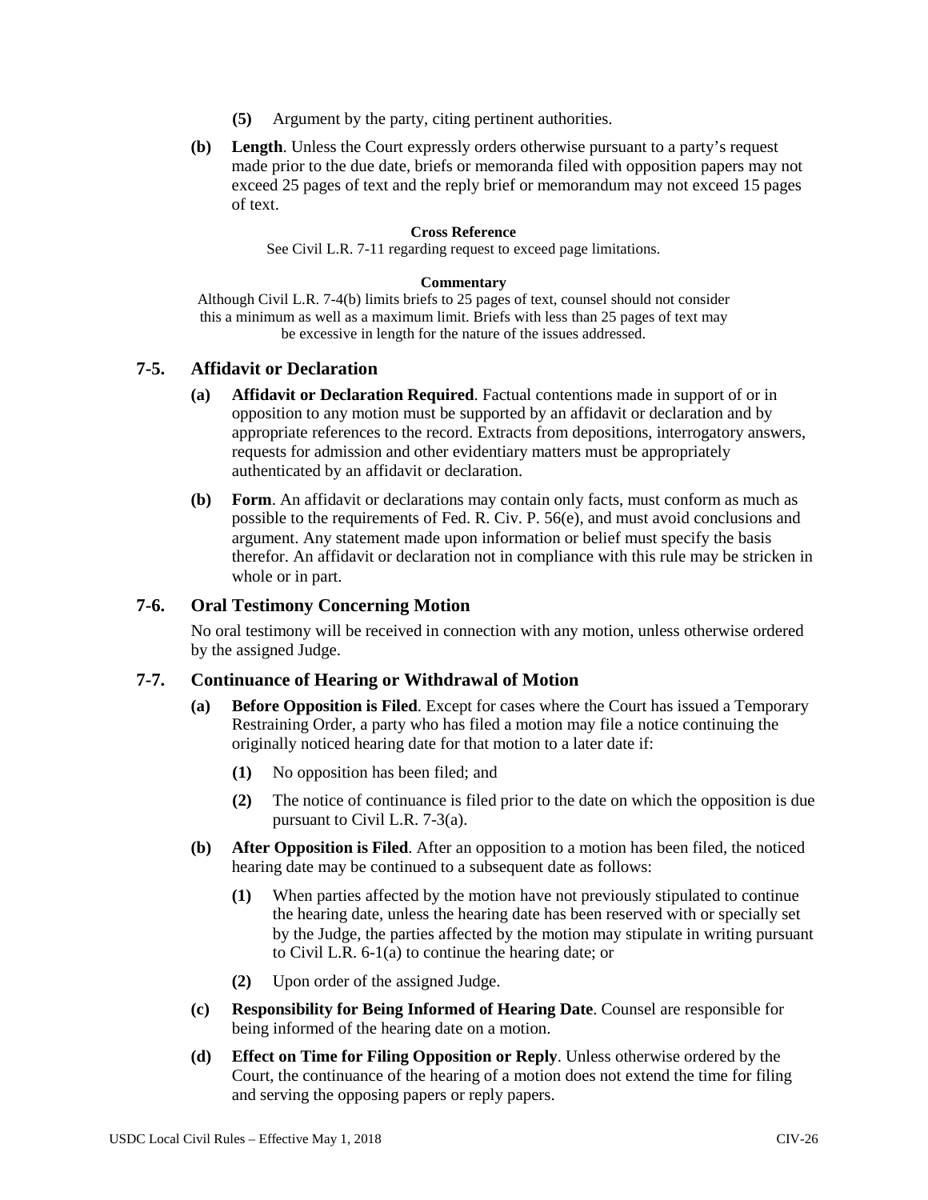**(5)** Argument by the party, citing pertinent authorities.

**(b)** **Length**. Unless the Court expressly orders otherwise pursuant to a party's request made prior to the due date, briefs or memoranda filed with opposition papers may not exceed 25 pages of text and the reply brief or memorandum may not exceed 15 pages of text.

**Cross Reference**

See Civil L.R. 7-11 regarding request to exceed page limitations.

**Commentary**

Although Civil L.R. 7-4(b) limits briefs to 25 pages of text, counsel should not consider this a minimum as well as a maximum limit. Briefs with less than 25 pages of text may be excessive in length for the nature of the issues addressed.

## 7-5. Affidavit or Declaration

**(a)** **Affidavit or Declaration Required**. Factual contentions made in support of or in opposition to any motion must be supported by an affidavit or declaration and by appropriate references to the record. Extracts from depositions, interrogatory answers, requests for admission and other evidentiary matters must be appropriately authenticated by an affidavit or declaration.

**(b)** **Form**. An affidavit or declarations may contain only facts, must conform as much as possible to the requirements of Fed. R. Civ. P. 56(e), and must avoid conclusions and argument. Any statement made upon information or belief must specify the basis therefor. An affidavit or declaration not in compliance with this rule may be stricken in whole or in part.

## 7-6. Oral Testimony Concerning Motion

No oral testimony will be received in connection with any motion, unless otherwise ordered by the assigned Judge.

## 7-7. Continuance of Hearing or Withdrawal of Motion

**(a)** **Before Opposition is Filed**. Except for cases where the Court has issued a Temporary Restraining Order, a party who has filed a motion may file a notice continuing the originally noticed hearing date for that motion to a later date if:

**(1)** No opposition has been filed; and

**(2)** The notice of continuance is filed prior to the date on which the opposition is due pursuant to Civil L.R. 7-3(a).

**(b)** **After Opposition is Filed**. After an opposition to a motion has been filed, the noticed hearing date may be continued to a subsequent date as follows:

**(1)** When parties affected by the motion have not previously stipulated to continue the hearing date, unless the hearing date has been reserved with or specially set by the Judge, the parties affected by the motion may stipulate in writing pursuant to Civil L.R. 6-1(a) to continue the hearing date; or

**(2)** Upon order of the assigned Judge.

**(c)** **Responsibility for Being Informed of Hearing Date**. Counsel are responsible for being informed of the hearing date on a motion.

**(d)** **Effect on Time for Filing Opposition or Reply**. Unless otherwise ordered by the Court, the continuance of the hearing of a motion does not extend the time for filing and serving the opposing papers or reply papers.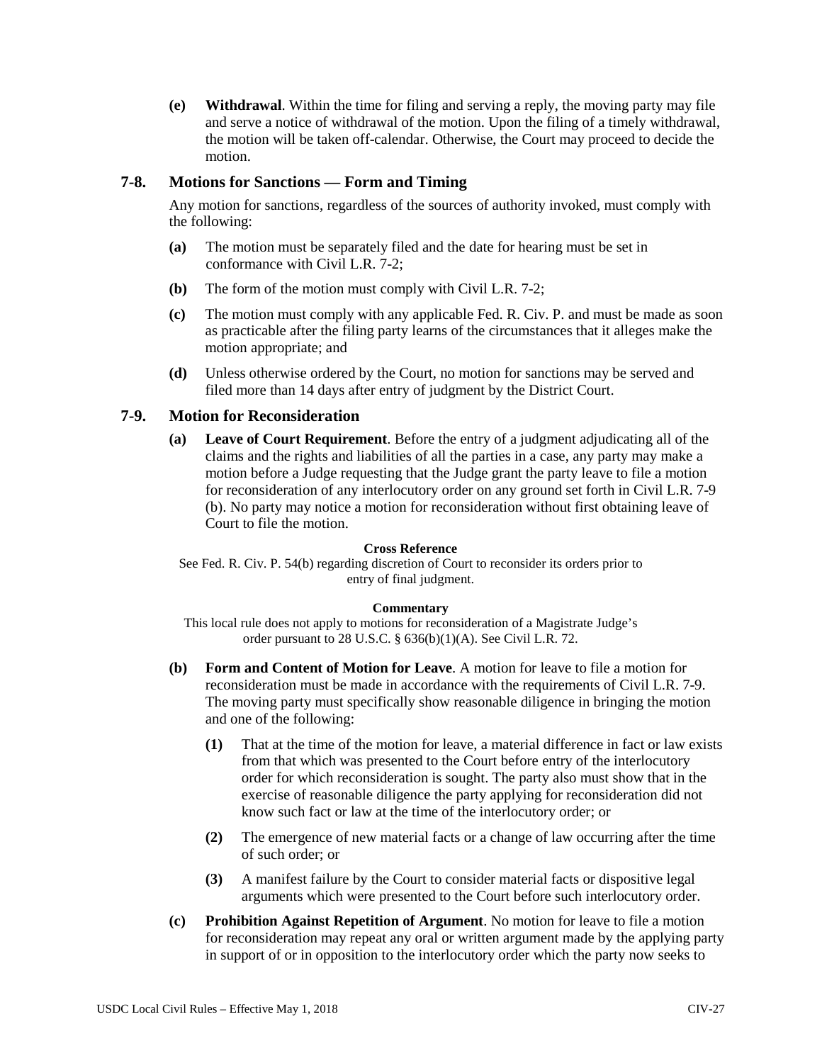**(e) Withdrawal**. Within the time for filing and serving a reply, the moving party may file and serve a notice of withdrawal of the motion. Upon the filing of a timely withdrawal, the motion will be taken off-calendar. Otherwise, the Court may proceed to decide the motion.

## 7-8. Motions for Sanctions — Form and Timing

Any motion for sanctions, regardless of the sources of authority invoked, must comply with the following:

**(a)** The motion must be separately filed and the date for hearing must be set in conformance with Civil L.R. 7-2;

**(b)** The form of the motion must comply with Civil L.R. 7-2;

**(c)** The motion must comply with any applicable Fed. R. Civ. P. and must be made as soon as practicable after the filing party learns of the circumstances that it alleges make the motion appropriate; and

**(d)** Unless otherwise ordered by the Court, no motion for sanctions may be served and filed more than 14 days after entry of judgment by the District Court.

## 7-9. Motion for Reconsideration

**(a) Leave of Court Requirement**. Before the entry of a judgment adjudicating all of the claims and the rights and liabilities of all the parties in a case, any party may make a motion before a Judge requesting that the Judge grant the party leave to file a motion for reconsideration of any interlocutory order on any ground set forth in Civil L.R. 7-9 (b). No party may notice a motion for reconsideration without first obtaining leave of Court to file the motion.

**Cross Reference**

See Fed. R. Civ. P. 54(b) regarding discretion of Court to reconsider its orders prior to entry of final judgment.

**Commentary**

This local rule does not apply to motions for reconsideration of a Magistrate Judge's order pursuant to 28 U.S.C. § 636(b)(1)(A). See Civil L.R. 72.

**(b) Form and Content of Motion for Leave**. A motion for leave to file a motion for reconsideration must be made in accordance with the requirements of Civil L.R. 7-9. The moving party must specifically show reasonable diligence in bringing the motion and one of the following:

**(1)** That at the time of the motion for leave, a material difference in fact or law exists from that which was presented to the Court before entry of the interlocutory order for which reconsideration is sought. The party also must show that in the exercise of reasonable diligence the party applying for reconsideration did not know such fact or law at the time of the interlocutory order; or

**(2)** The emergence of new material facts or a change of law occurring after the time of such order; or

**(3)** A manifest failure by the Court to consider material facts or dispositive legal arguments which were presented to the Court before such interlocutory order.

**(c) Prohibition Against Repetition of Argument**. No motion for leave to file a motion for reconsideration may repeat any oral or written argument made by the applying party in support of or in opposition to the interlocutory order which the party now seeks to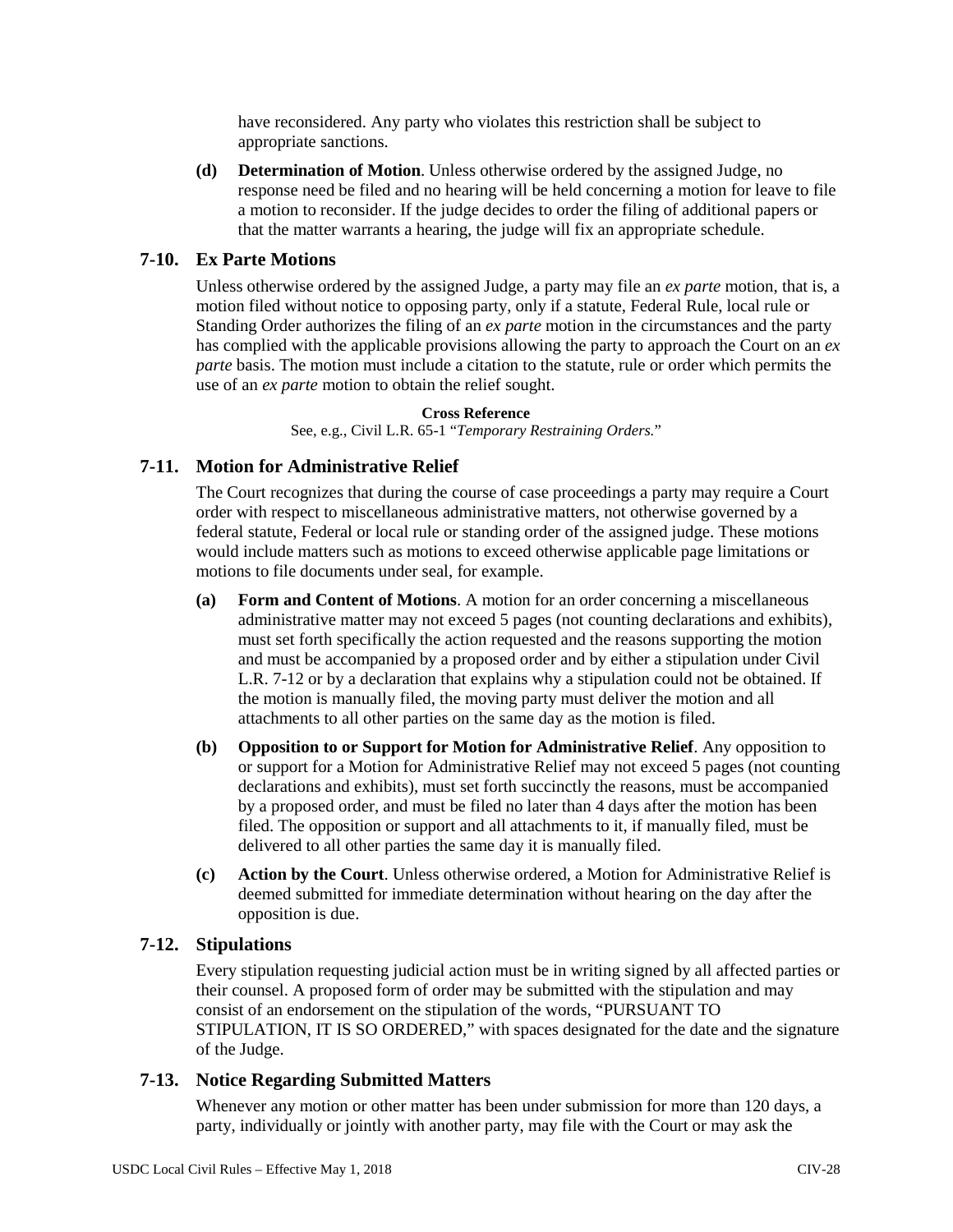have reconsidered. Any party who violates this restriction shall be subject to appropriate sanctions.

**(d) Determination of Motion**. Unless otherwise ordered by the assigned Judge, no response need be filed and no hearing will be held concerning a motion for leave to file a motion to reconsider. If the judge decides to order the filing of additional papers or that the matter warrants a hearing, the judge will fix an appropriate schedule.

## 7-10. Ex Parte Motions

Unless otherwise ordered by the assigned Judge, a party may file an *ex parte* motion, that is, a motion filed without notice to opposing party, only if a statute, Federal Rule, local rule or Standing Order authorizes the filing of an *ex parte* motion in the circumstances and the party has complied with the applicable provisions allowing the party to approach the Court on an *ex parte* basis. The motion must include a citation to the statute, rule or order which permits the use of an *ex parte* motion to obtain the relief sought.

**Cross Reference**

See, e.g., Civil L.R. 65-1 "*Temporary Restraining Orders.*"

## 7-11. Motion for Administrative Relief

The Court recognizes that during the course of case proceedings a party may require a Court order with respect to miscellaneous administrative matters, not otherwise governed by a federal statute, Federal or local rule or standing order of the assigned judge. These motions would include matters such as motions to exceed otherwise applicable page limitations or motions to file documents under seal, for example.

**(a) Form and Content of Motions**. A motion for an order concerning a miscellaneous administrative matter may not exceed 5 pages (not counting declarations and exhibits), must set forth specifically the action requested and the reasons supporting the motion and must be accompanied by a proposed order and by either a stipulation under Civil L.R. 7-12 or by a declaration that explains why a stipulation could not be obtained. If the motion is manually filed, the moving party must deliver the motion and all attachments to all other parties on the same day as the motion is filed.

**(b) Opposition to or Support for Motion for Administrative Relief**. Any opposition to or support for a Motion for Administrative Relief may not exceed 5 pages (not counting declarations and exhibits), must set forth succinctly the reasons, must be accompanied by a proposed order, and must be filed no later than 4 days after the motion has been filed. The opposition or support and all attachments to it, if manually filed, must be delivered to all other parties the same day it is manually filed.

**(c) Action by the Court**. Unless otherwise ordered, a Motion for Administrative Relief is deemed submitted for immediate determination without hearing on the day after the opposition is due.

## 7-12. Stipulations

Every stipulation requesting judicial action must be in writing signed by all affected parties or their counsel. A proposed form of order may be submitted with the stipulation and may consist of an endorsement on the stipulation of the words, "PURSUANT TO STIPULATION, IT IS SO ORDERED," with spaces designated for the date and the signature of the Judge.

## 7-13. Notice Regarding Submitted Matters

Whenever any motion or other matter has been under submission for more than 120 days, a party, individually or jointly with another party, may file with the Court or may ask the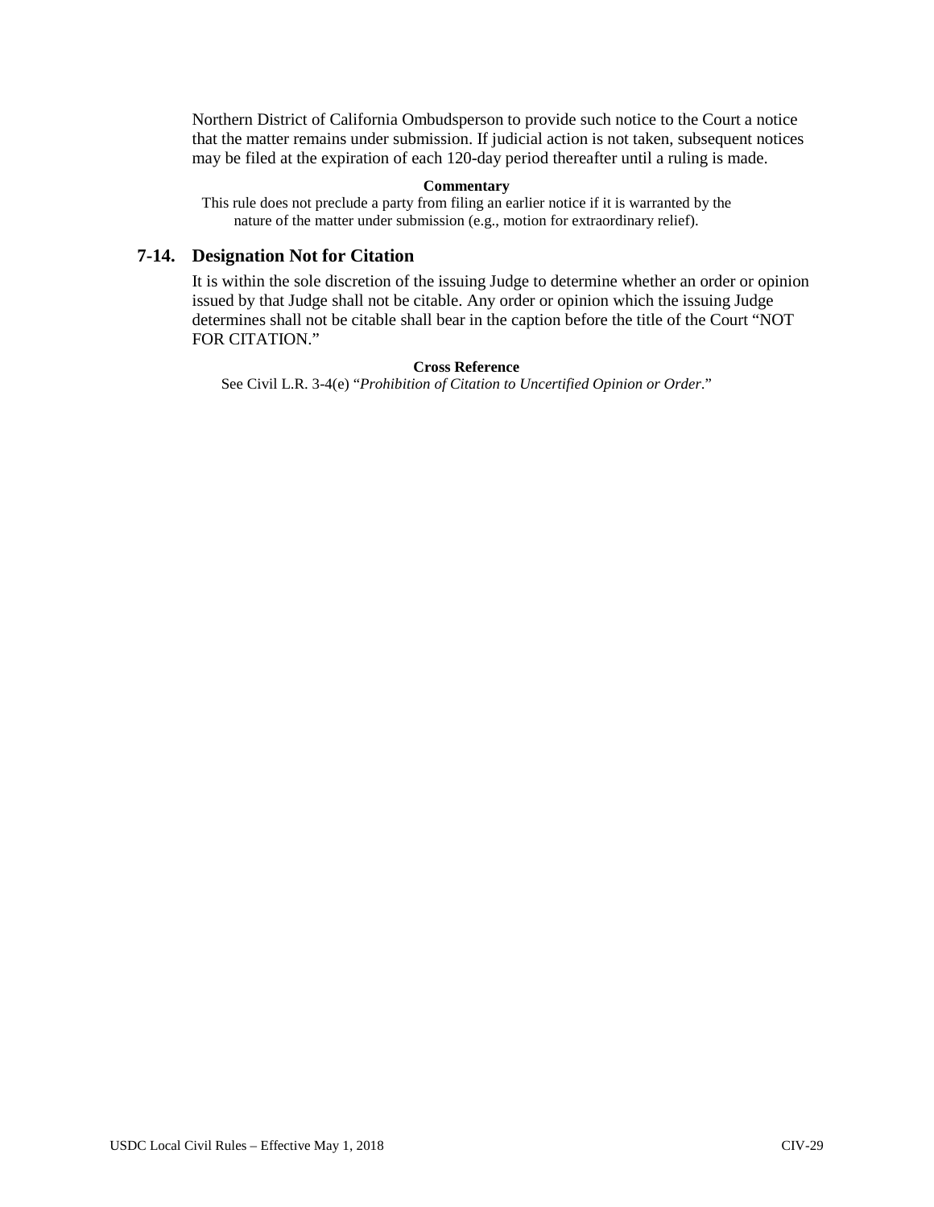Northern District of California Ombudsperson to provide such notice to the Court a notice that the matter remains under submission. If judicial action is not taken, subsequent notices may be filed at the expiration of each 120-day period thereafter until a ruling is made.

**Commentary**

This rule does not preclude a party from filing an earlier notice if it is warranted by the nature of the matter under submission (e.g., motion for extraordinary relief).

## 7-14. Designation Not for Citation

It is within the sole discretion of the issuing Judge to determine whether an order or opinion issued by that Judge shall not be citable. Any order or opinion which the issuing Judge determines shall not be citable shall bear in the caption before the title of the Court “NOT FOR CITATION.”

**Cross Reference**

See Civil L.R. 3-4(e) “*Prohibition of Citation to Uncertified Opinion or Order*.”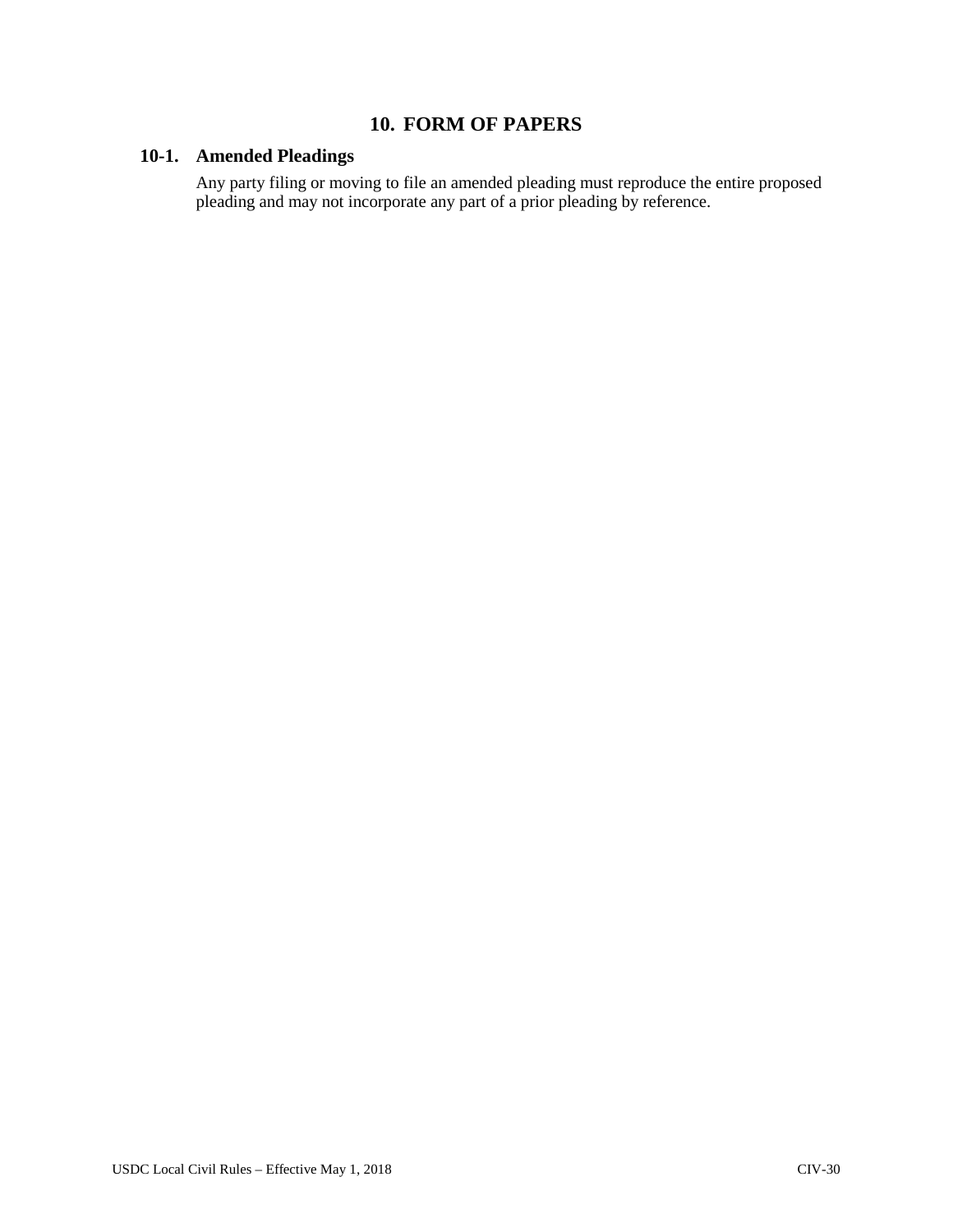# 10. FORM OF PAPERS

## 10-1. Amended Pleadings

Any party filing or moving to file an amended pleading must reproduce the entire proposed pleading and may not incorporate any part of a prior pleading by reference.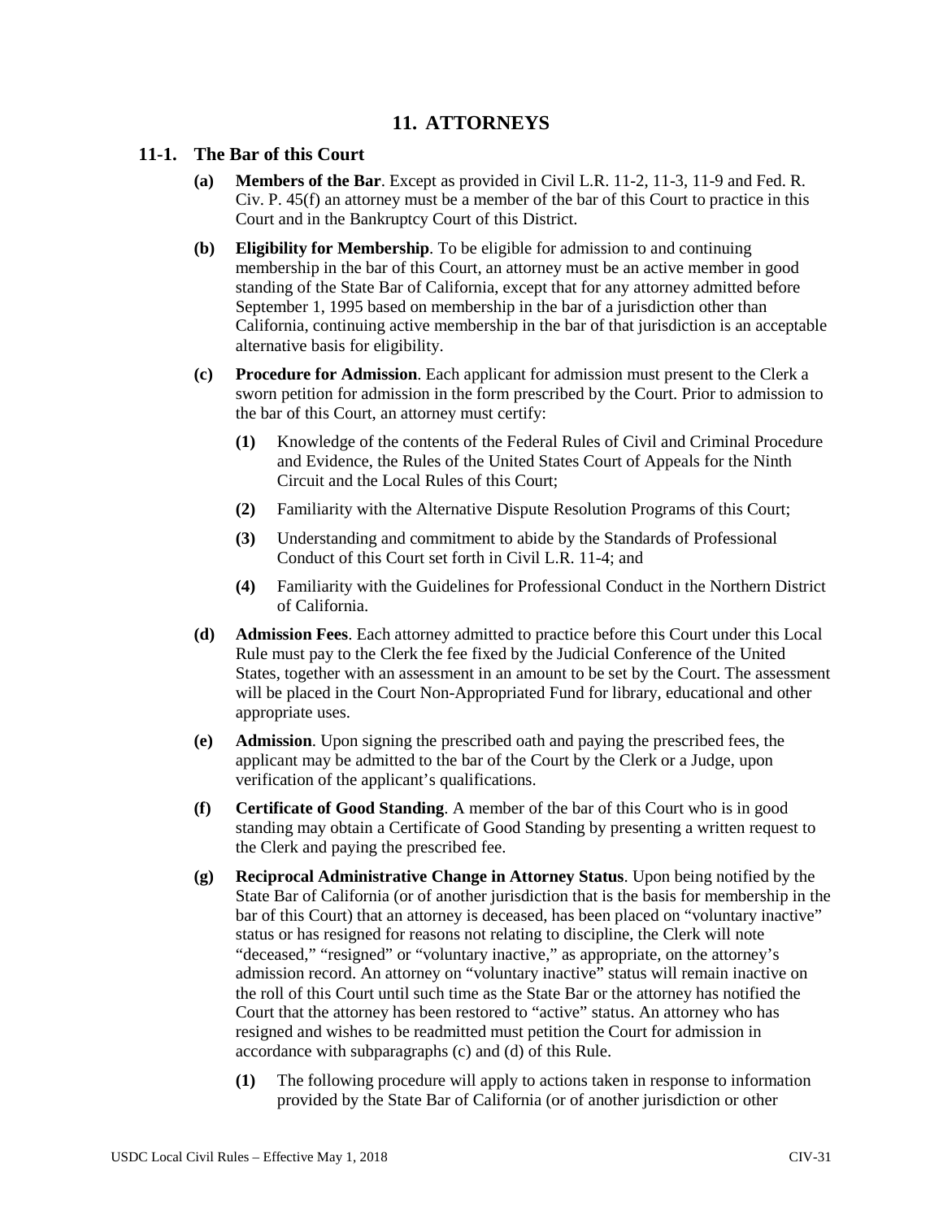# 11. ATTORNEYS

## 11-1. The Bar of this Court

**(a) Members of the Bar**. Except as provided in Civil L.R. 11-2, 11-3, 11-9 and Fed. R. Civ. P. 45(f) an attorney must be a member of the bar of this Court to practice in this Court and in the Bankruptcy Court of this District.

**(b) Eligibility for Membership**. To be eligible for admission to and continuing membership in the bar of this Court, an attorney must be an active member in good standing of the State Bar of California, except that for any attorney admitted before September 1, 1995 based on membership in the bar of a jurisdiction other than California, continuing active membership in the bar of that jurisdiction is an acceptable alternative basis for eligibility.

**(c) Procedure for Admission**. Each applicant for admission must present to the Clerk a sworn petition for admission in the form prescribed by the Court. Prior to admission to the bar of this Court, an attorney must certify:

- **(1)** Knowledge of the contents of the Federal Rules of Civil and Criminal Procedure and Evidence, the Rules of the United States Court of Appeals for the Ninth Circuit and the Local Rules of this Court;
- **(2)** Familiarity with the Alternative Dispute Resolution Programs of this Court;
- **(3)** Understanding and commitment to abide by the Standards of Professional Conduct of this Court set forth in Civil L.R. 11-4; and
- **(4)** Familiarity with the Guidelines for Professional Conduct in the Northern District of California.

**(d) Admission Fees**. Each attorney admitted to practice before this Court under this Local Rule must pay to the Clerk the fee fixed by the Judicial Conference of the United States, together with an assessment in an amount to be set by the Court. The assessment will be placed in the Court Non-Appropriated Fund for library, educational and other appropriate uses.

**(e) Admission**. Upon signing the prescribed oath and paying the prescribed fees, the applicant may be admitted to the bar of the Court by the Clerk or a Judge, upon verification of the applicant's qualifications.

**(f) Certificate of Good Standing**. A member of the bar of this Court who is in good standing may obtain a Certificate of Good Standing by presenting a written request to the Clerk and paying the prescribed fee.

**(g) Reciprocal Administrative Change in Attorney Status**. Upon being notified by the State Bar of California (or of another jurisdiction that is the basis for membership in the bar of this Court) that an attorney is deceased, has been placed on "voluntary inactive" status or has resigned for reasons not relating to discipline, the Clerk will note "deceased," "resigned" or "voluntary inactive," as appropriate, on the attorney's admission record. An attorney on "voluntary inactive" status will remain inactive on the roll of this Court until such time as the State Bar or the attorney has notified the Court that the attorney has been restored to "active" status. An attorney who has resigned and wishes to be readmitted must petition the Court for admission in accordance with subparagraphs (c) and (d) of this Rule.

- **(1)** The following procedure will apply to actions taken in response to information provided by the State Bar of California (or of another jurisdiction or other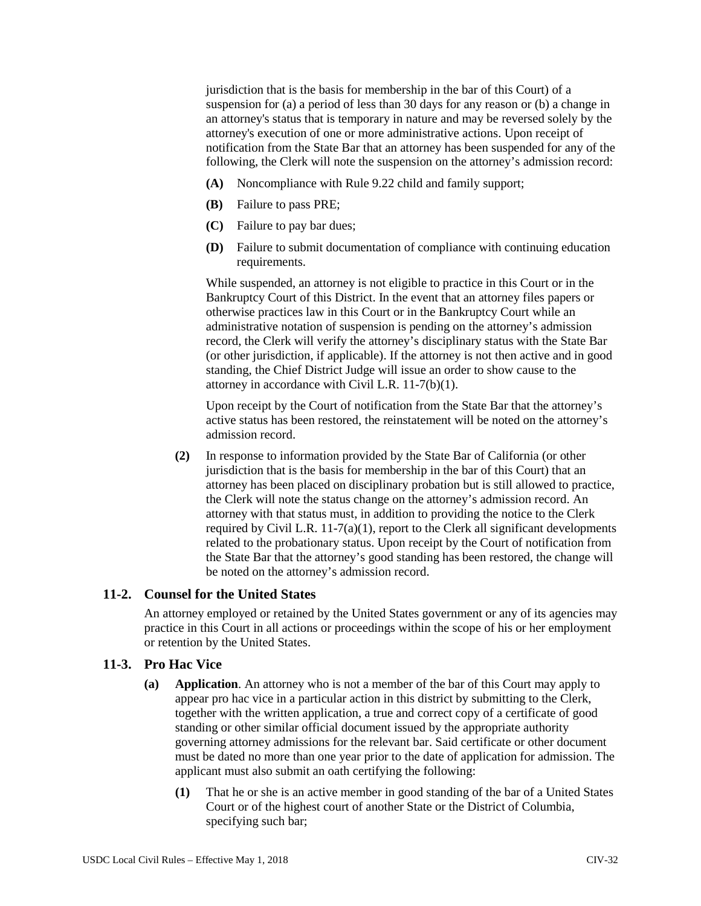jurisdiction that is the basis for membership in the bar of this Court) of a suspension for (a) a period of less than 30 days for any reason or (b) a change in an attorney's status that is temporary in nature and may be reversed solely by the attorney's execution of one or more administrative actions. Upon receipt of notification from the State Bar that an attorney has been suspended for any of the following, the Clerk will note the suspension on the attorney's admission record:

- **(A)** Noncompliance with Rule 9.22 child and family support;
- **(B)** Failure to pass PRE;
- **(C)** Failure to pay bar dues;
- **(D)** Failure to submit documentation of compliance with continuing education requirements.

While suspended, an attorney is not eligible to practice in this Court or in the Bankruptcy Court of this District. In the event that an attorney files papers or otherwise practices law in this Court or in the Bankruptcy Court while an administrative notation of suspension is pending on the attorney's admission record, the Clerk will verify the attorney's disciplinary status with the State Bar (or other jurisdiction, if applicable). If the attorney is not then active and in good standing, the Chief District Judge will issue an order to show cause to the attorney in accordance with Civil L.R. 11-7(b)(1).

Upon receipt by the Court of notification from the State Bar that the attorney's active status has been restored, the reinstatement will be noted on the attorney's admission record.

**(2)** In response to information provided by the State Bar of California (or other jurisdiction that is the basis for membership in the bar of this Court) that an attorney has been placed on disciplinary probation but is still allowed to practice, the Clerk will note the status change on the attorney's admission record. An attorney with that status must, in addition to providing the notice to the Clerk required by Civil L.R. 11-7(a)(1), report to the Clerk all significant developments related to the probationary status. Upon receipt by the Court of notification from the State Bar that the attorney's good standing has been restored, the change will be noted on the attorney's admission record.

## 11-2. Counsel for the United States

An attorney employed or retained by the United States government or any of its agencies may practice in this Court in all actions or proceedings within the scope of his or her employment or retention by the United States.

## 11-3. Pro Hac Vice

**(a) Application**. An attorney who is not a member of the bar of this Court may apply to appear pro hac vice in a particular action in this district by submitting to the Clerk, together with the written application, a true and correct copy of a certificate of good standing or other similar official document issued by the appropriate authority governing attorney admissions for the relevant bar. Said certificate or other document must be dated no more than one year prior to the date of application for admission. The applicant must also submit an oath certifying the following:

**(1)** That he or she is an active member in good standing of the bar of a United States Court or of the highest court of another State or the District of Columbia, specifying such bar;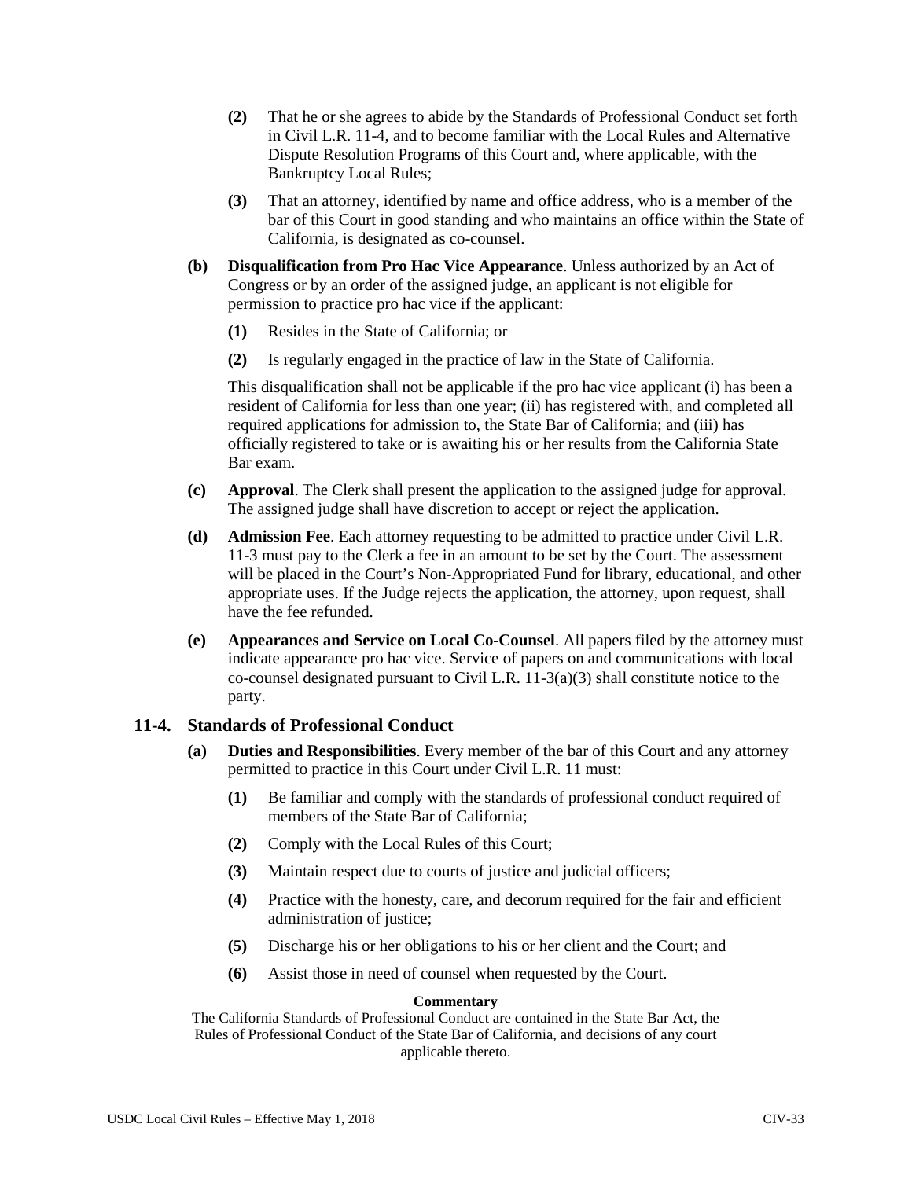**(2)** That he or she agrees to abide by the Standards of Professional Conduct set forth in Civil L.R. 11-4, and to become familiar with the Local Rules and Alternative Dispute Resolution Programs of this Court and, where applicable, with the Bankruptcy Local Rules;

**(3)** That an attorney, identified by name and office address, who is a member of the bar of this Court in good standing and who maintains an office within the State of California, is designated as co-counsel.

**(b) Disqualification from Pro Hac Vice Appearance**. Unless authorized by an Act of Congress or by an order of the assigned judge, an applicant is not eligible for permission to practice pro hac vice if the applicant:

**(1)** Resides in the State of California; or

**(2)** Is regularly engaged in the practice of law in the State of California.

This disqualification shall not be applicable if the pro hac vice applicant (i) has been a resident of California for less than one year; (ii) has registered with, and completed all required applications for admission to, the State Bar of California; and (iii) has officially registered to take or is awaiting his or her results from the California State Bar exam.

**(c) Approval**. The Clerk shall present the application to the assigned judge for approval. The assigned judge shall have discretion to accept or reject the application.

**(d) Admission Fee**. Each attorney requesting to be admitted to practice under Civil L.R. 11-3 must pay to the Clerk a fee in an amount to be set by the Court. The assessment will be placed in the Court's Non-Appropriated Fund for library, educational, and other appropriate uses. If the Judge rejects the application, the attorney, upon request, shall have the fee refunded.

**(e) Appearances and Service on Local Co-Counsel**. All papers filed by the attorney must indicate appearance pro hac vice. Service of papers on and communications with local co-counsel designated pursuant to Civil L.R. 11-3(a)(3) shall constitute notice to the party.

## 11-4. Standards of Professional Conduct

**(a) Duties and Responsibilities**. Every member of the bar of this Court and any attorney permitted to practice in this Court under Civil L.R. 11 must:

**(1)** Be familiar and comply with the standards of professional conduct required of members of the State Bar of California;

**(2)** Comply with the Local Rules of this Court;

**(3)** Maintain respect due to courts of justice and judicial officers;

**(4)** Practice with the honesty, care, and decorum required for the fair and efficient administration of justice;

**(5)** Discharge his or her obligations to his or her client and the Court; and

**(6)** Assist those in need of counsel when requested by the Court.

**Commentary**

The California Standards of Professional Conduct are contained in the State Bar Act, the Rules of Professional Conduct of the State Bar of California, and decisions of any court applicable thereto.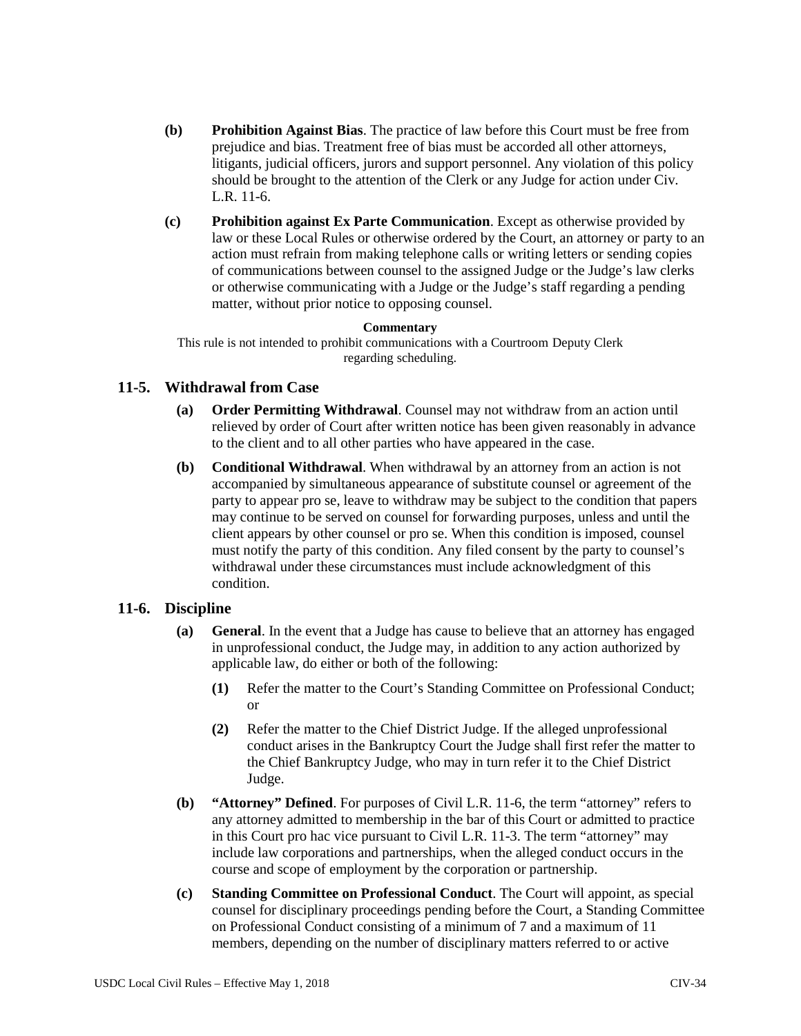**(b) Prohibition Against Bias**. The practice of law before this Court must be free from prejudice and bias. Treatment free of bias must be accorded all other attorneys, litigants, judicial officers, jurors and support personnel. Any violation of this policy should be brought to the attention of the Clerk or any Judge for action under Civ. L.R. 11-6.

**(c) Prohibition against Ex Parte Communication**. Except as otherwise provided by law or these Local Rules or otherwise ordered by the Court, an attorney or party to an action must refrain from making telephone calls or writing letters or sending copies of communications between counsel to the assigned Judge or the Judge's law clerks or otherwise communicating with a Judge or the Judge's staff regarding a pending matter, without prior notice to opposing counsel.

**Commentary**

This rule is not intended to prohibit communications with a Courtroom Deputy Clerk regarding scheduling.

## 11-5. Withdrawal from Case

**(a) Order Permitting Withdrawal**. Counsel may not withdraw from an action until relieved by order of Court after written notice has been given reasonably in advance to the client and to all other parties who have appeared in the case.

**(b) Conditional Withdrawal**. When withdrawal by an attorney from an action is not accompanied by simultaneous appearance of substitute counsel or agreement of the party to appear pro se, leave to withdraw may be subject to the condition that papers may continue to be served on counsel for forwarding purposes, unless and until the client appears by other counsel or pro se. When this condition is imposed, counsel must notify the party of this condition. Any filed consent by the party to counsel's withdrawal under these circumstances must include acknowledgment of this condition.

## 11-6. Discipline

**(a) General**. In the event that a Judge has cause to believe that an attorney has engaged in unprofessional conduct, the Judge may, in addition to any action authorized by applicable law, do either or both of the following:

**(1)** Refer the matter to the Court's Standing Committee on Professional Conduct; or

**(2)** Refer the matter to the Chief District Judge. If the alleged unprofessional conduct arises in the Bankruptcy Court the Judge shall first refer the matter to the Chief Bankruptcy Judge, who may in turn refer it to the Chief District Judge.

**(b) "Attorney" Defined**. For purposes of Civil L.R. 11-6, the term "attorney" refers to any attorney admitted to membership in the bar of this Court or admitted to practice in this Court pro hac vice pursuant to Civil L.R. 11-3. The term "attorney" may include law corporations and partnerships, when the alleged conduct occurs in the course and scope of employment by the corporation or partnership.

**(c) Standing Committee on Professional Conduct**. The Court will appoint, as special counsel for disciplinary proceedings pending before the Court, a Standing Committee on Professional Conduct consisting of a minimum of 7 and a maximum of 11 members, depending on the number of disciplinary matters referred to or active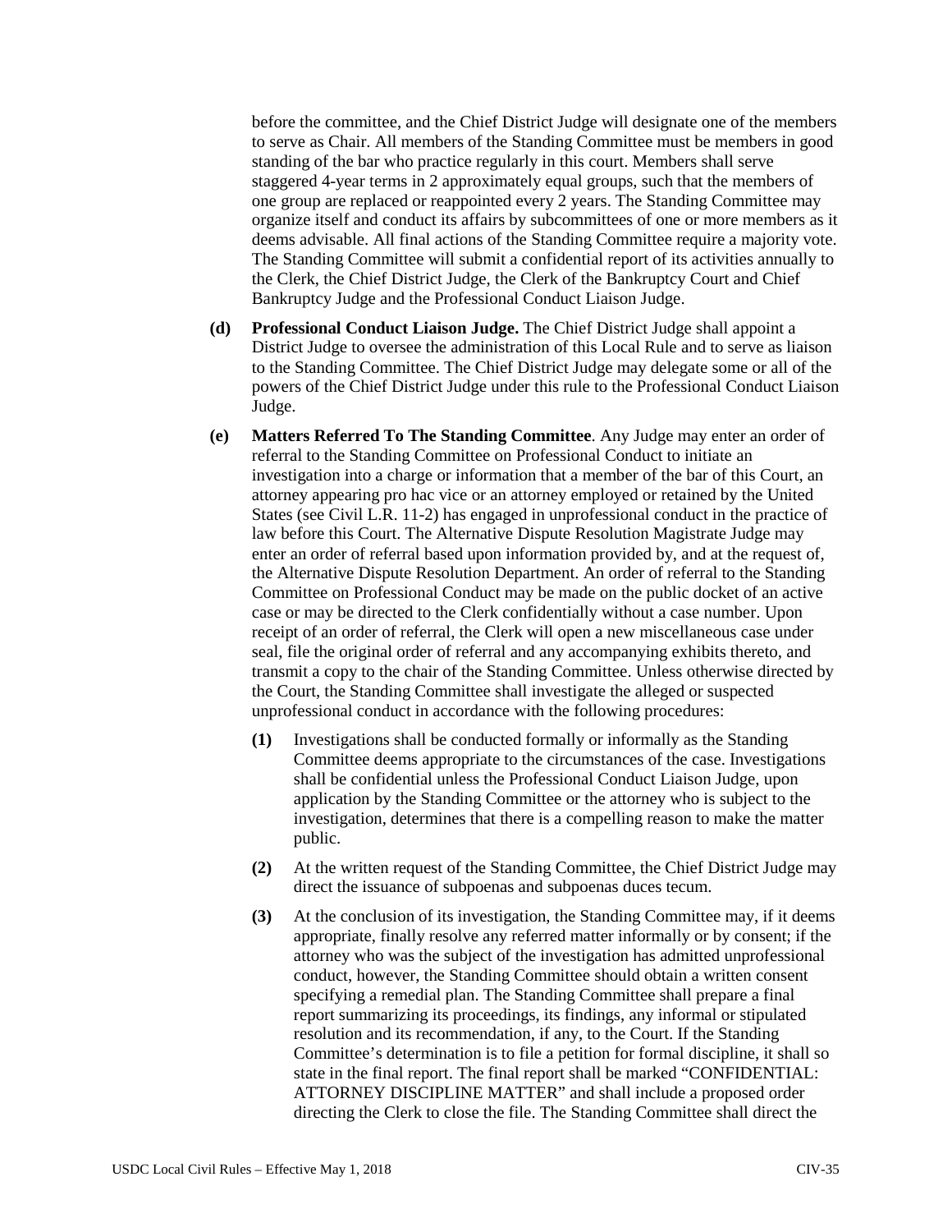before the committee, and the Chief District Judge will designate one of the members to serve as Chair. All members of the Standing Committee must be members in good standing of the bar who practice regularly in this court. Members shall serve staggered 4-year terms in 2 approximately equal groups, such that the members of one group are replaced or reappointed every 2 years. The Standing Committee may organize itself and conduct its affairs by subcommittees of one or more members as it deems advisable. All final actions of the Standing Committee require a majority vote. The Standing Committee will submit a confidential report of its activities annually to the Clerk, the Chief District Judge, the Clerk of the Bankruptcy Court and Chief Bankruptcy Judge and the Professional Conduct Liaison Judge.

**(d) Professional Conduct Liaison Judge.** The Chief District Judge shall appoint a District Judge to oversee the administration of this Local Rule and to serve as liaison to the Standing Committee. The Chief District Judge may delegate some or all of the powers of the Chief District Judge under this rule to the Professional Conduct Liaison Judge.

**(e) Matters Referred To The Standing Committee**. Any Judge may enter an order of referral to the Standing Committee on Professional Conduct to initiate an investigation into a charge or information that a member of the bar of this Court, an attorney appearing pro hac vice or an attorney employed or retained by the United States (see Civil L.R. 11-2) has engaged in unprofessional conduct in the practice of law before this Court. The Alternative Dispute Resolution Magistrate Judge may enter an order of referral based upon information provided by, and at the request of, the Alternative Dispute Resolution Department. An order of referral to the Standing Committee on Professional Conduct may be made on the public docket of an active case or may be directed to the Clerk confidentially without a case number. Upon receipt of an order of referral, the Clerk will open a new miscellaneous case under seal, file the original order of referral and any accompanying exhibits thereto, and transmit a copy to the chair of the Standing Committee. Unless otherwise directed by the Court, the Standing Committee shall investigate the alleged or suspected unprofessional conduct in accordance with the following procedures:

**(1)** Investigations shall be conducted formally or informally as the Standing Committee deems appropriate to the circumstances of the case. Investigations shall be confidential unless the Professional Conduct Liaison Judge, upon application by the Standing Committee or the attorney who is subject to the investigation, determines that there is a compelling reason to make the matter public.

**(2)** At the written request of the Standing Committee, the Chief District Judge may direct the issuance of subpoenas and subpoenas duces tecum.

**(3)** At the conclusion of its investigation, the Standing Committee may, if it deems appropriate, finally resolve any referred matter informally or by consent; if the attorney who was the subject of the investigation has admitted unprofessional conduct, however, the Standing Committee should obtain a written consent specifying a remedial plan. The Standing Committee shall prepare a final report summarizing its proceedings, its findings, any informal or stipulated resolution and its recommendation, if any, to the Court. If the Standing Committee's determination is to file a petition for formal discipline, it shall so state in the final report. The final report shall be marked "CONFIDENTIAL: ATTORNEY DISCIPLINE MATTER" and shall include a proposed order directing the Clerk to close the file. The Standing Committee shall direct the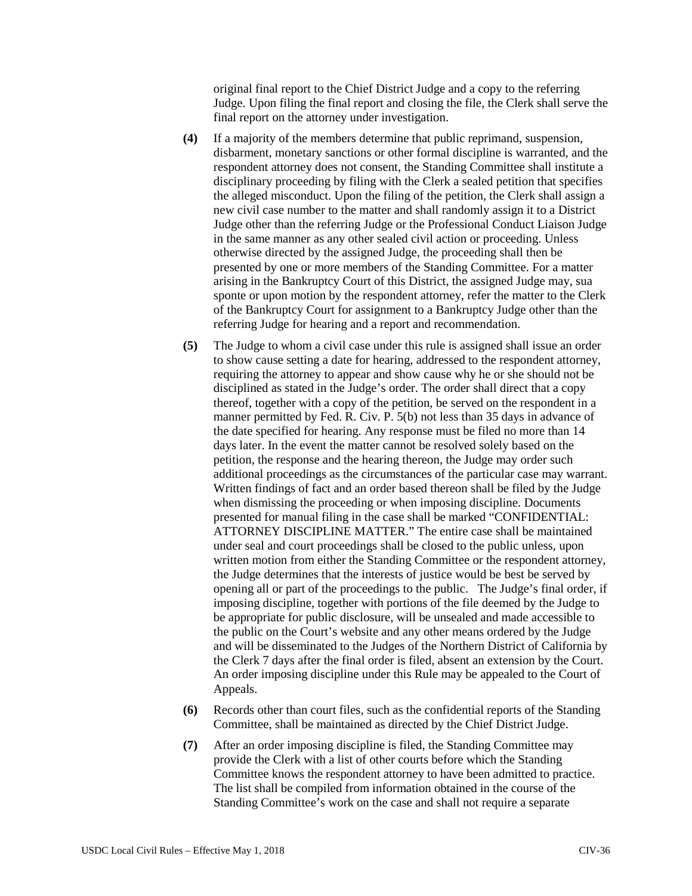original final report to the Chief District Judge and a copy to the referring Judge. Upon filing the final report and closing the file, the Clerk shall serve the final report on the attorney under investigation.

**(4)** If a majority of the members determine that public reprimand, suspension, disbarment, monetary sanctions or other formal discipline is warranted, and the respondent attorney does not consent, the Standing Committee shall institute a disciplinary proceeding by filing with the Clerk a sealed petition that specifies the alleged misconduct. Upon the filing of the petition, the Clerk shall assign a new civil case number to the matter and shall randomly assign it to a District Judge other than the referring Judge or the Professional Conduct Liaison Judge in the same manner as any other sealed civil action or proceeding. Unless otherwise directed by the assigned Judge, the proceeding shall then be presented by one or more members of the Standing Committee. For a matter arising in the Bankruptcy Court of this District, the assigned Judge may, sua sponte or upon motion by the respondent attorney, refer the matter to the Clerk of the Bankruptcy Court for assignment to a Bankruptcy Judge other than the referring Judge for hearing and a report and recommendation.

**(5)** The Judge to whom a civil case under this rule is assigned shall issue an order to show cause setting a date for hearing, addressed to the respondent attorney, requiring the attorney to appear and show cause why he or she should not be disciplined as stated in the Judge's order. The order shall direct that a copy thereof, together with a copy of the petition, be served on the respondent in a manner permitted by Fed. R. Civ. P. 5(b) not less than 35 days in advance of the date specified for hearing. Any response must be filed no more than 14 days later. In the event the matter cannot be resolved solely based on the petition, the response and the hearing thereon, the Judge may order such additional proceedings as the circumstances of the particular case may warrant. Written findings of fact and an order based thereon shall be filed by the Judge when dismissing the proceeding or when imposing discipline. Documents presented for manual filing in the case shall be marked "CONFIDENTIAL: ATTORNEY DISCIPLINE MATTER." The entire case shall be maintained under seal and court proceedings shall be closed to the public unless, upon written motion from either the Standing Committee or the respondent attorney, the Judge determines that the interests of justice would be best be served by opening all or part of the proceedings to the public. The Judge's final order, if imposing discipline, together with portions of the file deemed by the Judge to be appropriate for public disclosure, will be unsealed and made accessible to the public on the Court's website and any other means ordered by the Judge and will be disseminated to the Judges of the Northern District of California by the Clerk 7 days after the final order is filed, absent an extension by the Court. An order imposing discipline under this Rule may be appealed to the Court of Appeals.

**(6)** Records other than court files, such as the confidential reports of the Standing Committee, shall be maintained as directed by the Chief District Judge.

**(7)** After an order imposing discipline is filed, the Standing Committee may provide the Clerk with a list of other courts before which the Standing Committee knows the respondent attorney to have been admitted to practice. The list shall be compiled from information obtained in the course of the Standing Committee's work on the case and shall not require a separate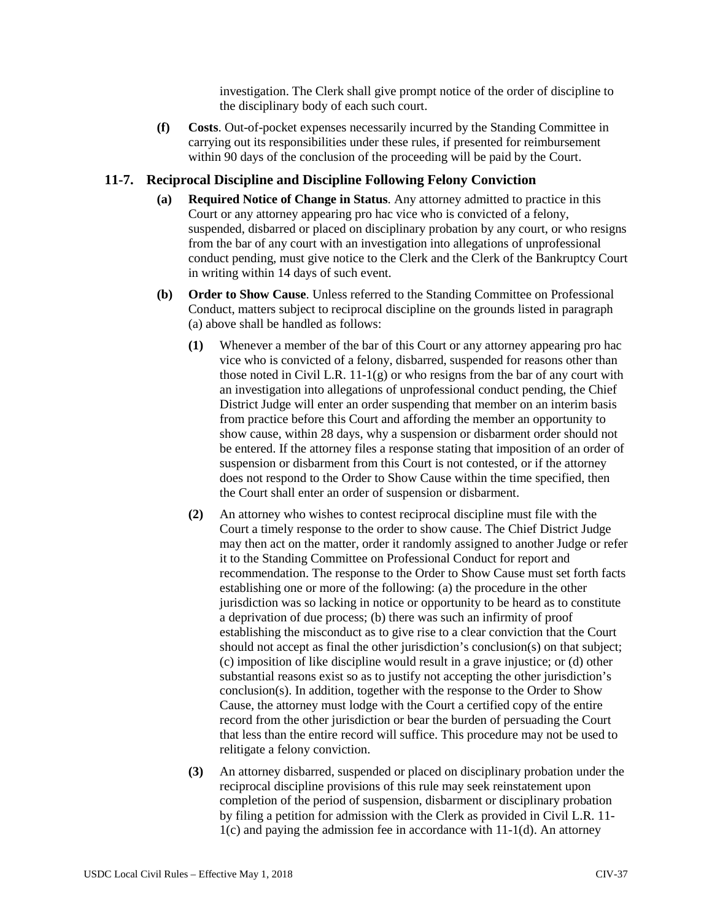investigation. The Clerk shall give prompt notice of the order of discipline to the disciplinary body of each such court.

**(f) Costs**. Out-of-pocket expenses necessarily incurred by the Standing Committee in carrying out its responsibilities under these rules, if presented for reimbursement within 90 days of the conclusion of the proceeding will be paid by the Court.

## 11-7. Reciprocal Discipline and Discipline Following Felony Conviction

**(a) Required Notice of Change in Status**. Any attorney admitted to practice in this Court or any attorney appearing pro hac vice who is convicted of a felony, suspended, disbarred or placed on disciplinary probation by any court, or who resigns from the bar of any court with an investigation into allegations of unprofessional conduct pending, must give notice to the Clerk and the Clerk of the Bankruptcy Court in writing within 14 days of such event.

**(b) Order to Show Cause**. Unless referred to the Standing Committee on Professional Conduct, matters subject to reciprocal discipline on the grounds listed in paragraph (a) above shall be handled as follows:

**(1)** Whenever a member of the bar of this Court or any attorney appearing pro hac vice who is convicted of a felony, disbarred, suspended for reasons other than those noted in Civil L.R. 11-1(g) or who resigns from the bar of any court with an investigation into allegations of unprofessional conduct pending, the Chief District Judge will enter an order suspending that member on an interim basis from practice before this Court and affording the member an opportunity to show cause, within 28 days, why a suspension or disbarment order should not be entered. If the attorney files a response stating that imposition of an order of suspension or disbarment from this Court is not contested, or if the attorney does not respond to the Order to Show Cause within the time specified, then the Court shall enter an order of suspension or disbarment.

**(2)** An attorney who wishes to contest reciprocal discipline must file with the Court a timely response to the order to show cause. The Chief District Judge may then act on the matter, order it randomly assigned to another Judge or refer it to the Standing Committee on Professional Conduct for report and recommendation. The response to the Order to Show Cause must set forth facts establishing one or more of the following: (a) the procedure in the other jurisdiction was so lacking in notice or opportunity to be heard as to constitute a deprivation of due process; (b) there was such an infirmity of proof establishing the misconduct as to give rise to a clear conviction that the Court should not accept as final the other jurisdiction's conclusion(s) on that subject; (c) imposition of like discipline would result in a grave injustice; or (d) other substantial reasons exist so as to justify not accepting the other jurisdiction's conclusion(s). In addition, together with the response to the Order to Show Cause, the attorney must lodge with the Court a certified copy of the entire record from the other jurisdiction or bear the burden of persuading the Court that less than the entire record will suffice. This procedure may not be used to relitigate a felony conviction.

**(3)** An attorney disbarred, suspended or placed on disciplinary probation under the reciprocal discipline provisions of this rule may seek reinstatement upon completion of the period of suspension, disbarment or disciplinary probation by filing a petition for admission with the Clerk as provided in Civil L.R. 11-1(c) and paying the admission fee in accordance with 11-1(d). An attorney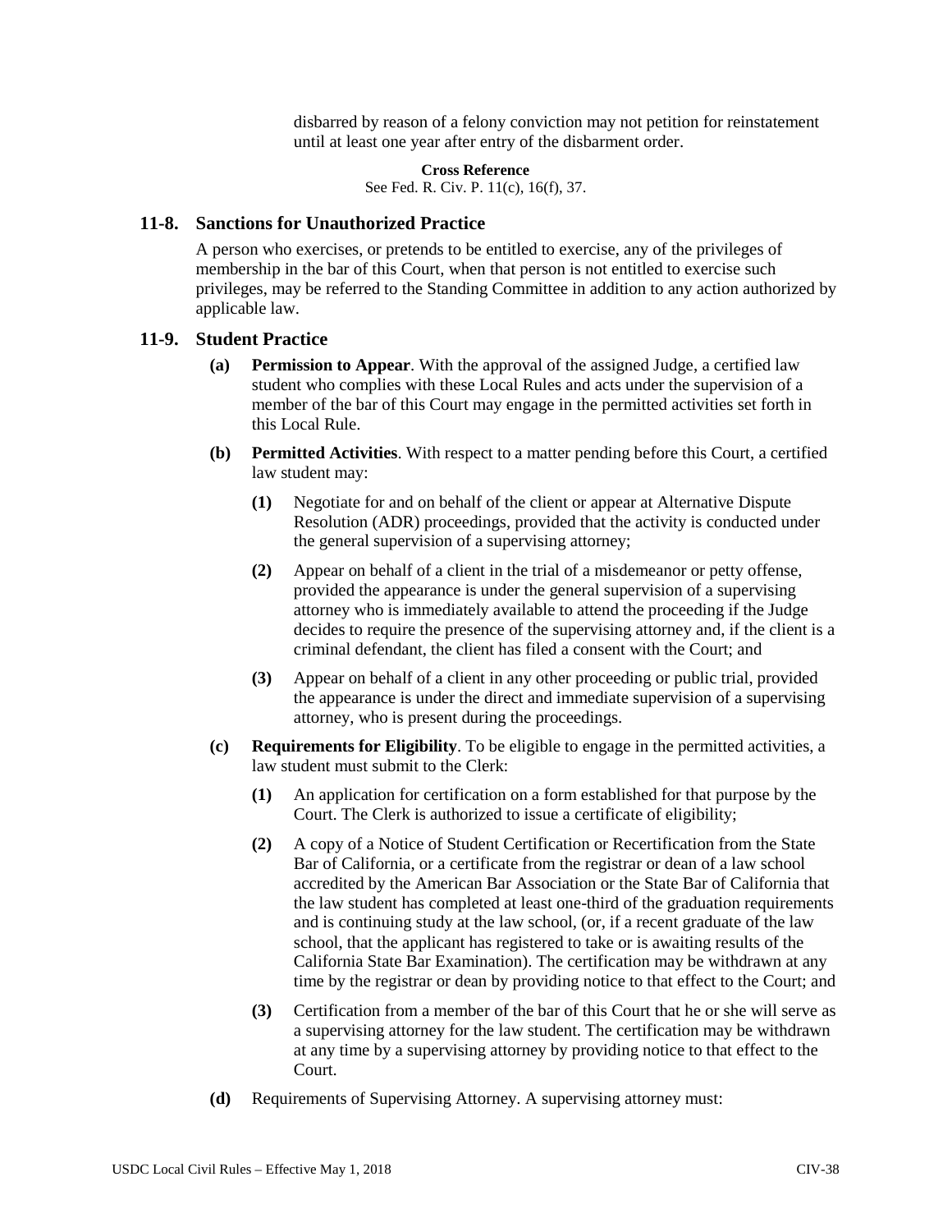disbarred by reason of a felony conviction may not petition for reinstatement until at least one year after entry of the disbarment order.

**Cross Reference**

See Fed. R. Civ. P. 11(c), 16(f), 37.

## 11-8. Sanctions for Unauthorized Practice

A person who exercises, or pretends to be entitled to exercise, any of the privileges of membership in the bar of this Court, when that person is not entitled to exercise such privileges, may be referred to the Standing Committee in addition to any action authorized by applicable law.

## 11-9. Student Practice

**(a) Permission to Appear**. With the approval of the assigned Judge, a certified law student who complies with these Local Rules and acts under the supervision of a member of the bar of this Court may engage in the permitted activities set forth in this Local Rule.

**(b) Permitted Activities**. With respect to a matter pending before this Court, a certified law student may:

**(1)** Negotiate for and on behalf of the client or appear at Alternative Dispute Resolution (ADR) proceedings, provided that the activity is conducted under the general supervision of a supervising attorney;

**(2)** Appear on behalf of a client in the trial of a misdemeanor or petty offense, provided the appearance is under the general supervision of a supervising attorney who is immediately available to attend the proceeding if the Judge decides to require the presence of the supervising attorney and, if the client is a criminal defendant, the client has filed a consent with the Court; and

**(3)** Appear on behalf of a client in any other proceeding or public trial, provided the appearance is under the direct and immediate supervision of a supervising attorney, who is present during the proceedings.

**(c) Requirements for Eligibility**. To be eligible to engage in the permitted activities, a law student must submit to the Clerk:

**(1)** An application for certification on a form established for that purpose by the Court. The Clerk is authorized to issue a certificate of eligibility;

**(2)** A copy of a Notice of Student Certification or Recertification from the State Bar of California, or a certificate from the registrar or dean of a law school accredited by the American Bar Association or the State Bar of California that the law student has completed at least one-third of the graduation requirements and is continuing study at the law school, (or, if a recent graduate of the law school, that the applicant has registered to take or is awaiting results of the California State Bar Examination). The certification may be withdrawn at any time by the registrar or dean by providing notice to that effect to the Court; and

**(3)** Certification from a member of the bar of this Court that he or she will serve as a supervising attorney for the law student. The certification may be withdrawn at any time by a supervising attorney by providing notice to that effect to the Court.

**(d)** Requirements of Supervising Attorney. A supervising attorney must: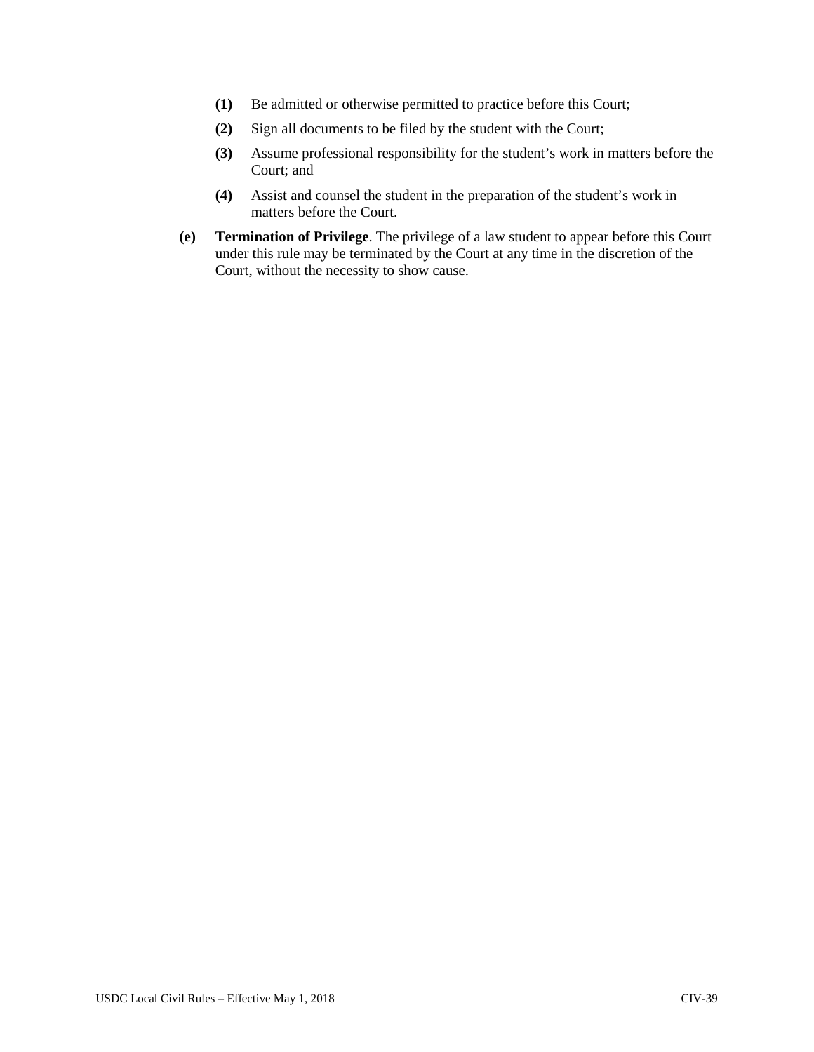**(1)** Be admitted or otherwise permitted to practice before this Court;

**(2)** Sign all documents to be filed by the student with the Court;

**(3)** Assume professional responsibility for the student's work in matters before the Court; and

**(4)** Assist and counsel the student in the preparation of the student's work in matters before the Court.

**(e)** **Termination of Privilege**. The privilege of a law student to appear before this Court under this rule may be terminated by the Court at any time in the discretion of the Court, without the necessity to show cause.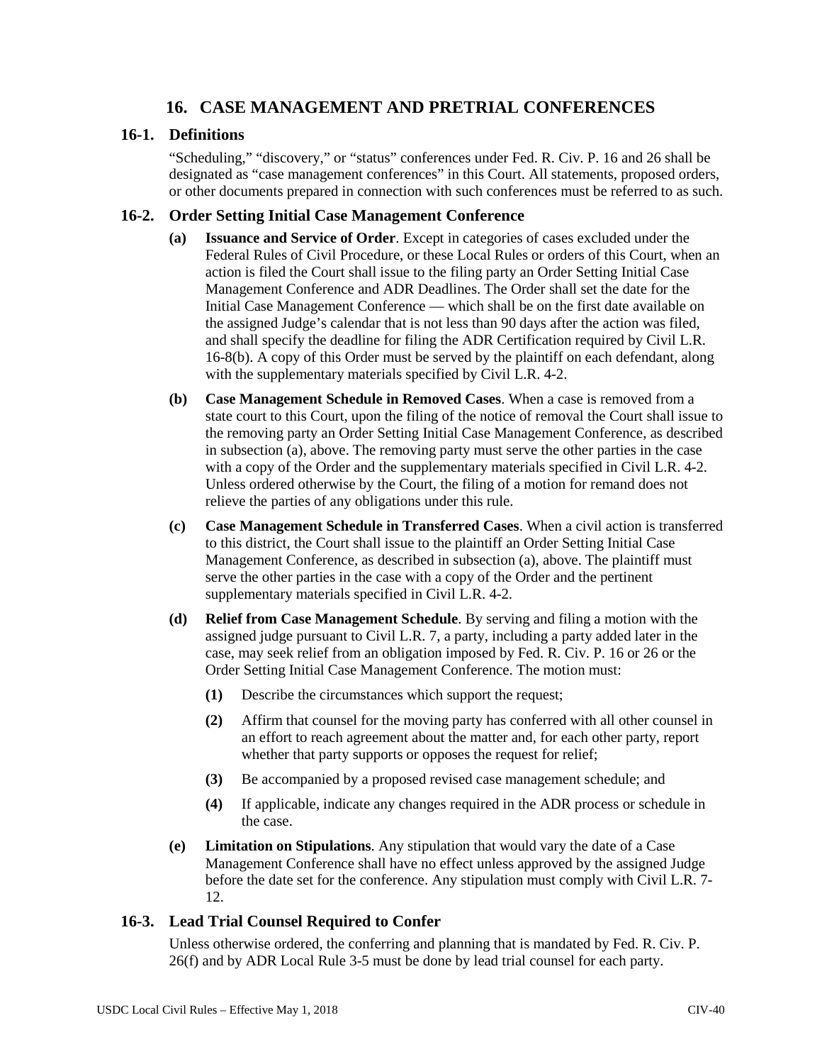# 16. CASE MANAGEMENT AND PRETRIAL CONFERENCES

## 16-1. Definitions

"Scheduling," "discovery," or "status" conferences under Fed. R. Civ. P. 16 and 26 shall be designated as "case management conferences" in this Court. All statements, proposed orders, or other documents prepared in connection with such conferences must be referred to as such.

## 16-2. Order Setting Initial Case Management Conference

**(a) Issuance and Service of Order**. Except in categories of cases excluded under the Federal Rules of Civil Procedure, or these Local Rules or orders of this Court, when an action is filed the Court shall issue to the filing party an Order Setting Initial Case Management Conference and ADR Deadlines. The Order shall set the date for the Initial Case Management Conference — which shall be on the first date available on the assigned Judge's calendar that is not less than 90 days after the action was filed, and shall specify the deadline for filing the ADR Certification required by Civil L.R. 16-8(b). A copy of this Order must be served by the plaintiff on each defendant, along with the supplementary materials specified by Civil L.R. 4-2.

**(b) Case Management Schedule in Removed Cases**. When a case is removed from a state court to this Court, upon the filing of the notice of removal the Court shall issue to the removing party an Order Setting Initial Case Management Conference, as described in subsection (a), above. The removing party must serve the other parties in the case with a copy of the Order and the supplementary materials specified in Civil L.R. 4-2. Unless ordered otherwise by the Court, the filing of a motion for remand does not relieve the parties of any obligations under this rule.

**(c) Case Management Schedule in Transferred Cases**. When a civil action is transferred to this district, the Court shall issue to the plaintiff an Order Setting Initial Case Management Conference, as described in subsection (a), above. The plaintiff must serve the other parties in the case with a copy of the Order and the pertinent supplementary materials specified in Civil L.R. 4-2.

**(d) Relief from Case Management Schedule**. By serving and filing a motion with the assigned judge pursuant to Civil L.R. 7, a party, including a party added later in the case, may seek relief from an obligation imposed by Fed. R. Civ. P. 16 or 26 or the Order Setting Initial Case Management Conference. The motion must:

- **(1)** Describe the circumstances which support the request;
- **(2)** Affirm that counsel for the moving party has conferred with all other counsel in an effort to reach agreement about the matter and, for each other party, report whether that party supports or opposes the request for relief;
- **(3)** Be accompanied by a proposed revised case management schedule; and
- **(4)** If applicable, indicate any changes required in the ADR process or schedule in the case.

**(e) Limitation on Stipulations**. Any stipulation that would vary the date of a Case Management Conference shall have no effect unless approved by the assigned Judge before the date set for the conference. Any stipulation must comply with Civil L.R. 7-12.

## 16-3. Lead Trial Counsel Required to Confer

Unless otherwise ordered, the conferring and planning that is mandated by Fed. R. Civ. P. 26(f) and by ADR Local Rule 3-5 must be done by lead trial counsel for each party.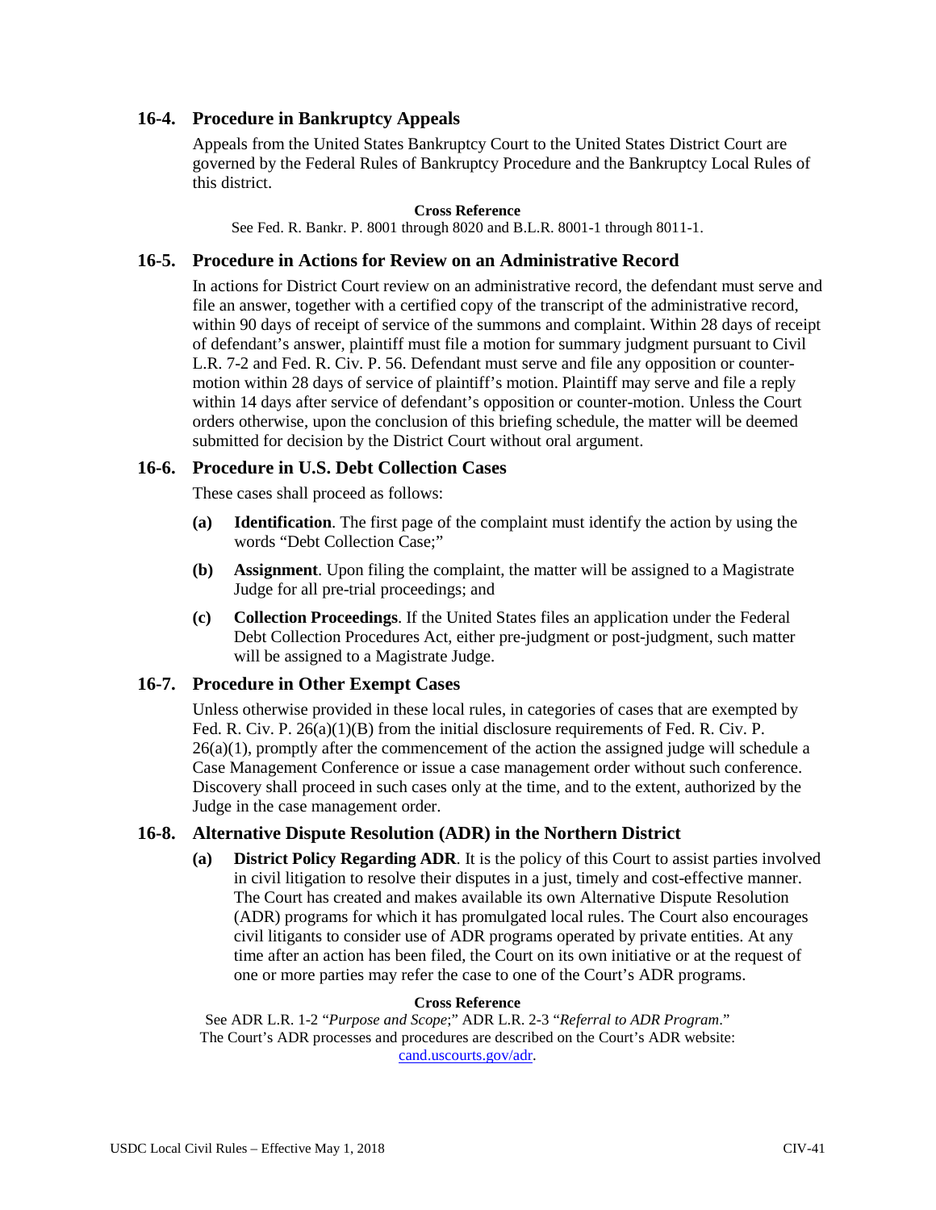## 16-4. Procedure in Bankruptcy Appeals

Appeals from the United States Bankruptcy Court to the United States District Court are governed by the Federal Rules of Bankruptcy Procedure and the Bankruptcy Local Rules of this district.

**Cross Reference**

See Fed. R. Bankr. P. 8001 through 8020 and B.L.R. 8001-1 through 8011-1.

## 16-5. Procedure in Actions for Review on an Administrative Record

In actions for District Court review on an administrative record, the defendant must serve and file an answer, together with a certified copy of the transcript of the administrative record, within 90 days of receipt of service of the summons and complaint. Within 28 days of receipt of defendant's answer, plaintiff must file a motion for summary judgment pursuant to Civil L.R. 7-2 and Fed. R. Civ. P. 56. Defendant must serve and file any opposition or counter-motion within 28 days of service of plaintiff's motion. Plaintiff may serve and file a reply within 14 days after service of defendant's opposition or counter-motion. Unless the Court orders otherwise, upon the conclusion of this briefing schedule, the matter will be deemed submitted for decision by the District Court without oral argument.

## 16-6. Procedure in U.S. Debt Collection Cases

These cases shall proceed as follows:

**(a) Identification**. The first page of the complaint must identify the action by using the words "Debt Collection Case;"

**(b) Assignment**. Upon filing the complaint, the matter will be assigned to a Magistrate Judge for all pre-trial proceedings; and

**(c) Collection Proceedings**. If the United States files an application under the Federal Debt Collection Procedures Act, either pre-judgment or post-judgment, such matter will be assigned to a Magistrate Judge.

## 16-7. Procedure in Other Exempt Cases

Unless otherwise provided in these local rules, in categories of cases that are exempted by Fed. R. Civ. P. 26(a)(1)(B) from the initial disclosure requirements of Fed. R. Civ. P. 26(a)(1), promptly after the commencement of the action the assigned judge will schedule a Case Management Conference or issue a case management order without such conference. Discovery shall proceed in such cases only at the time, and to the extent, authorized by the Judge in the case management order.

## 16-8. Alternative Dispute Resolution (ADR) in the Northern District

**(a) District Policy Regarding ADR**. It is the policy of this Court to assist parties involved in civil litigation to resolve their disputes in a just, timely and cost-effective manner. The Court has created and makes available its own Alternative Dispute Resolution (ADR) programs for which it has promulgated local rules. The Court also encourages civil litigants to consider use of ADR programs operated by private entities. At any time after an action has been filed, the Court on its own initiative or at the request of one or more parties may refer the case to one of the Court's ADR programs.

**Cross Reference**

See ADR L.R. 1-2 "*Purpose and Scope*;" ADR L.R. 2-3 "*Referral to ADR Program*." The Court's ADR processes and procedures are described on the Court's ADR website: cand.uscourts.gov/adr.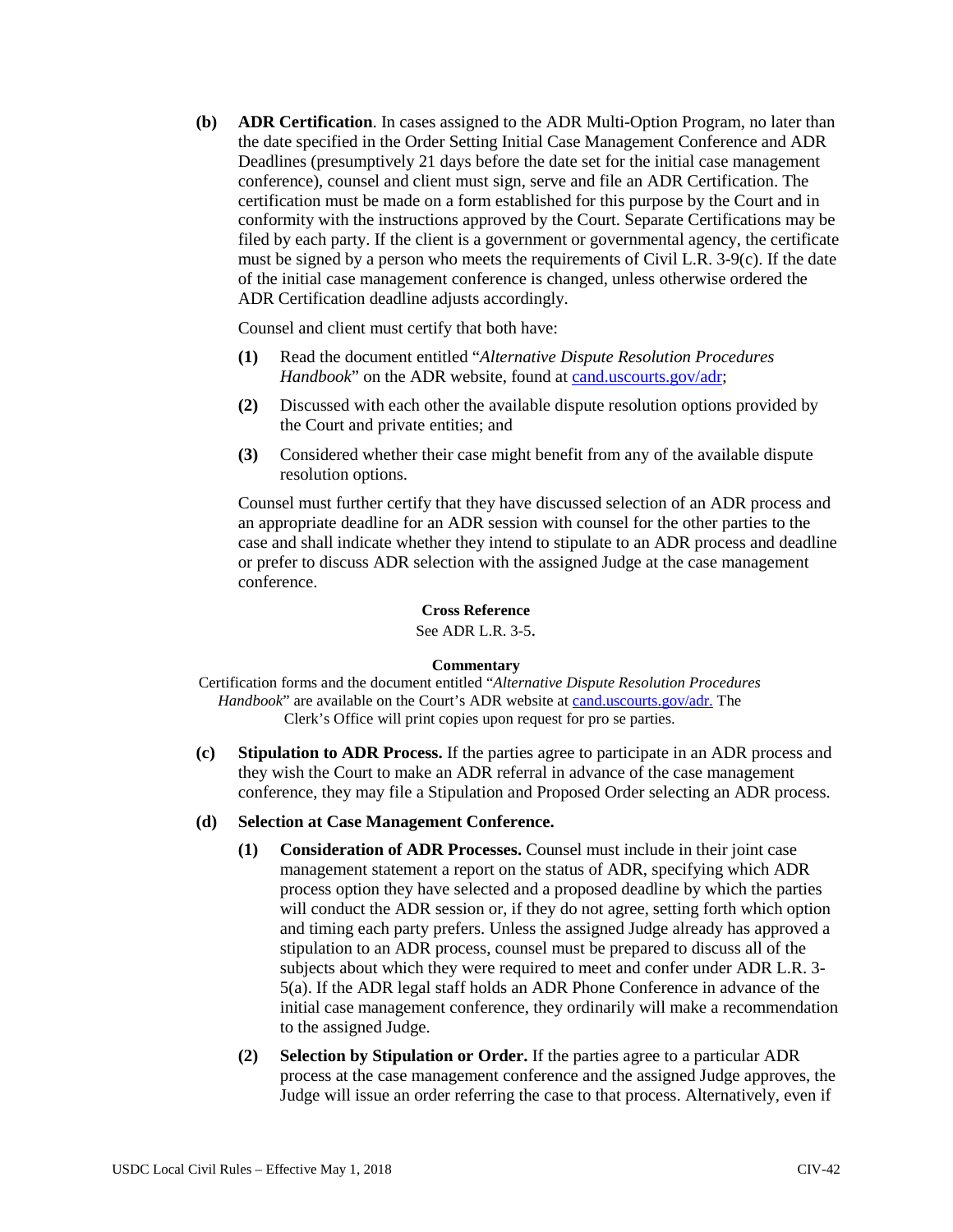**(b) ADR Certification**. In cases assigned to the ADR Multi-Option Program, no later than the date specified in the Order Setting Initial Case Management Conference and ADR Deadlines (presumptively 21 days before the date set for the initial case management conference), counsel and client must sign, serve and file an ADR Certification. The certification must be made on a form established for this purpose by the Court and in conformity with the instructions approved by the Court. Separate Certifications may be filed by each party. If the client is a government or governmental agency, the certificate must be signed by a person who meets the requirements of Civil L.R. 3-9(c). If the date of the initial case management conference is changed, unless otherwise ordered the ADR Certification deadline adjusts accordingly.

Counsel and client must certify that both have:

**(1)** Read the document entitled "*Alternative Dispute Resolution Procedures Handbook*" on the ADR website, found at [cand.uscourts.gov/adr](cand.uscourts.gov/adr);

**(2)** Discussed with each other the available dispute resolution options provided by the Court and private entities; and

**(3)** Considered whether their case might benefit from any of the available dispute resolution options.

Counsel must further certify that they have discussed selection of an ADR process and an appropriate deadline for an ADR session with counsel for the other parties to the case and shall indicate whether they intend to stipulate to an ADR process and deadline or prefer to discuss ADR selection with the assigned Judge at the case management conference.

**Cross Reference**

See ADR L.R. 3-5.

**Commentary**

Certification forms and the document entitled "*Alternative Dispute Resolution Procedures Handbook*" are available on the Court's ADR website at [cand.uscourts.gov/adr.](cand.uscourts.gov/adr) The Clerk's Office will print copies upon request for pro se parties.

**(c) Stipulation to ADR Process.** If the parties agree to participate in an ADR process and they wish the Court to make an ADR referral in advance of the case management conference, they may file a Stipulation and Proposed Order selecting an ADR process.

**(d) Selection at Case Management Conference.**

**(1) Consideration of ADR Processes.** Counsel must include in their joint case management statement a report on the status of ADR, specifying which ADR process option they have selected and a proposed deadline by which the parties will conduct the ADR session or, if they do not agree, setting forth which option and timing each party prefers. Unless the assigned Judge already has approved a stipulation to an ADR process, counsel must be prepared to discuss all of the subjects about which they were required to meet and confer under ADR L.R. 3-5(a). If the ADR legal staff holds an ADR Phone Conference in advance of the initial case management conference, they ordinarily will make a recommendation to the assigned Judge.

**(2) Selection by Stipulation or Order.** If the parties agree to a particular ADR process at the case management conference and the assigned Judge approves, the Judge will issue an order referring the case to that process. Alternatively, even if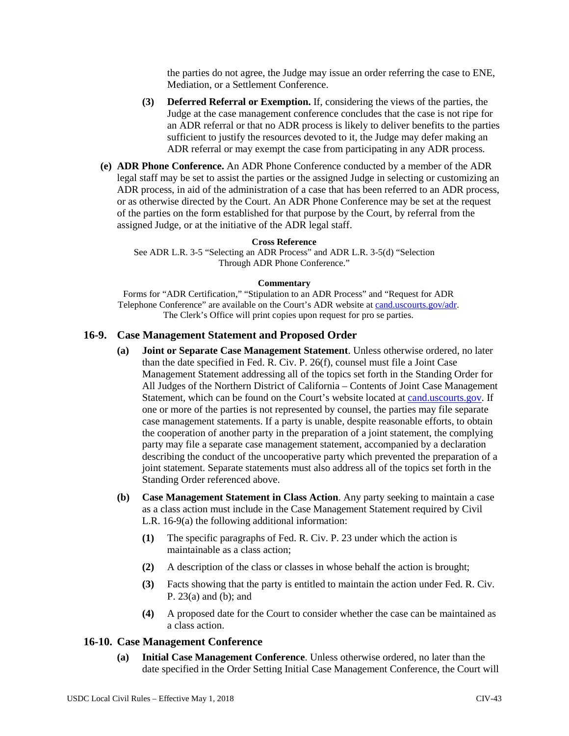the parties do not agree, the Judge may issue an order referring the case to ENE, Mediation, or a Settlement Conference.

**(3) Deferred Referral or Exemption.** If, considering the views of the parties, the Judge at the case management conference concludes that the case is not ripe for an ADR referral or that no ADR process is likely to deliver benefits to the parties sufficient to justify the resources devoted to it, the Judge may defer making an ADR referral or may exempt the case from participating in any ADR process.

**(e) ADR Phone Conference.** An ADR Phone Conference conducted by a member of the ADR legal staff may be set to assist the parties or the assigned Judge in selecting or customizing an ADR process, in aid of the administration of a case that has been referred to an ADR process, or as otherwise directed by the Court. An ADR Phone Conference may be set at the request of the parties on the form established for that purpose by the Court, by referral from the assigned Judge, or at the initiative of the ADR legal staff.

**Cross Reference**

See ADR L.R. 3-5 "Selecting an ADR Process" and ADR L.R. 3-5(d) "Selection Through ADR Phone Conference."

**Commentary**

Forms for "ADR Certification," "Stipulation to an ADR Process" and "Request for ADR Telephone Conference" are available on the Court's ADR website at cand.uscourts.gov/adr. The Clerk's Office will print copies upon request for pro se parties.

## 16-9. Case Management Statement and Proposed Order

**(a) Joint or Separate Case Management Statement**. Unless otherwise ordered, no later than the date specified in Fed. R. Civ. P. 26(f), counsel must file a Joint Case Management Statement addressing all of the topics set forth in the Standing Order for All Judges of the Northern District of California – Contents of Joint Case Management Statement, which can be found on the Court's website located at cand.uscourts.gov. If one or more of the parties is not represented by counsel, the parties may file separate case management statements. If a party is unable, despite reasonable efforts, to obtain the cooperation of another party in the preparation of a joint statement, the complying party may file a separate case management statement, accompanied by a declaration describing the conduct of the uncooperative party which prevented the preparation of a joint statement. Separate statements must also address all of the topics set forth in the Standing Order referenced above.

**(b) Case Management Statement in Class Action**. Any party seeking to maintain a case as a class action must include in the Case Management Statement required by Civil L.R. 16-9(a) the following additional information:

**(1)** The specific paragraphs of Fed. R. Civ. P. 23 under which the action is maintainable as a class action;

**(2)** A description of the class or classes in whose behalf the action is brought;

**(3)** Facts showing that the party is entitled to maintain the action under Fed. R. Civ. P. 23(a) and (b); and

**(4)** A proposed date for the Court to consider whether the case can be maintained as a class action.

## 16-10. Case Management Conference

**(a) Initial Case Management Conference**. Unless otherwise ordered, no later than the date specified in the Order Setting Initial Case Management Conference, the Court will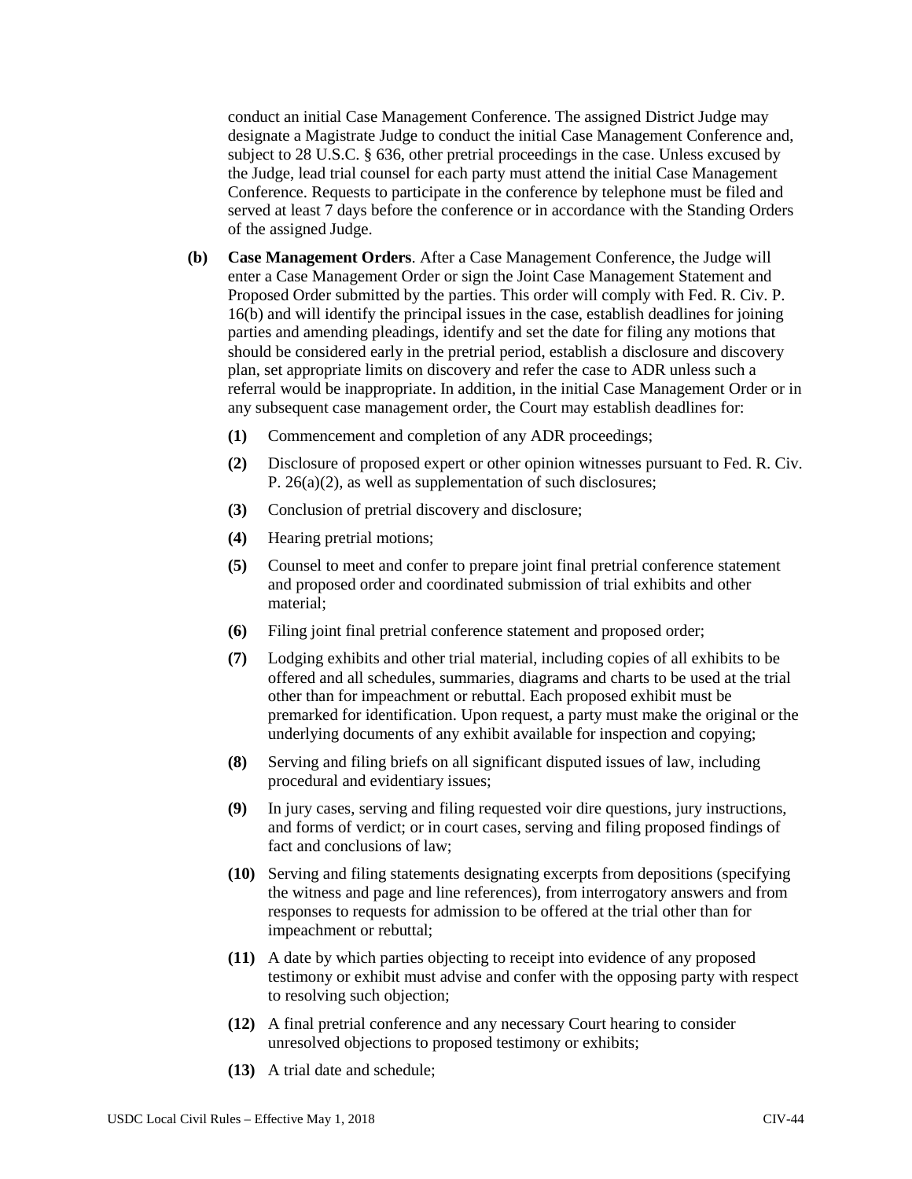conduct an initial Case Management Conference. The assigned District Judge may designate a Magistrate Judge to conduct the initial Case Management Conference and, subject to 28 U.S.C. § 636, other pretrial proceedings in the case. Unless excused by the Judge, lead trial counsel for each party must attend the initial Case Management Conference. Requests to participate in the conference by telephone must be filed and served at least 7 days before the conference or in accordance with the Standing Orders of the assigned Judge.

**(b)** **Case Management Orders**. After a Case Management Conference, the Judge will enter a Case Management Order or sign the Joint Case Management Statement and Proposed Order submitted by the parties. This order will comply with Fed. R. Civ. P. 16(b) and will identify the principal issues in the case, establish deadlines for joining parties and amending pleadings, identify and set the date for filing any motions that should be considered early in the pretrial period, establish a disclosure and discovery plan, set appropriate limits on discovery and refer the case to ADR unless such a referral would be inappropriate. In addition, in the initial Case Management Order or in any subsequent case management order, the Court may establish deadlines for:

**(1)** Commencement and completion of any ADR proceedings;

**(2)** Disclosure of proposed expert or other opinion witnesses pursuant to Fed. R. Civ. P. 26(a)(2), as well as supplementation of such disclosures;

**(3)** Conclusion of pretrial discovery and disclosure;

**(4)** Hearing pretrial motions;

**(5)** Counsel to meet and confer to prepare joint final pretrial conference statement and proposed order and coordinated submission of trial exhibits and other material;

**(6)** Filing joint final pretrial conference statement and proposed order;

**(7)** Lodging exhibits and other trial material, including copies of all exhibits to be offered and all schedules, summaries, diagrams and charts to be used at the trial other than for impeachment or rebuttal. Each proposed exhibit must be premarked for identification. Upon request, a party must make the original or the underlying documents of any exhibit available for inspection and copying;

**(8)** Serving and filing briefs on all significant disputed issues of law, including procedural and evidentiary issues;

**(9)** In jury cases, serving and filing requested voir dire questions, jury instructions, and forms of verdict; or in court cases, serving and filing proposed findings of fact and conclusions of law;

**(10)** Serving and filing statements designating excerpts from depositions (specifying the witness and page and line references), from interrogatory answers and from responses to requests for admission to be offered at the trial other than for impeachment or rebuttal;

**(11)** A date by which parties objecting to receipt into evidence of any proposed testimony or exhibit must advise and confer with the opposing party with respect to resolving such objection;

**(12)** A final pretrial conference and any necessary Court hearing to consider unresolved objections to proposed testimony or exhibits;

**(13)** A trial date and schedule;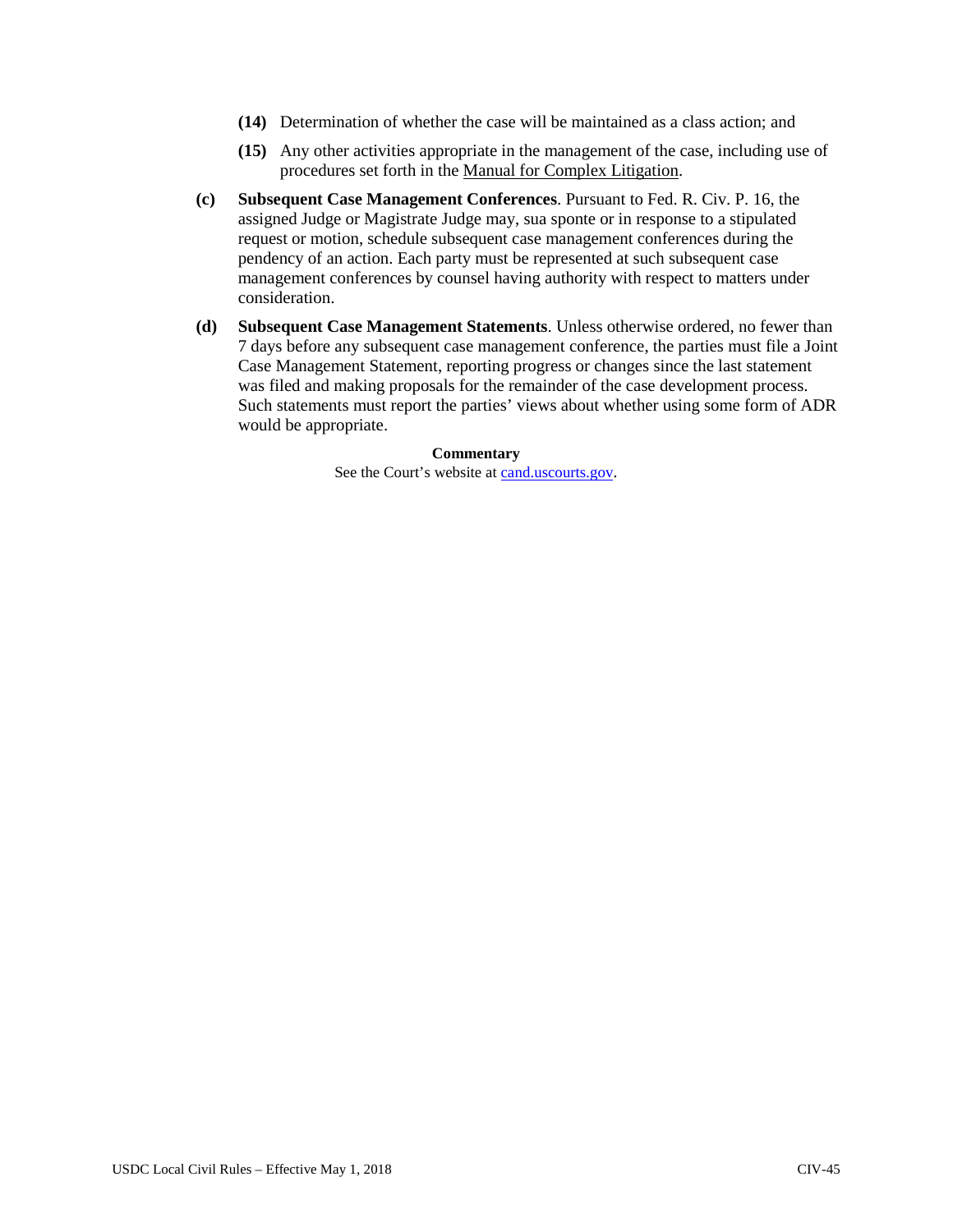**(14)** Determination of whether the case will be maintained as a class action; and

**(15)** Any other activities appropriate in the management of the case, including use of procedures set forth in the Manual for Complex Litigation.

**(c)** **Subsequent Case Management Conferences**. Pursuant to Fed. R. Civ. P. 16, the assigned Judge or Magistrate Judge may, sua sponte or in response to a stipulated request or motion, schedule subsequent case management conferences during the pendency of an action. Each party must be represented at such subsequent case management conferences by counsel having authority with respect to matters under consideration.

**(d)** **Subsequent Case Management Statements**. Unless otherwise ordered, no fewer than 7 days before any subsequent case management conference, the parties must file a Joint Case Management Statement, reporting progress or changes since the last statement was filed and making proposals for the remainder of the case development process. Such statements must report the parties' views about whether using some form of ADR would be appropriate.

**Commentary**

See the Court's website at cand.uscourts.gov.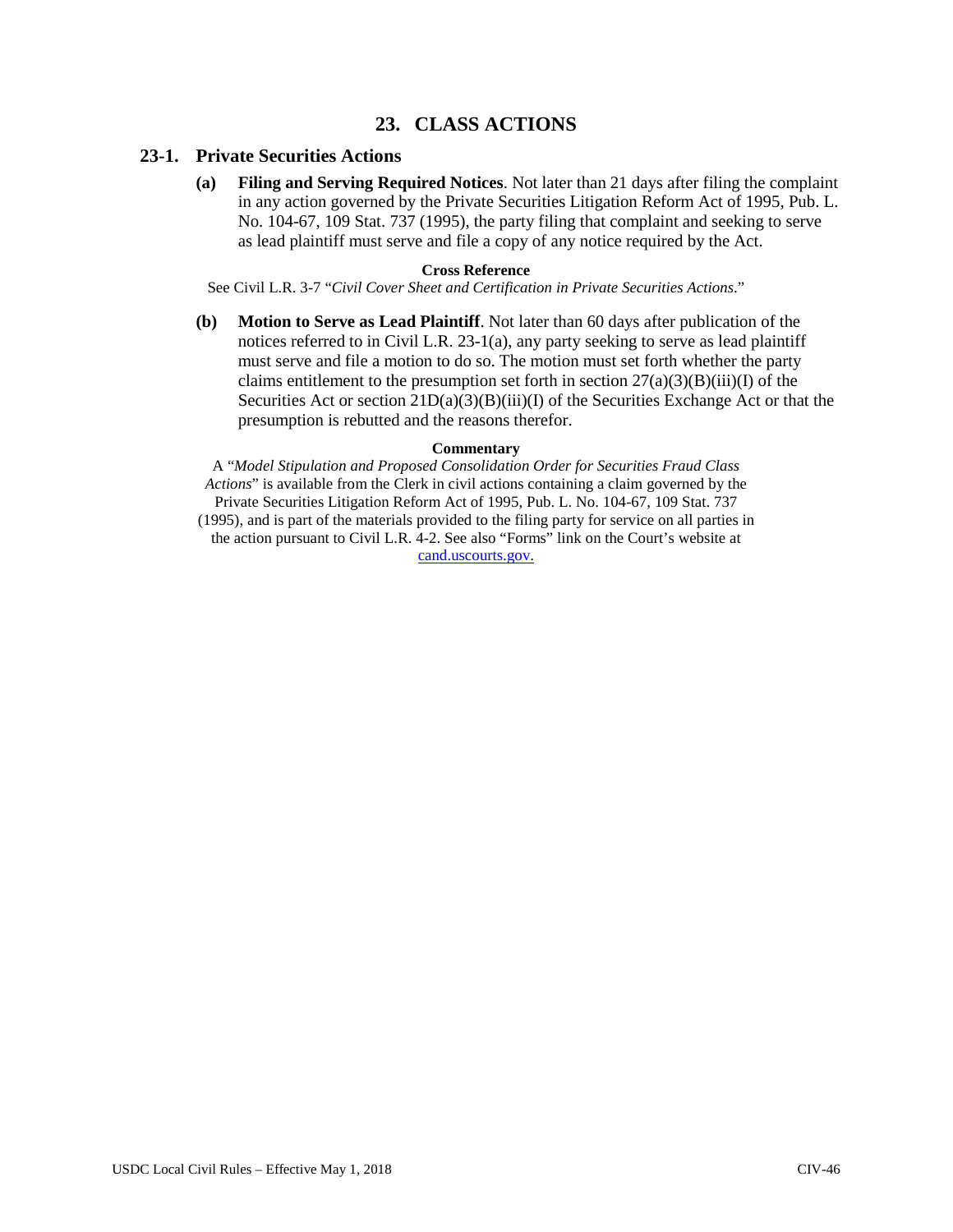# 23. CLASS ACTIONS

## 23-1. Private Securities Actions

**(a) Filing and Serving Required Notices**. Not later than 21 days after filing the complaint in any action governed by the Private Securities Litigation Reform Act of 1995, Pub. L. No. 104-67, 109 Stat. 737 (1995), the party filing that complaint and seeking to serve as lead plaintiff must serve and file a copy of any notice required by the Act.

**Cross Reference**

See Civil L.R. 3-7 "*Civil Cover Sheet and Certification in Private Securities Actions*."

**(b) Motion to Serve as Lead Plaintiff**. Not later than 60 days after publication of the notices referred to in Civil L.R. 23-1(a), any party seeking to serve as lead plaintiff must serve and file a motion to do so. The motion must set forth whether the party claims entitlement to the presumption set forth in section 27(a)(3)(B)(iii)(I) of the Securities Act or section 21D(a)(3)(B)(iii)(I) of the Securities Exchange Act or that the presumption is rebutted and the reasons therefor.

**Commentary**

A "*Model Stipulation and Proposed Consolidation Order for Securities Fraud Class Actions*" is available from the Clerk in civil actions containing a claim governed by the Private Securities Litigation Reform Act of 1995, Pub. L. No. 104-67, 109 Stat. 737 (1995), and is part of the materials provided to the filing party for service on all parties in the action pursuant to Civil L.R. 4-2. See also "Forms" link on the Court's website at cand.uscourts.gov.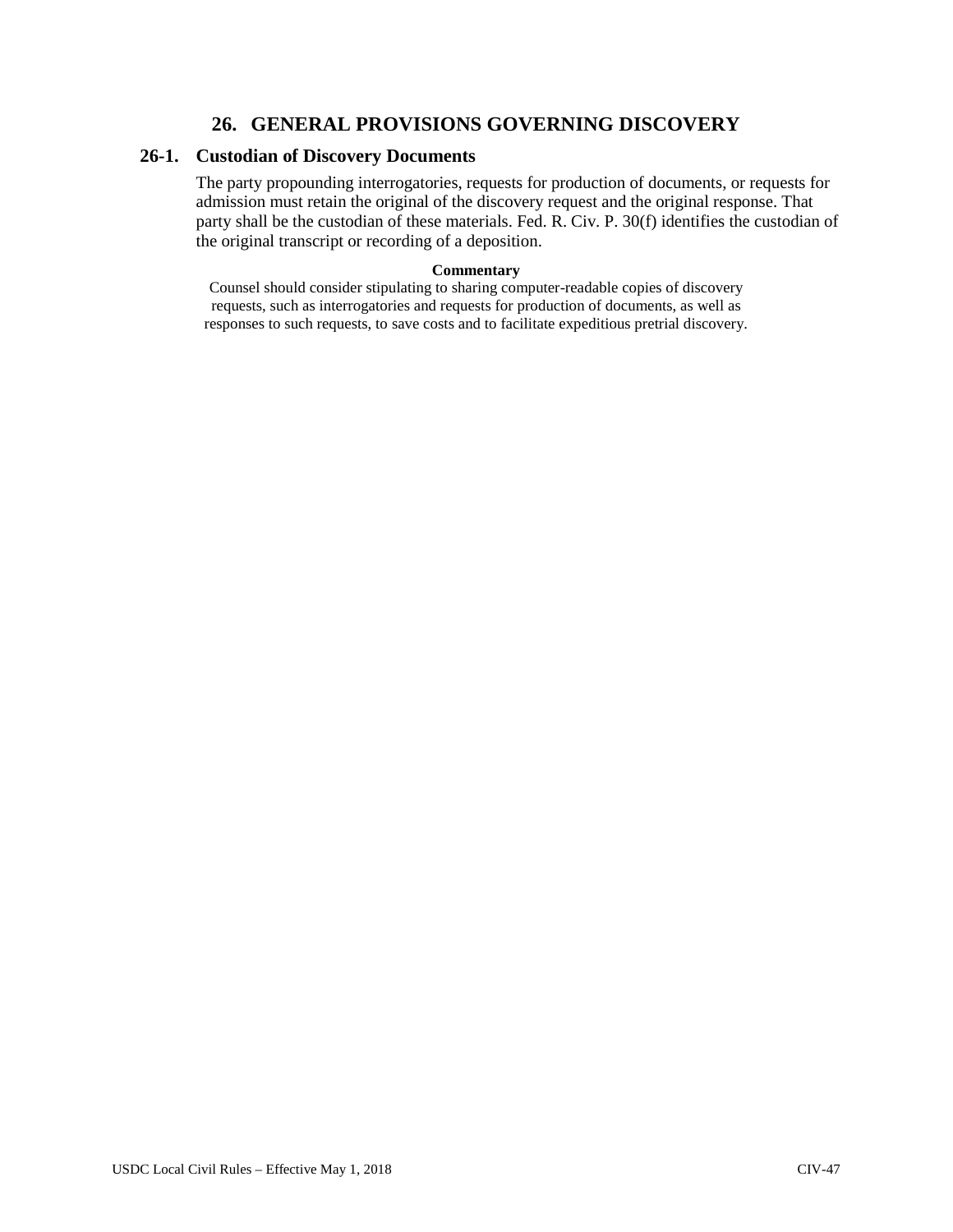# 26. GENERAL PROVISIONS GOVERNING DISCOVERY

## 26-1. Custodian of Discovery Documents

The party propounding interrogatories, requests for production of documents, or requests for admission must retain the original of the discovery request and the original response. That party shall be the custodian of these materials. Fed. R. Civ. P. 30(f) identifies the custodian of the original transcript or recording of a deposition.

**Commentary**

Counsel should consider stipulating to sharing computer-readable copies of discovery requests, such as interrogatories and requests for production of documents, as well as responses to such requests, to save costs and to facilitate expeditious pretrial discovery.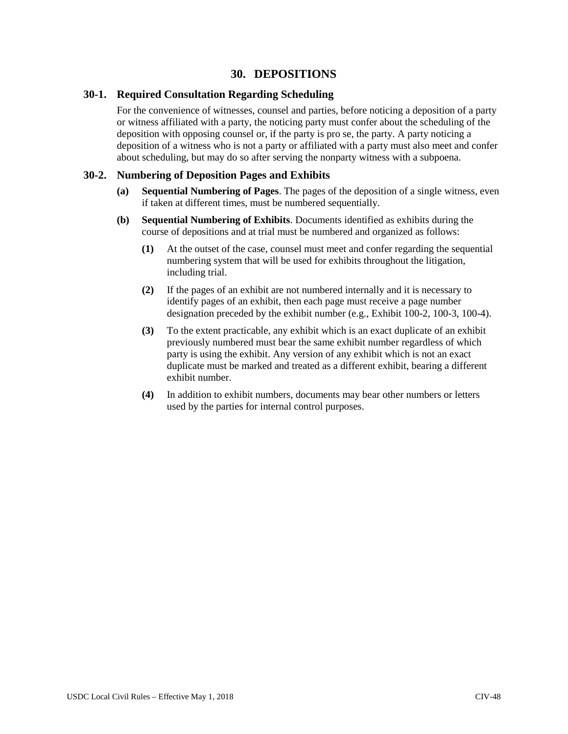# 30. DEPOSITIONS

## 30-1. Required Consultation Regarding Scheduling

For the convenience of witnesses, counsel and parties, before noticing a deposition of a party or witness affiliated with a party, the noticing party must confer about the scheduling of the deposition with opposing counsel or, if the party is pro se, the party. A party noticing a deposition of a witness who is not a party or affiliated with a party must also meet and confer about scheduling, but may do so after serving the nonparty witness with a subpoena.

## 30-2. Numbering of Deposition Pages and Exhibits

**(a) Sequential Numbering of Pages**. The pages of the deposition of a single witness, even if taken at different times, must be numbered sequentially.

**(b) Sequential Numbering of Exhibits**. Documents identified as exhibits during the course of depositions and at trial must be numbered and organized as follows:

**(1)** At the outset of the case, counsel must meet and confer regarding the sequential numbering system that will be used for exhibits throughout the litigation, including trial.

**(2)** If the pages of an exhibit are not numbered internally and it is necessary to identify pages of an exhibit, then each page must receive a page number designation preceded by the exhibit number (e.g., Exhibit 100-2, 100-3, 100-4).

**(3)** To the extent practicable, any exhibit which is an exact duplicate of an exhibit previously numbered must bear the same exhibit number regardless of which party is using the exhibit. Any version of any exhibit which is not an exact duplicate must be marked and treated as a different exhibit, bearing a different exhibit number.

**(4)** In addition to exhibit numbers, documents may bear other numbers or letters used by the parties for internal control purposes.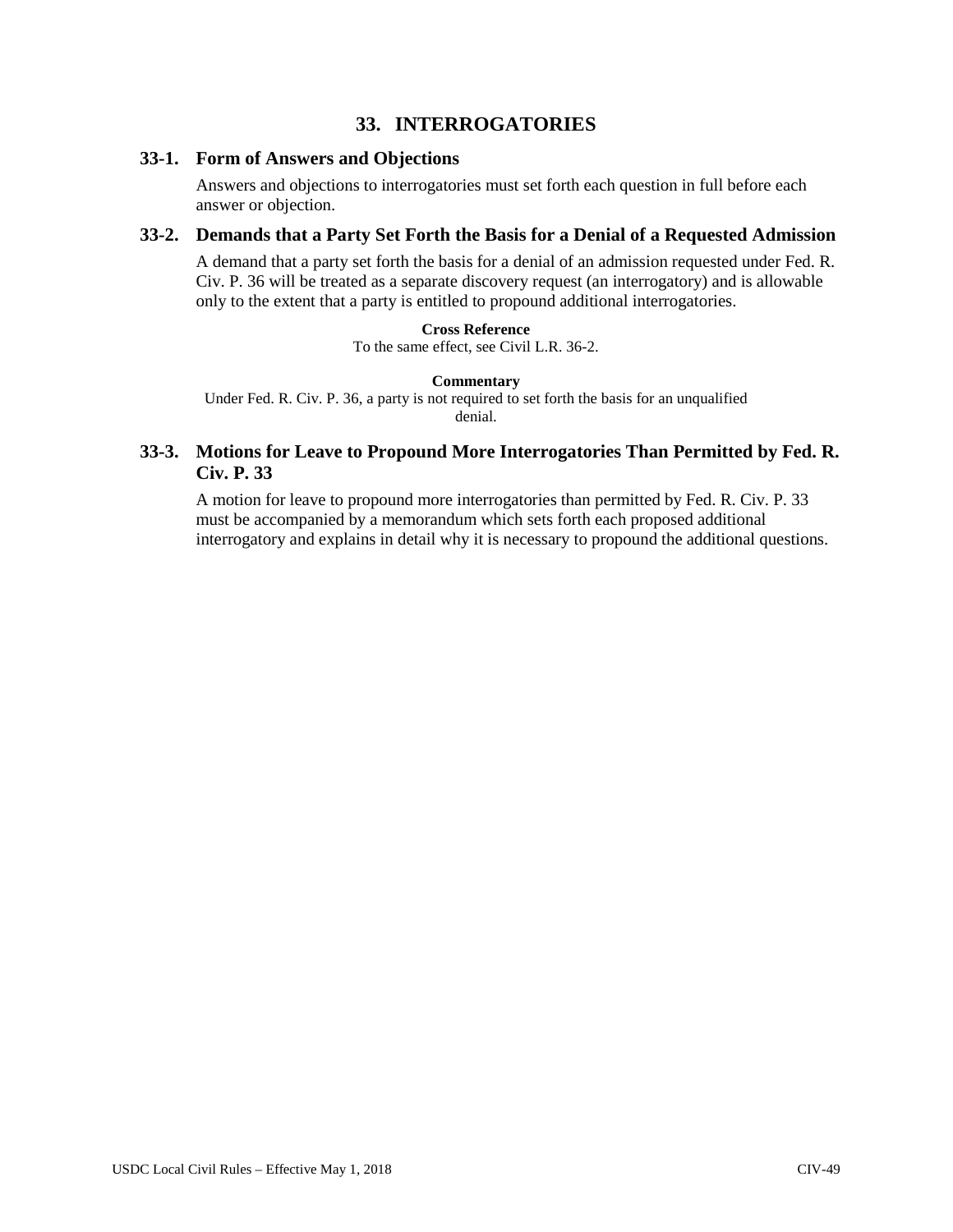# 33. INTERROGATORIES

## 33-1. Form of Answers and Objections

Answers and objections to interrogatories must set forth each question in full before each answer or objection.

## 33-2. Demands that a Party Set Forth the Basis for a Denial of a Requested Admission

A demand that a party set forth the basis for a denial of an admission requested under Fed. R. Civ. P. 36 will be treated as a separate discovery request (an interrogatory) and is allowable only to the extent that a party is entitled to propound additional interrogatories.

**Cross Reference**

To the same effect, see Civil L.R. 36-2.

**Commentary**

Under Fed. R. Civ. P. 36, a party is not required to set forth the basis for an unqualified denial.

## 33-3. Motions for Leave to Propound More Interrogatories Than Permitted by Fed. R. Civ. P. 33

A motion for leave to propound more interrogatories than permitted by Fed. R. Civ. P. 33 must be accompanied by a memorandum which sets forth each proposed additional interrogatory and explains in detail why it is necessary to propound the additional questions.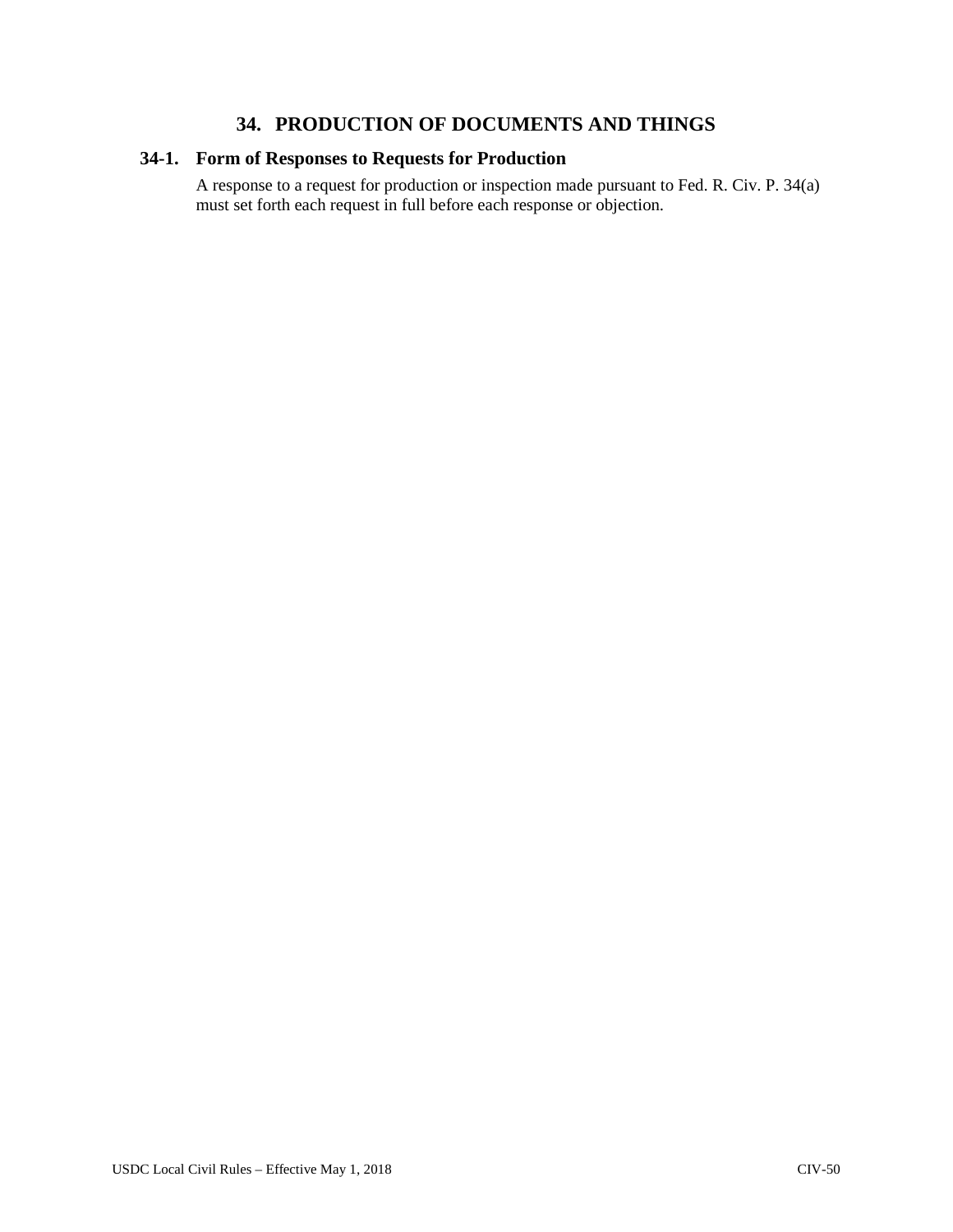## 34. PRODUCTION OF DOCUMENTS AND THINGS

### 34-1. Form of Responses to Requests for Production

A response to a request for production or inspection made pursuant to Fed. R. Civ. P. 34(a) must set forth each request in full before each response or objection.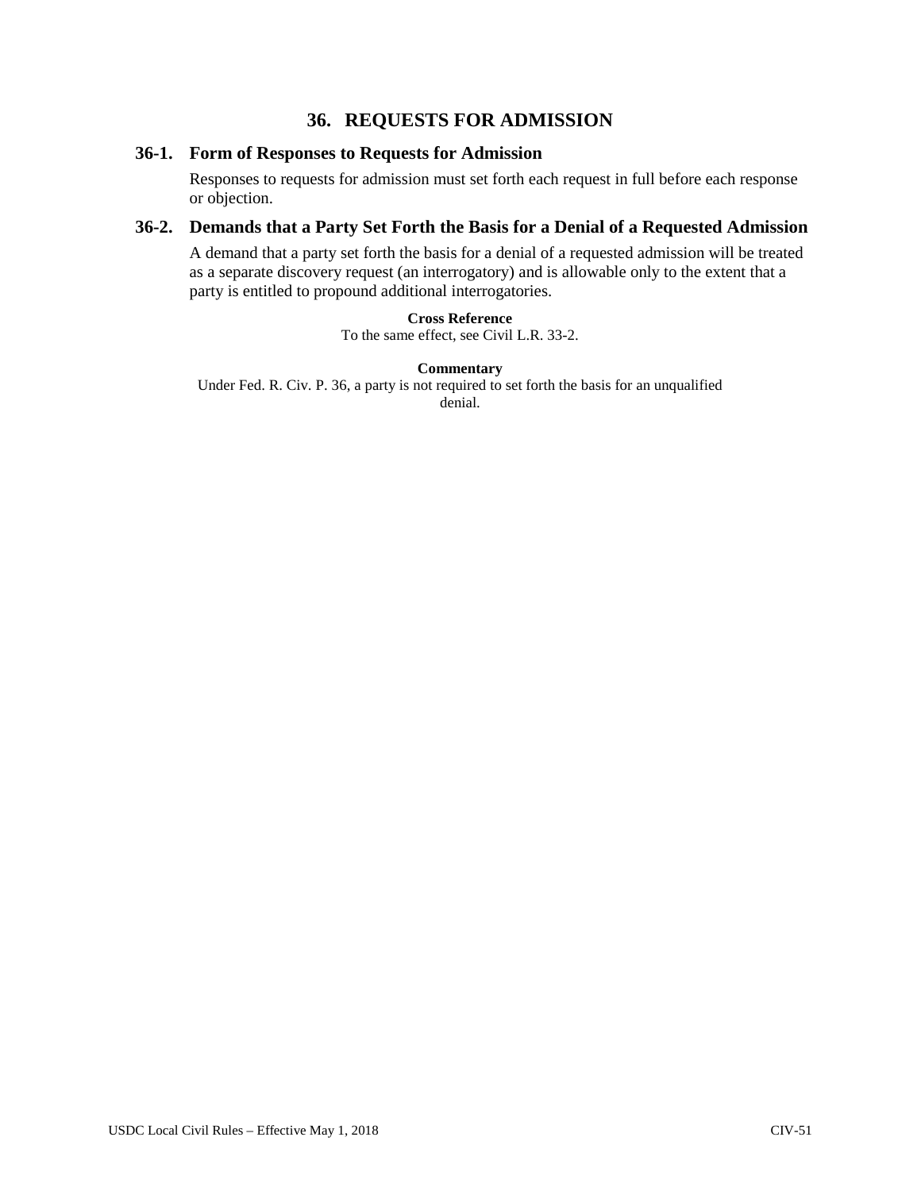# 36. REQUESTS FOR ADMISSION

## 36-1. Form of Responses to Requests for Admission

Responses to requests for admission must set forth each request in full before each response or objection.

## 36-2. Demands that a Party Set Forth the Basis for a Denial of a Requested Admission

A demand that a party set forth the basis for a denial of a requested admission will be treated as a separate discovery request (an interrogatory) and is allowable only to the extent that a party is entitled to propound additional interrogatories.

**Cross Reference**

To the same effect, see Civil L.R. 33-2.

**Commentary**

Under Fed. R. Civ. P. 36, a party is not required to set forth the basis for an unqualified denial.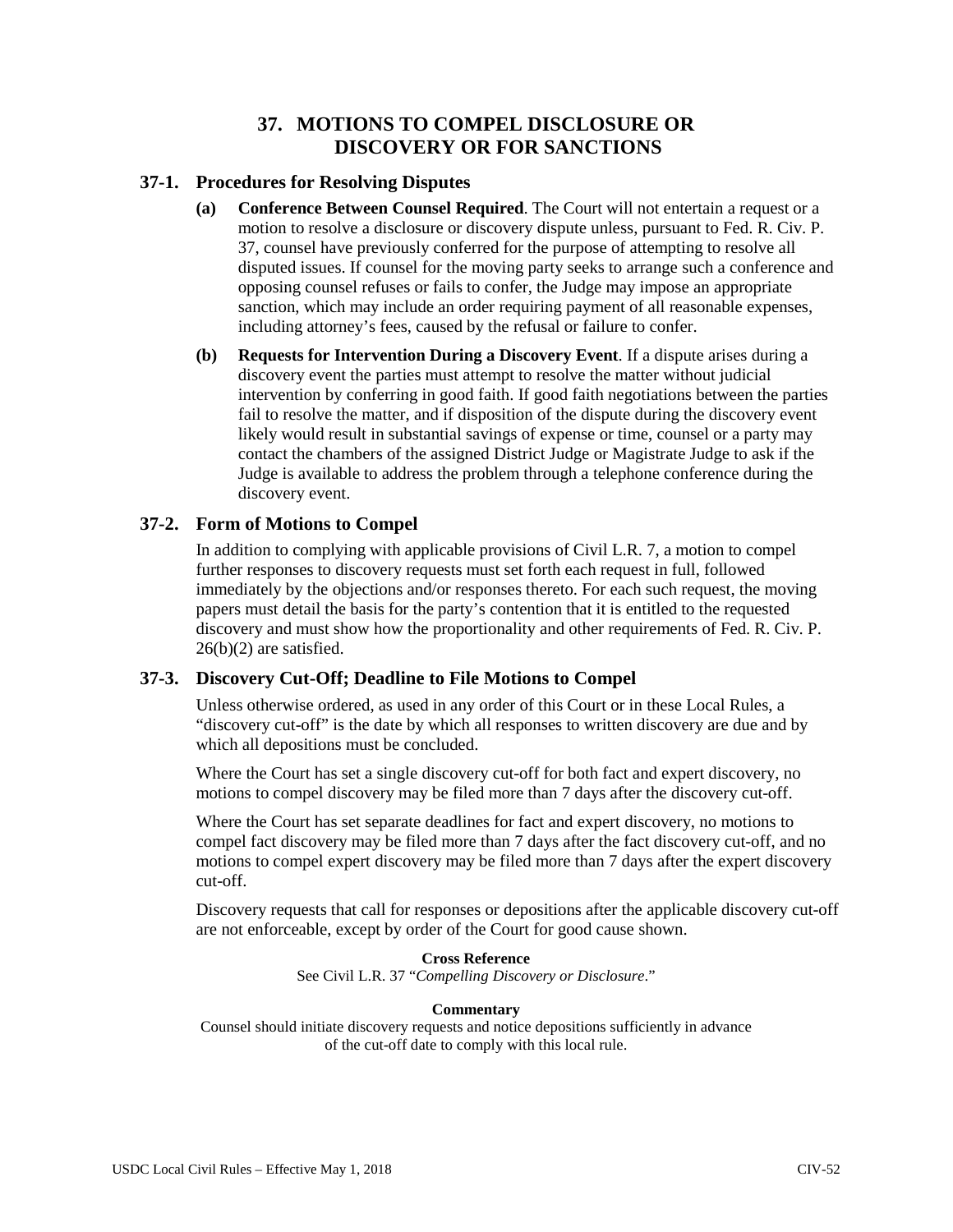# 37. MOTIONS TO COMPEL DISCLOSURE OR DISCOVERY OR FOR SANCTIONS

## 37-1. Procedures for Resolving Disputes

**(a) Conference Between Counsel Required**. The Court will not entertain a request or a motion to resolve a disclosure or discovery dispute unless, pursuant to Fed. R. Civ. P. 37, counsel have previously conferred for the purpose of attempting to resolve all disputed issues. If counsel for the moving party seeks to arrange such a conference and opposing counsel refuses or fails to confer, the Judge may impose an appropriate sanction, which may include an order requiring payment of all reasonable expenses, including attorney's fees, caused by the refusal or failure to confer.

**(b) Requests for Intervention During a Discovery Event**. If a dispute arises during a discovery event the parties must attempt to resolve the matter without judicial intervention by conferring in good faith. If good faith negotiations between the parties fail to resolve the matter, and if disposition of the dispute during the discovery event likely would result in substantial savings of expense or time, counsel or a party may contact the chambers of the assigned District Judge or Magistrate Judge to ask if the Judge is available to address the problem through a telephone conference during the discovery event.

## 37-2. Form of Motions to Compel

In addition to complying with applicable provisions of Civil L.R. 7, a motion to compel further responses to discovery requests must set forth each request in full, followed immediately by the objections and/or responses thereto. For each such request, the moving papers must detail the basis for the party's contention that it is entitled to the requested discovery and must show how the proportionality and other requirements of Fed. R. Civ. P. 26(b)(2) are satisfied.

## 37-3. Discovery Cut-Off; Deadline to File Motions to Compel

Unless otherwise ordered, as used in any order of this Court or in these Local Rules, a "discovery cut-off" is the date by which all responses to written discovery are due and by which all depositions must be concluded.

Where the Court has set a single discovery cut-off for both fact and expert discovery, no motions to compel discovery may be filed more than 7 days after the discovery cut-off.

Where the Court has set separate deadlines for fact and expert discovery, no motions to compel fact discovery may be filed more than 7 days after the fact discovery cut-off, and no motions to compel expert discovery may be filed more than 7 days after the expert discovery cut-off.

Discovery requests that call for responses or depositions after the applicable discovery cut-off are not enforceable, except by order of the Court for good cause shown.

**Cross Reference**

See Civil L.R. 37 "*Compelling Discovery or Disclosure*."

**Commentary**

Counsel should initiate discovery requests and notice depositions sufficiently in advance of the cut-off date to comply with this local rule.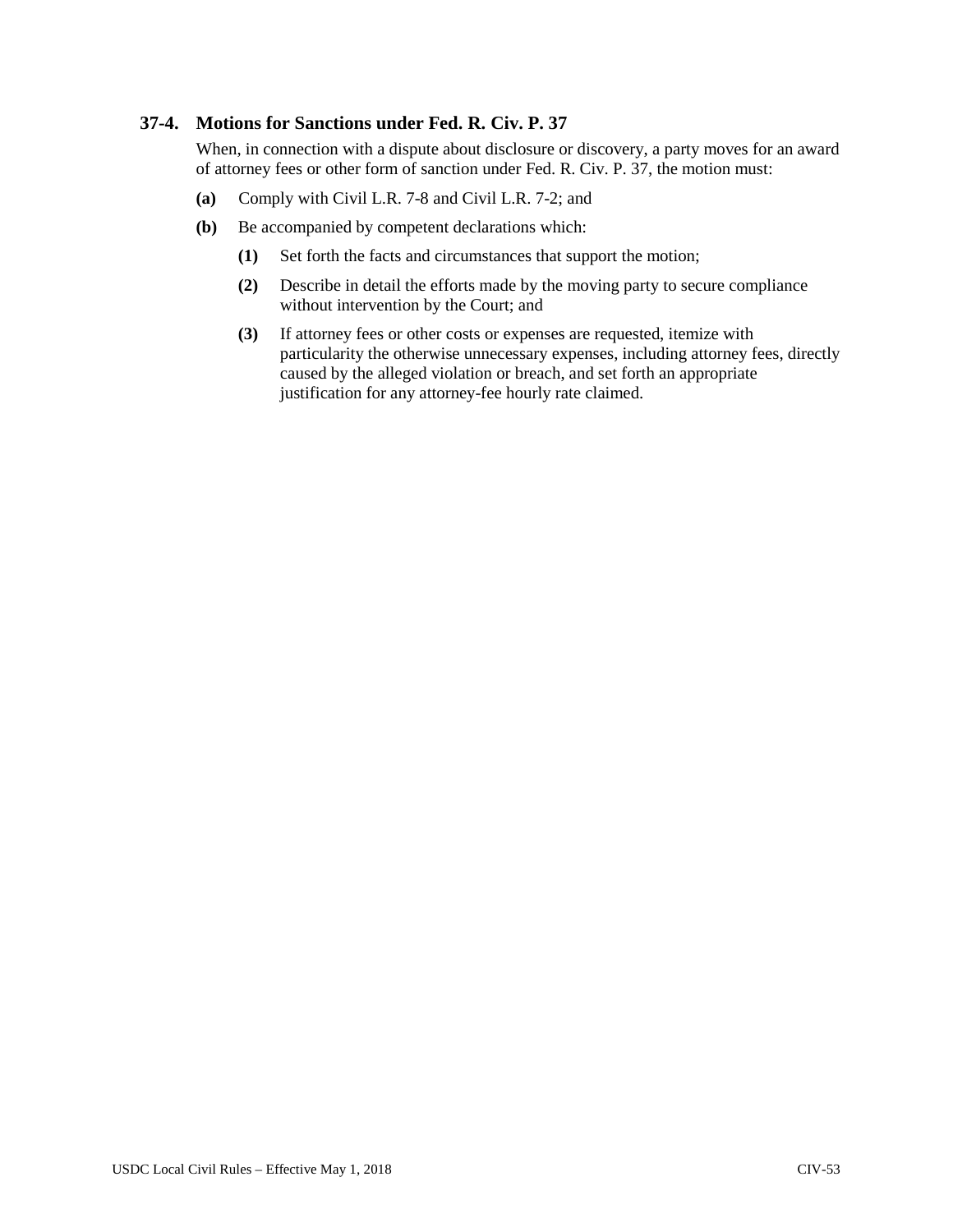### 37-4. Motions for Sanctions under Fed. R. Civ. P. 37

When, in connection with a dispute about disclosure or discovery, a party moves for an award of attorney fees or other form of sanction under Fed. R. Civ. P. 37, the motion must:

**(a)** Comply with Civil L.R. 7-8 and Civil L.R. 7-2; and

**(b)** Be accompanied by competent declarations which:

- **(1)** Set forth the facts and circumstances that support the motion;
- **(2)** Describe in detail the efforts made by the moving party to secure compliance without intervention by the Court; and
- **(3)** If attorney fees or other costs or expenses are requested, itemize with particularity the otherwise unnecessary expenses, including attorney fees, directly caused by the alleged violation or breach, and set forth an appropriate justification for any attorney-fee hourly rate claimed.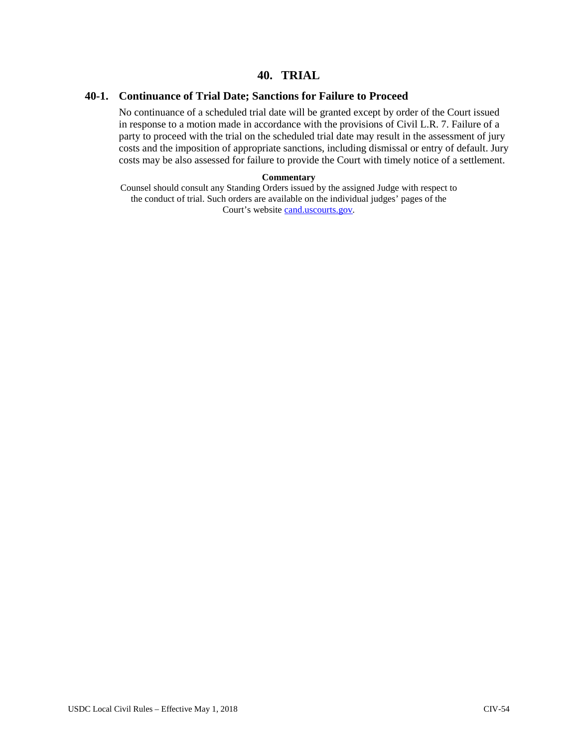# 40. TRIAL

## 40-1. Continuance of Trial Date; Sanctions for Failure to Proceed

No continuance of a scheduled trial date will be granted except by order of the Court issued in response to a motion made in accordance with the provisions of Civil L.R. 7. Failure of a party to proceed with the trial on the scheduled trial date may result in the assessment of jury costs and the imposition of appropriate sanctions, including dismissal or entry of default. Jury costs may be also assessed for failure to provide the Court with timely notice of a settlement.

**Commentary**

Counsel should consult any Standing Orders issued by the assigned Judge with respect to the conduct of trial. Such orders are available on the individual judges' pages of the Court's website [cand.uscourts.gov](cand.uscourts.gov).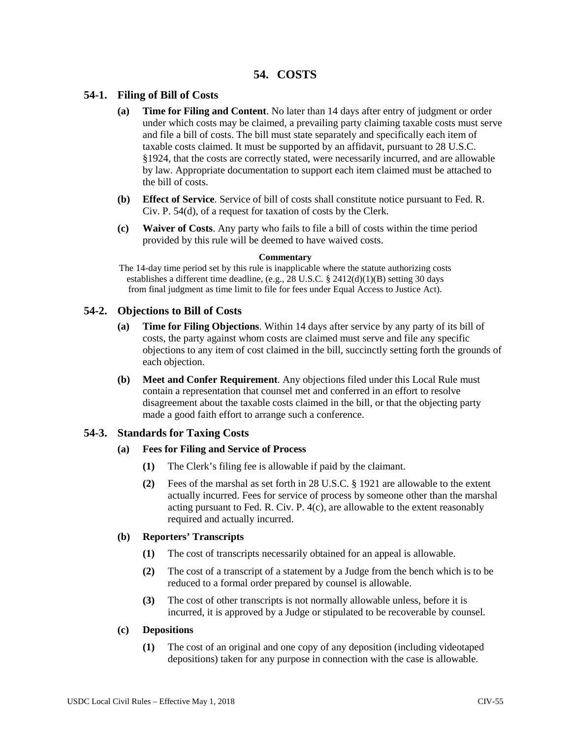# 54. COSTS

## 54-1. Filing of Bill of Costs

**(a) Time for Filing and Content**. No later than 14 days after entry of judgment or order under which costs may be claimed, a prevailing party claiming taxable costs must serve and file a bill of costs. The bill must state separately and specifically each item of taxable costs claimed. It must be supported by an affidavit, pursuant to 28 U.S.C. §1924, that the costs are correctly stated, were necessarily incurred, and are allowable by law. Appropriate documentation to support each item claimed must be attached to the bill of costs.

**(b) Effect of Service**. Service of bill of costs shall constitute notice pursuant to Fed. R. Civ. P. 54(d), of a request for taxation of costs by the Clerk.

**(c) Waiver of Costs**. Any party who fails to file a bill of costs within the time period provided by this rule will be deemed to have waived costs.

**Commentary**

The 14-day time period set by this rule is inapplicable where the statute authorizing costs establishes a different time deadline, (e.g., 28 U.S.C. § 2412(d)(1)(B) setting 30 days from final judgment as time limit to file for fees under Equal Access to Justice Act).

## 54-2. Objections to Bill of Costs

**(a) Time for Filing Objections**. Within 14 days after service by any party of its bill of costs, the party against whom costs are claimed must serve and file any specific objections to any item of cost claimed in the bill, succinctly setting forth the grounds of each objection.

**(b) Meet and Confer Requirement**. Any objections filed under this Local Rule must contain a representation that counsel met and conferred in an effort to resolve disagreement about the taxable costs claimed in the bill, or that the objecting party made a good faith effort to arrange such a conference.

## 54-3. Standards for Taxing Costs

**(a) Fees for Filing and Service of Process**

**(1)** The Clerk's filing fee is allowable if paid by the claimant.

**(2)** Fees of the marshal as set forth in 28 U.S.C. § 1921 are allowable to the extent actually incurred. Fees for service of process by someone other than the marshal acting pursuant to Fed. R. Civ. P. 4(c), are allowable to the extent reasonably required and actually incurred.

**(b) Reporters' Transcripts**

**(1)** The cost of transcripts necessarily obtained for an appeal is allowable.

**(2)** The cost of a transcript of a statement by a Judge from the bench which is to be reduced to a formal order prepared by counsel is allowable.

**(3)** The cost of other transcripts is not normally allowable unless, before it is incurred, it is approved by a Judge or stipulated to be recoverable by counsel.

**(c) Depositions**

**(1)** The cost of an original and one copy of any deposition (including videotaped depositions) taken for any purpose in connection with the case is allowable.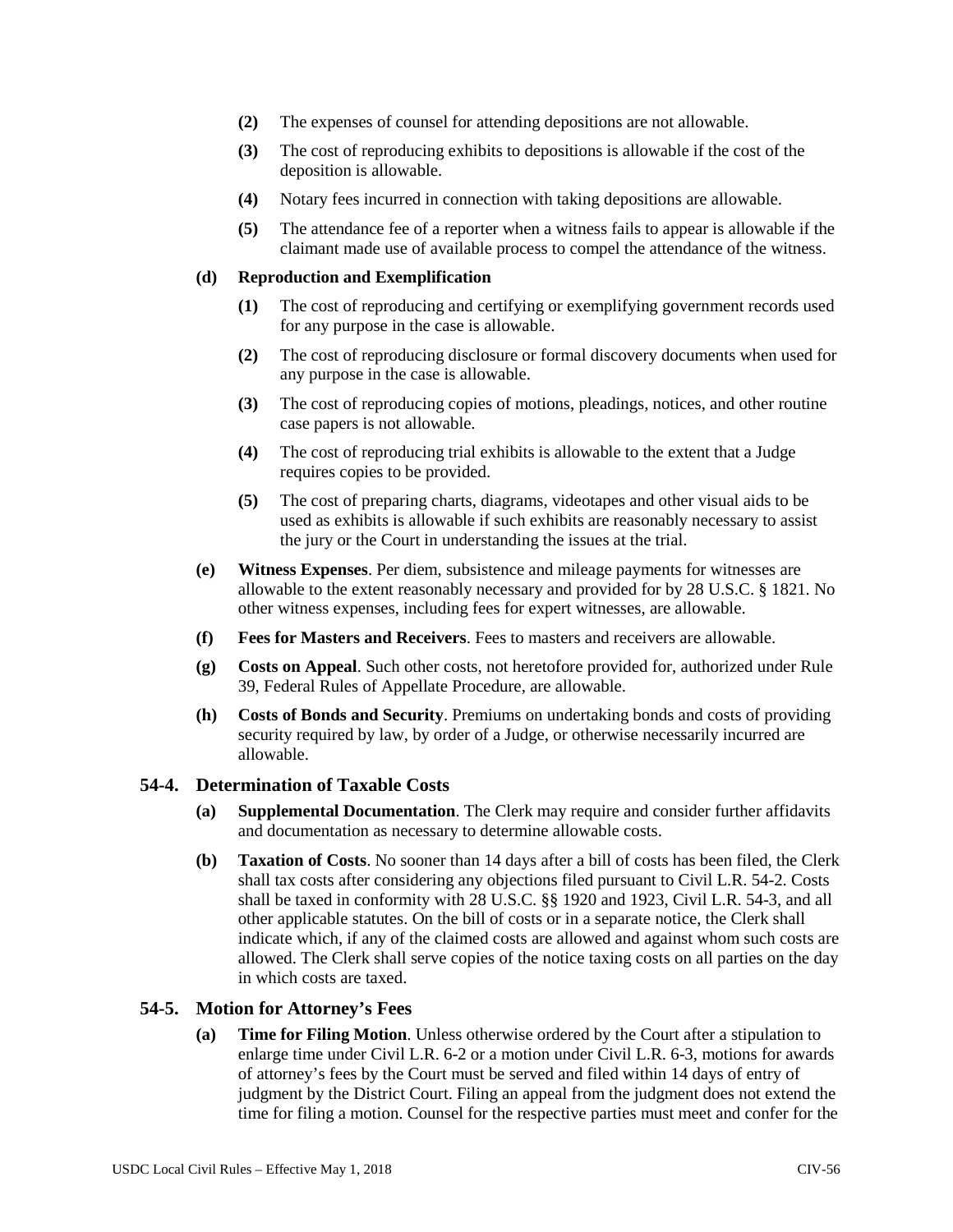**(2)** The expenses of counsel for attending depositions are not allowable.

**(3)** The cost of reproducing exhibits to depositions is allowable if the cost of the deposition is allowable.

**(4)** Notary fees incurred in connection with taking depositions are allowable.

**(5)** The attendance fee of a reporter when a witness fails to appear is allowable if the claimant made use of available process to compel the attendance of the witness.

**(d) Reproduction and Exemplification**

**(1)** The cost of reproducing and certifying or exemplifying government records used for any purpose in the case is allowable.

**(2)** The cost of reproducing disclosure or formal discovery documents when used for any purpose in the case is allowable.

**(3)** The cost of reproducing copies of motions, pleadings, notices, and other routine case papers is not allowable.

**(4)** The cost of reproducing trial exhibits is allowable to the extent that a Judge requires copies to be provided.

**(5)** The cost of preparing charts, diagrams, videotapes and other visual aids to be used as exhibits is allowable if such exhibits are reasonably necessary to assist the jury or the Court in understanding the issues at the trial.

**(e) Witness Expenses**. Per diem, subsistence and mileage payments for witnesses are allowable to the extent reasonably necessary and provided for by 28 U.S.C. § 1821. No other witness expenses, including fees for expert witnesses, are allowable.

**(f) Fees for Masters and Receivers**. Fees to masters and receivers are allowable.

**(g) Costs on Appeal**. Such other costs, not heretofore provided for, authorized under Rule 39, Federal Rules of Appellate Procedure, are allowable.

**(h) Costs of Bonds and Security**. Premiums on undertaking bonds and costs of providing security required by law, by order of a Judge, or otherwise necessarily incurred are allowable.

## 54-4. Determination of Taxable Costs

**(a) Supplemental Documentation**. The Clerk may require and consider further affidavits and documentation as necessary to determine allowable costs.

**(b) Taxation of Costs**. No sooner than 14 days after a bill of costs has been filed, the Clerk shall tax costs after considering any objections filed pursuant to Civil L.R. 54-2. Costs shall be taxed in conformity with 28 U.S.C. §§ 1920 and 1923, Civil L.R. 54-3, and all other applicable statutes. On the bill of costs or in a separate notice, the Clerk shall indicate which, if any of the claimed costs are allowed and against whom such costs are allowed. The Clerk shall serve copies of the notice taxing costs on all parties on the day in which costs are taxed.

## 54-5. Motion for Attorney's Fees

**(a) Time for Filing Motion**. Unless otherwise ordered by the Court after a stipulation to enlarge time under Civil L.R. 6-2 or a motion under Civil L.R. 6-3, motions for awards of attorney's fees by the Court must be served and filed within 14 days of entry of judgment by the District Court. Filing an appeal from the judgment does not extend the time for filing a motion. Counsel for the respective parties must meet and confer for the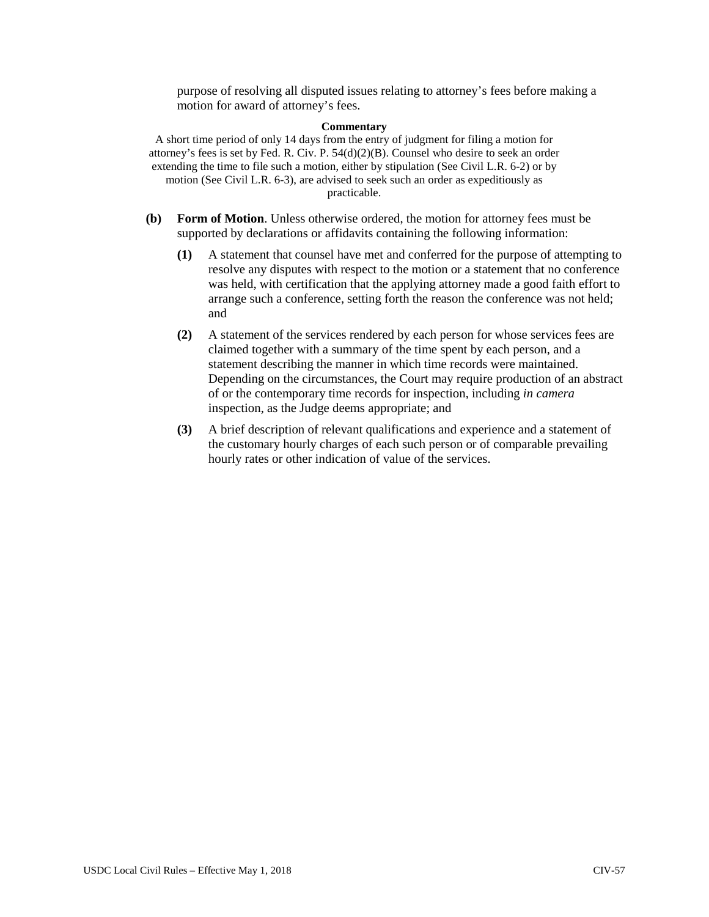purpose of resolving all disputed issues relating to attorney's fees before making a motion for award of attorney's fees.

**Commentary**

A short time period of only 14 days from the entry of judgment for filing a motion for attorney's fees is set by Fed. R. Civ. P. 54(d)(2)(B). Counsel who desire to seek an order extending the time to file such a motion, either by stipulation (See Civil L.R. 6-2) or by motion (See Civil L.R. 6-3), are advised to seek such an order as expeditiously as practicable.

**(b) Form of Motion**. Unless otherwise ordered, the motion for attorney fees must be supported by declarations or affidavits containing the following information:

**(1)** A statement that counsel have met and conferred for the purpose of attempting to resolve any disputes with respect to the motion or a statement that no conference was held, with certification that the applying attorney made a good faith effort to arrange such a conference, setting forth the reason the conference was not held; and

**(2)** A statement of the services rendered by each person for whose services fees are claimed together with a summary of the time spent by each person, and a statement describing the manner in which time records were maintained. Depending on the circumstances, the Court may require production of an abstract of or the contemporary time records for inspection, including *in camera* inspection, as the Judge deems appropriate; and

**(3)** A brief description of relevant qualifications and experience and a statement of the customary hourly charges of each such person or of comparable prevailing hourly rates or other indication of value of the services.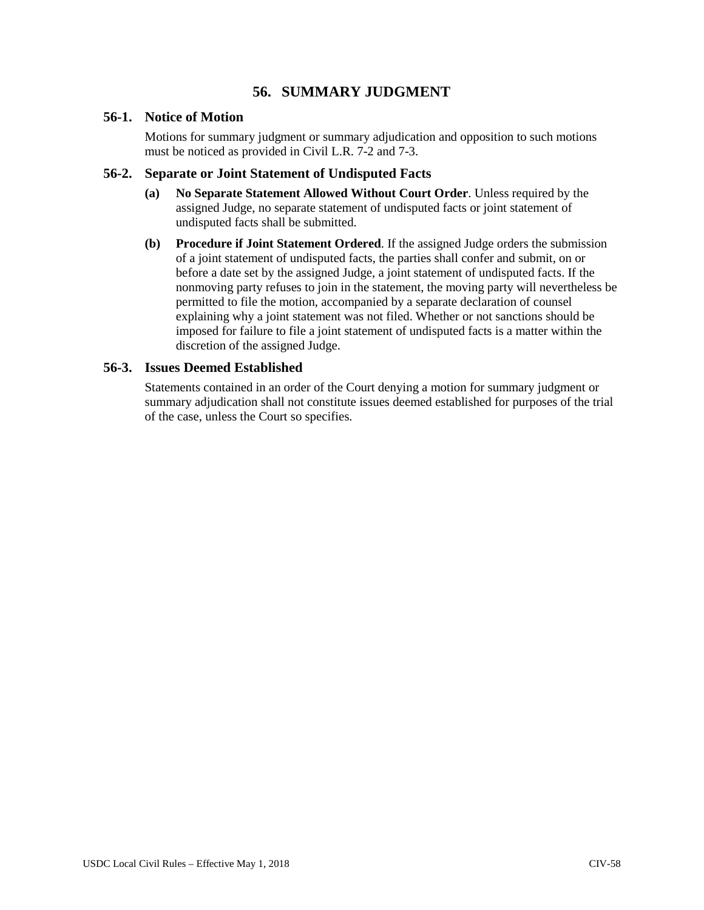# 56. SUMMARY JUDGMENT

## 56-1. Notice of Motion

Motions for summary judgment or summary adjudication and opposition to such motions must be noticed as provided in Civil L.R. 7-2 and 7-3.

## 56-2. Separate or Joint Statement of Undisputed Facts

**(a) No Separate Statement Allowed Without Court Order**. Unless required by the assigned Judge, no separate statement of undisputed facts or joint statement of undisputed facts shall be submitted.

**(b) Procedure if Joint Statement Ordered**. If the assigned Judge orders the submission of a joint statement of undisputed facts, the parties shall confer and submit, on or before a date set by the assigned Judge, a joint statement of undisputed facts. If the nonmoving party refuses to join in the statement, the moving party will nevertheless be permitted to file the motion, accompanied by a separate declaration of counsel explaining why a joint statement was not filed. Whether or not sanctions should be imposed for failure to file a joint statement of undisputed facts is a matter within the discretion of the assigned Judge.

## 56-3. Issues Deemed Established

Statements contained in an order of the Court denying a motion for summary judgment or summary adjudication shall not constitute issues deemed established for purposes of the trial of the case, unless the Court so specifies.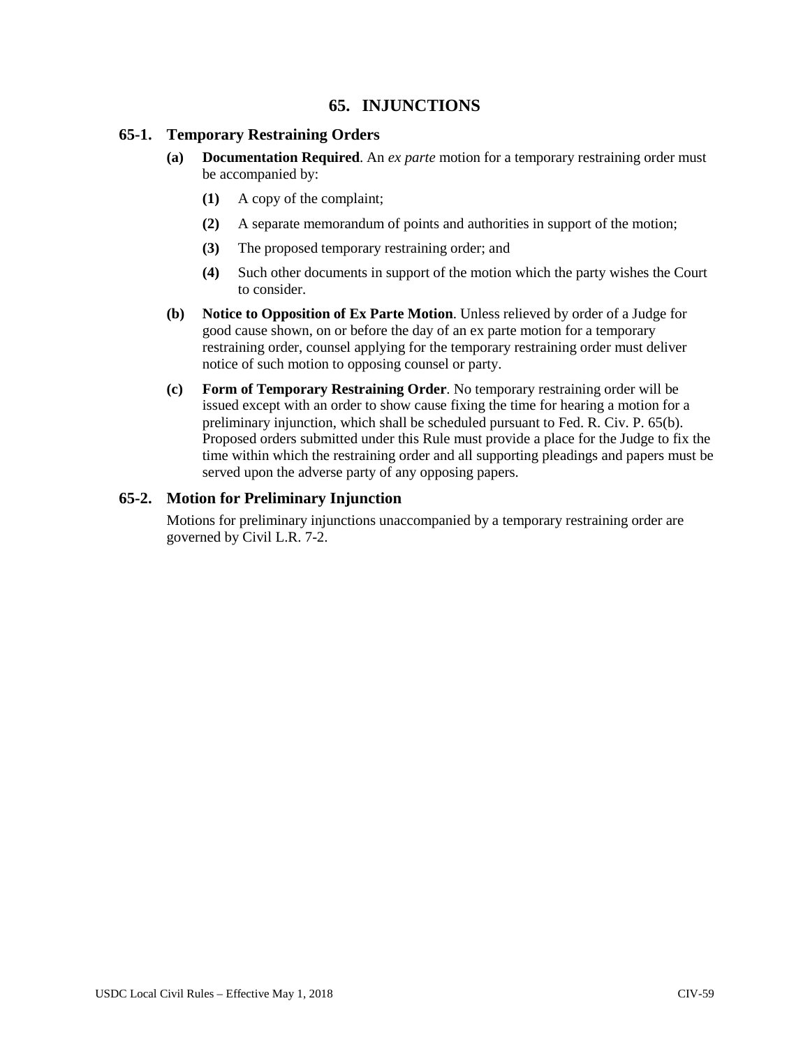# 65. INJUNCTIONS

## 65-1. Temporary Restraining Orders

**(a) Documentation Required**. An *ex parte* motion for a temporary restraining order must be accompanied by:

**(1)** A copy of the complaint;

**(2)** A separate memorandum of points and authorities in support of the motion;

**(3)** The proposed temporary restraining order; and

**(4)** Such other documents in support of the motion which the party wishes the Court to consider.

**(b) Notice to Opposition of Ex Parte Motion**. Unless relieved by order of a Judge for good cause shown, on or before the day of an ex parte motion for a temporary restraining order, counsel applying for the temporary restraining order must deliver notice of such motion to opposing counsel or party.

**(c) Form of Temporary Restraining Order**. No temporary restraining order will be issued except with an order to show cause fixing the time for hearing a motion for a preliminary injunction, which shall be scheduled pursuant to Fed. R. Civ. P. 65(b). Proposed orders submitted under this Rule must provide a place for the Judge to fix the time within which the restraining order and all supporting pleadings and papers must be served upon the adverse party of any opposing papers.

## 65-2. Motion for Preliminary Injunction

Motions for preliminary injunctions unaccompanied by a temporary restraining order are governed by Civil L.R. 7-2.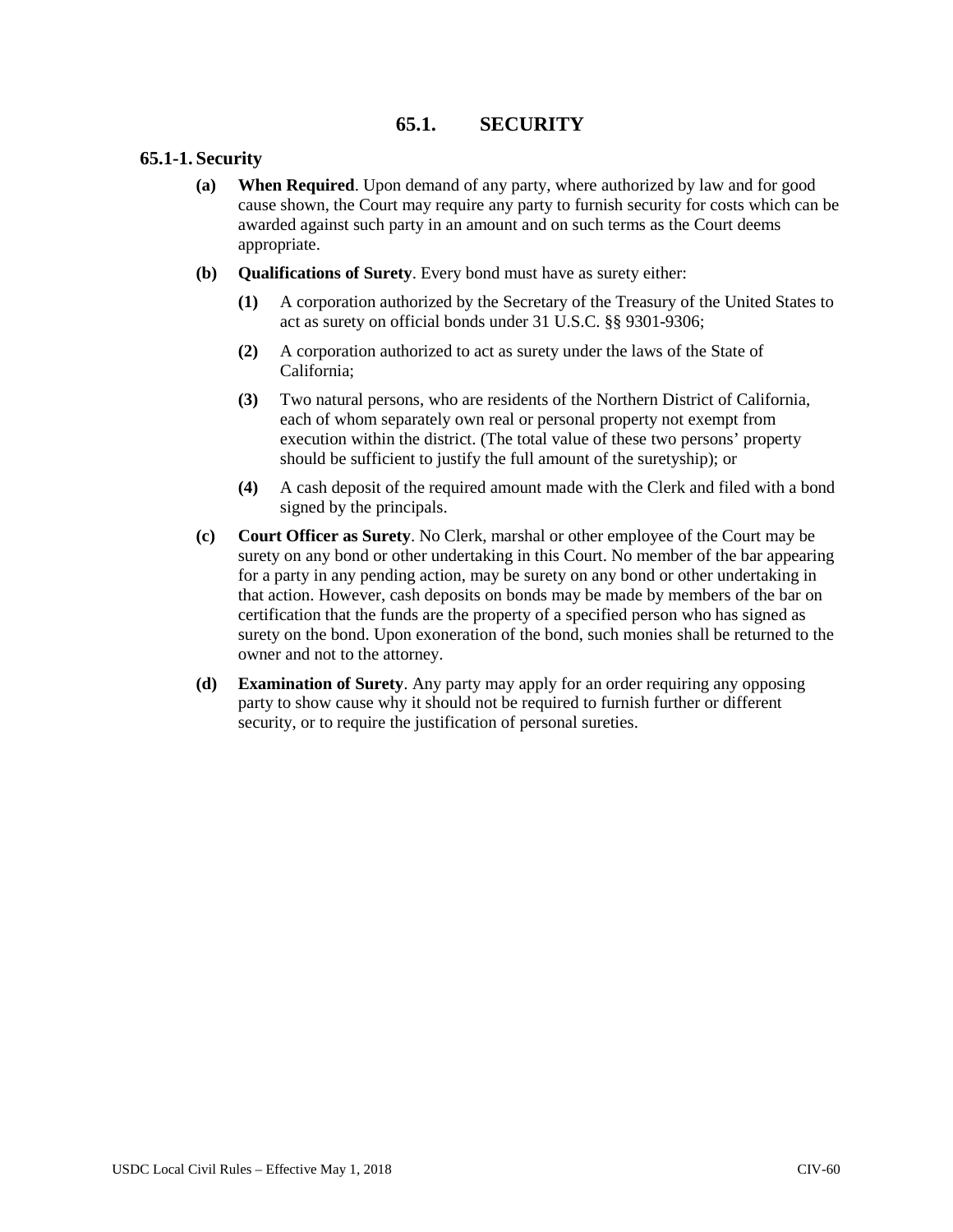# 65.1. SECURITY

## 65.1-1. Security

**(a) When Required**. Upon demand of any party, where authorized by law and for good cause shown, the Court may require any party to furnish security for costs which can be awarded against such party in an amount and on such terms as the Court deems appropriate.

**(b) Qualifications of Surety**. Every bond must have as surety either:

**(1)** A corporation authorized by the Secretary of the Treasury of the United States to act as surety on official bonds under 31 U.S.C. §§ 9301-9306;

**(2)** A corporation authorized to act as surety under the laws of the State of California;

**(3)** Two natural persons, who are residents of the Northern District of California, each of whom separately own real or personal property not exempt from execution within the district. (The total value of these two persons' property should be sufficient to justify the full amount of the suretyship); or

**(4)** A cash deposit of the required amount made with the Clerk and filed with a bond signed by the principals.

**(c) Court Officer as Surety**. No Clerk, marshal or other employee of the Court may be surety on any bond or other undertaking in this Court. No member of the bar appearing for a party in any pending action, may be surety on any bond or other undertaking in that action. However, cash deposits on bonds may be made by members of the bar on certification that the funds are the property of a specified person who has signed as surety on the bond. Upon exoneration of the bond, such monies shall be returned to the owner and not to the attorney.

**(d) Examination of Surety**. Any party may apply for an order requiring any opposing party to show cause why it should not be required to furnish further or different security, or to require the justification of personal sureties.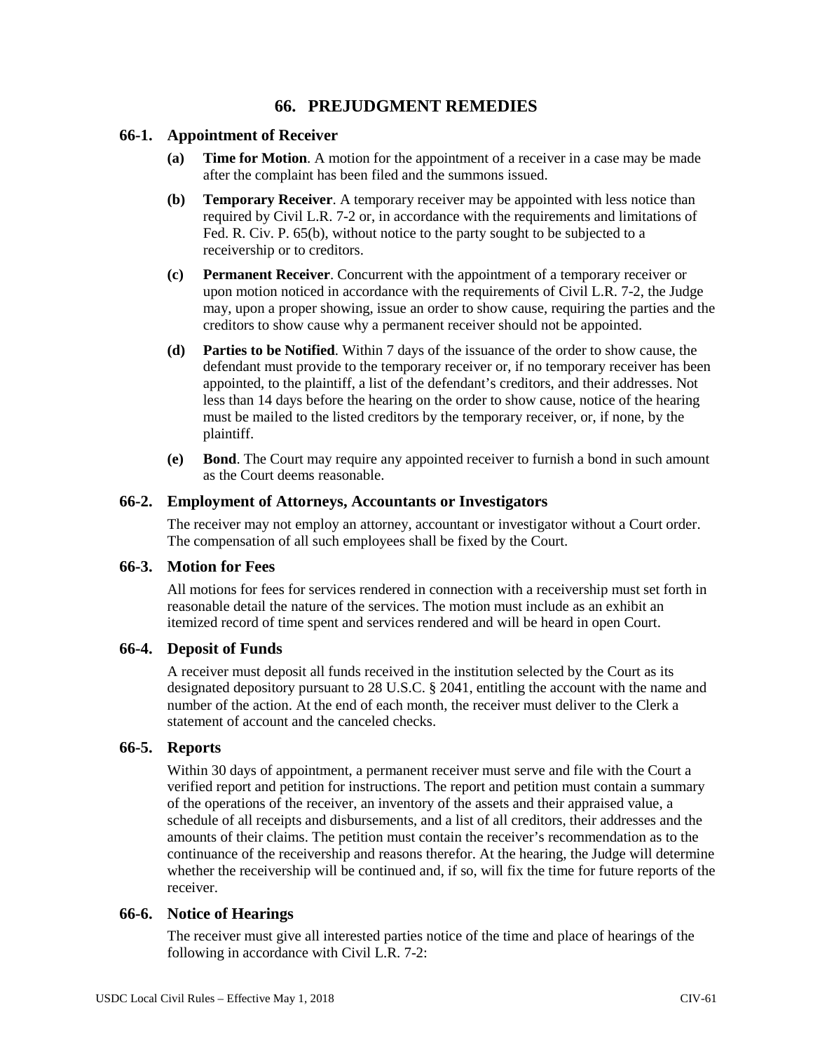## 66. PREJUDGMENT REMEDIES

### 66-1. Appointment of Receiver

**(a) Time for Motion**. A motion for the appointment of a receiver in a case may be made after the complaint has been filed and the summons issued.

**(b) Temporary Receiver**. A temporary receiver may be appointed with less notice than required by Civil L.R. 7-2 or, in accordance with the requirements and limitations of Fed. R. Civ. P. 65(b), without notice to the party sought to be subjected to a receivership or to creditors.

**(c) Permanent Receiver**. Concurrent with the appointment of a temporary receiver or upon motion noticed in accordance with the requirements of Civil L.R. 7-2, the Judge may, upon a proper showing, issue an order to show cause, requiring the parties and the creditors to show cause why a permanent receiver should not be appointed.

**(d) Parties to be Notified**. Within 7 days of the issuance of the order to show cause, the defendant must provide to the temporary receiver or, if no temporary receiver has been appointed, to the plaintiff, a list of the defendant's creditors, and their addresses. Not less than 14 days before the hearing on the order to show cause, notice of the hearing must be mailed to the listed creditors by the temporary receiver, or, if none, by the plaintiff.

**(e) Bond**. The Court may require any appointed receiver to furnish a bond in such amount as the Court deems reasonable.

### 66-2. Employment of Attorneys, Accountants or Investigators

The receiver may not employ an attorney, accountant or investigator without a Court order. The compensation of all such employees shall be fixed by the Court.

### 66-3. Motion for Fees

All motions for fees for services rendered in connection with a receivership must set forth in reasonable detail the nature of the services. The motion must include as an exhibit an itemized record of time spent and services rendered and will be heard in open Court.

### 66-4. Deposit of Funds

A receiver must deposit all funds received in the institution selected by the Court as its designated depository pursuant to 28 U.S.C. § 2041, entitling the account with the name and number of the action. At the end of each month, the receiver must deliver to the Clerk a statement of account and the canceled checks.

### 66-5. Reports

Within 30 days of appointment, a permanent receiver must serve and file with the Court a verified report and petition for instructions. The report and petition must contain a summary of the operations of the receiver, an inventory of the assets and their appraised value, a schedule of all receipts and disbursements, and a list of all creditors, their addresses and the amounts of their claims. The petition must contain the receiver's recommendation as to the continuance of the receivership and reasons therefor. At the hearing, the Judge will determine whether the receivership will be continued and, if so, will fix the time for future reports of the receiver.

### 66-6. Notice of Hearings

The receiver must give all interested parties notice of the time and place of hearings of the following in accordance with Civil L.R. 7-2: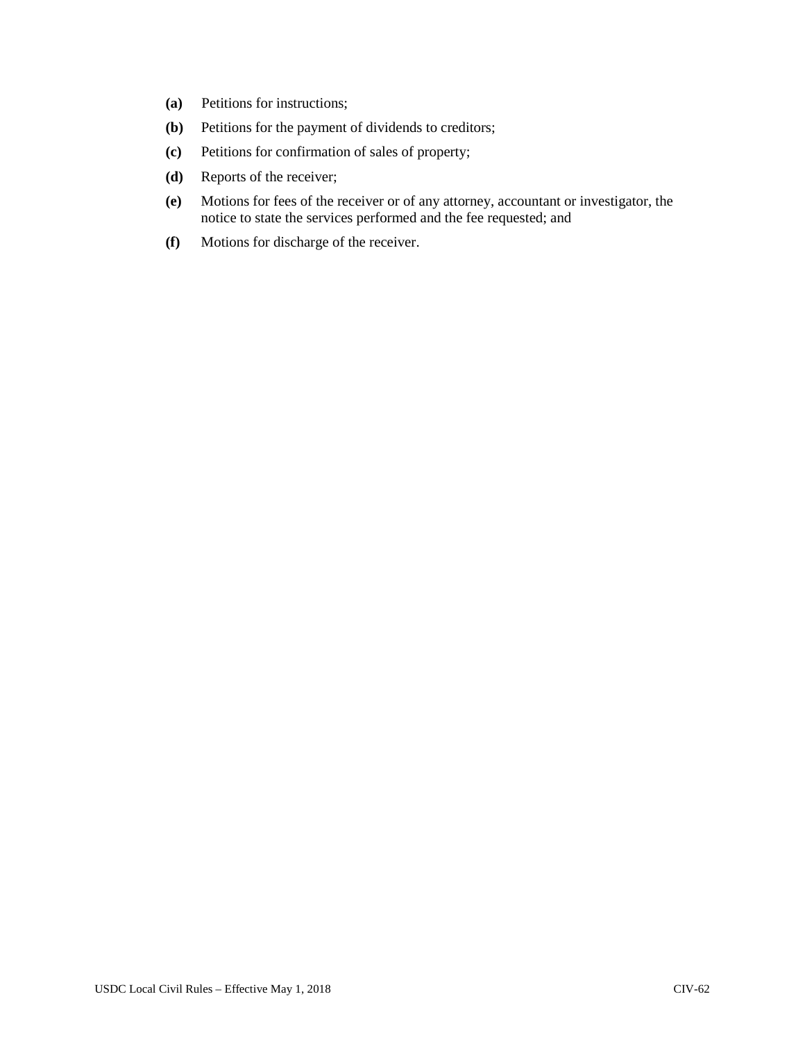**(a)** Petitions for instructions;

**(b)** Petitions for the payment of dividends to creditors;

**(c)** Petitions for confirmation of sales of property;

**(d)** Reports of the receiver;

**(e)** Motions for fees of the receiver or of any attorney, accountant or investigator, the notice to state the services performed and the fee requested; and

**(f)** Motions for discharge of the receiver.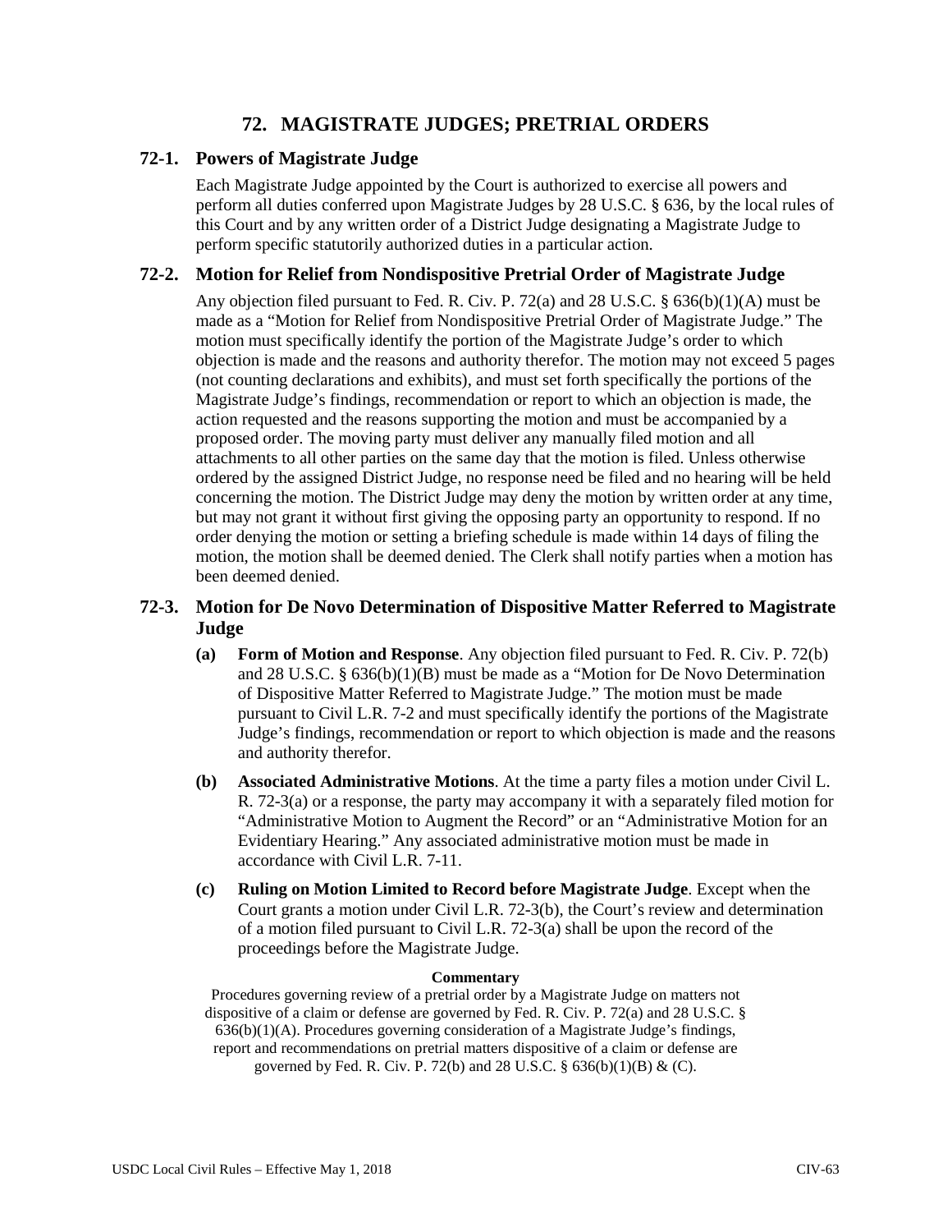# 72. MAGISTRATE JUDGES; PRETRIAL ORDERS

## 72-1. Powers of Magistrate Judge

Each Magistrate Judge appointed by the Court is authorized to exercise all powers and perform all duties conferred upon Magistrate Judges by 28 U.S.C. § 636, by the local rules of this Court and by any written order of a District Judge designating a Magistrate Judge to perform specific statutorily authorized duties in a particular action.

## 72-2. Motion for Relief from Nondispositive Pretrial Order of Magistrate Judge

Any objection filed pursuant to Fed. R. Civ. P. 72(a) and 28 U.S.C. § 636(b)(1)(A) must be made as a "Motion for Relief from Nondispositive Pretrial Order of Magistrate Judge." The motion must specifically identify the portion of the Magistrate Judge's order to which objection is made and the reasons and authority therefor. The motion may not exceed 5 pages (not counting declarations and exhibits), and must set forth specifically the portions of the Magistrate Judge's findings, recommendation or report to which an objection is made, the action requested and the reasons supporting the motion and must be accompanied by a proposed order. The moving party must deliver any manually filed motion and all attachments to all other parties on the same day that the motion is filed. Unless otherwise ordered by the assigned District Judge, no response need be filed and no hearing will be held concerning the motion. The District Judge may deny the motion by written order at any time, but may not grant it without first giving the opposing party an opportunity to respond. If no order denying the motion or setting a briefing schedule is made within 14 days of filing the motion, the motion shall be deemed denied. The Clerk shall notify parties when a motion has been deemed denied.

## 72-3. Motion for De Novo Determination of Dispositive Matter Referred to Magistrate Judge

**(a) Form of Motion and Response**. Any objection filed pursuant to Fed. R. Civ. P. 72(b) and 28 U.S.C. § 636(b)(1)(B) must be made as a "Motion for De Novo Determination of Dispositive Matter Referred to Magistrate Judge." The motion must be made pursuant to Civil L.R. 7-2 and must specifically identify the portions of the Magistrate Judge's findings, recommendation or report to which objection is made and the reasons and authority therefor.

**(b) Associated Administrative Motions**. At the time a party files a motion under Civil L. R. 72-3(a) or a response, the party may accompany it with a separately filed motion for "Administrative Motion to Augment the Record" or an "Administrative Motion for an Evidentiary Hearing." Any associated administrative motion must be made in accordance with Civil L.R. 7-11.

**(c) Ruling on Motion Limited to Record before Magistrate Judge**. Except when the Court grants a motion under Civil L.R. 72-3(b), the Court's review and determination of a motion filed pursuant to Civil L.R. 72-3(a) shall be upon the record of the proceedings before the Magistrate Judge.

**Commentary**

Procedures governing review of a pretrial order by a Magistrate Judge on matters not dispositive of a claim or defense are governed by Fed. R. Civ. P. 72(a) and 28 U.S.C. § 636(b)(1)(A). Procedures governing consideration of a Magistrate Judge's findings, report and recommendations on pretrial matters dispositive of a claim or defense are governed by Fed. R. Civ. P. 72(b) and 28 U.S.C. § 636(b)(1)(B) & (C).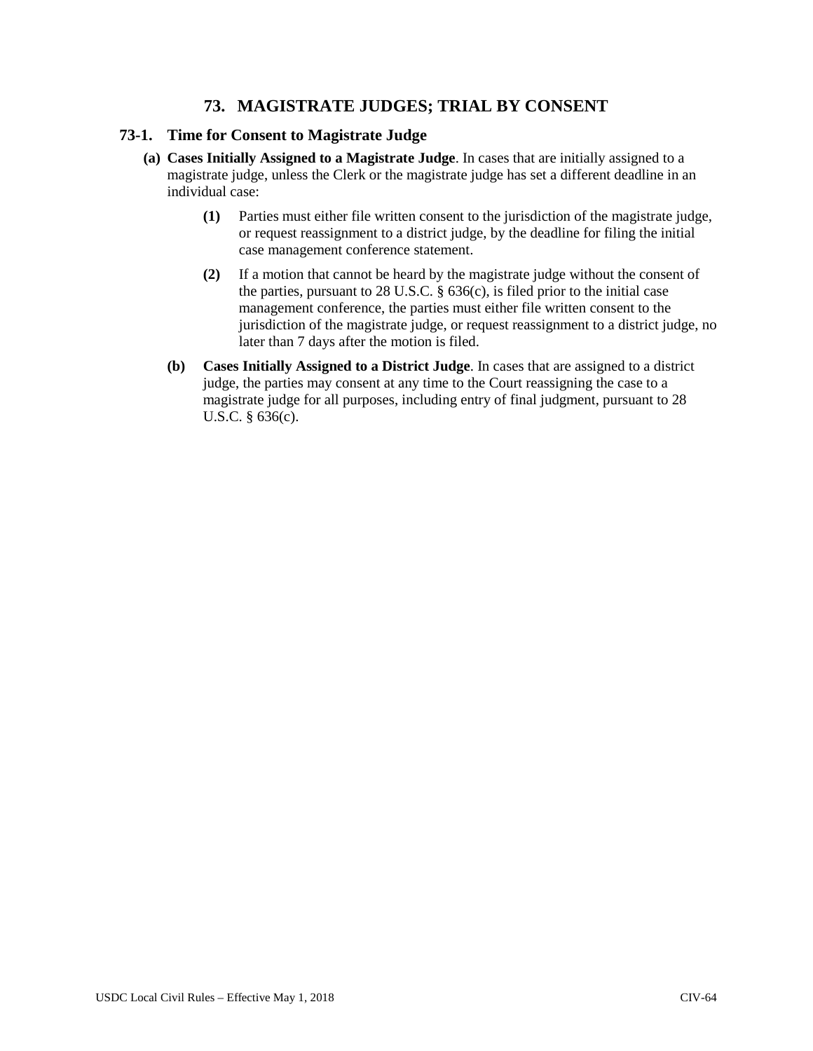# 73. MAGISTRATE JUDGES; TRIAL BY CONSENT

## 73-1. Time for Consent to Magistrate Judge

**(a) Cases Initially Assigned to a Magistrate Judge**. In cases that are initially assigned to a magistrate judge, unless the Clerk or the magistrate judge has set a different deadline in an individual case:

> **(1)** Parties must either file written consent to the jurisdiction of the magistrate judge, or request reassignment to a district judge, by the deadline for filing the initial case management conference statement.
>
> **(2)** If a motion that cannot be heard by the magistrate judge without the consent of the parties, pursuant to 28 U.S.C. § 636(c), is filed prior to the initial case management conference, the parties must either file written consent to the jurisdiction of the magistrate judge, or request reassignment to a district judge, no later than 7 days after the motion is filed.

**(b) Cases Initially Assigned to a District Judge**. In cases that are assigned to a district judge, the parties may consent at any time to the Court reassigning the case to a magistrate judge for all purposes, including entry of final judgment, pursuant to 28 U.S.C. § 636(c).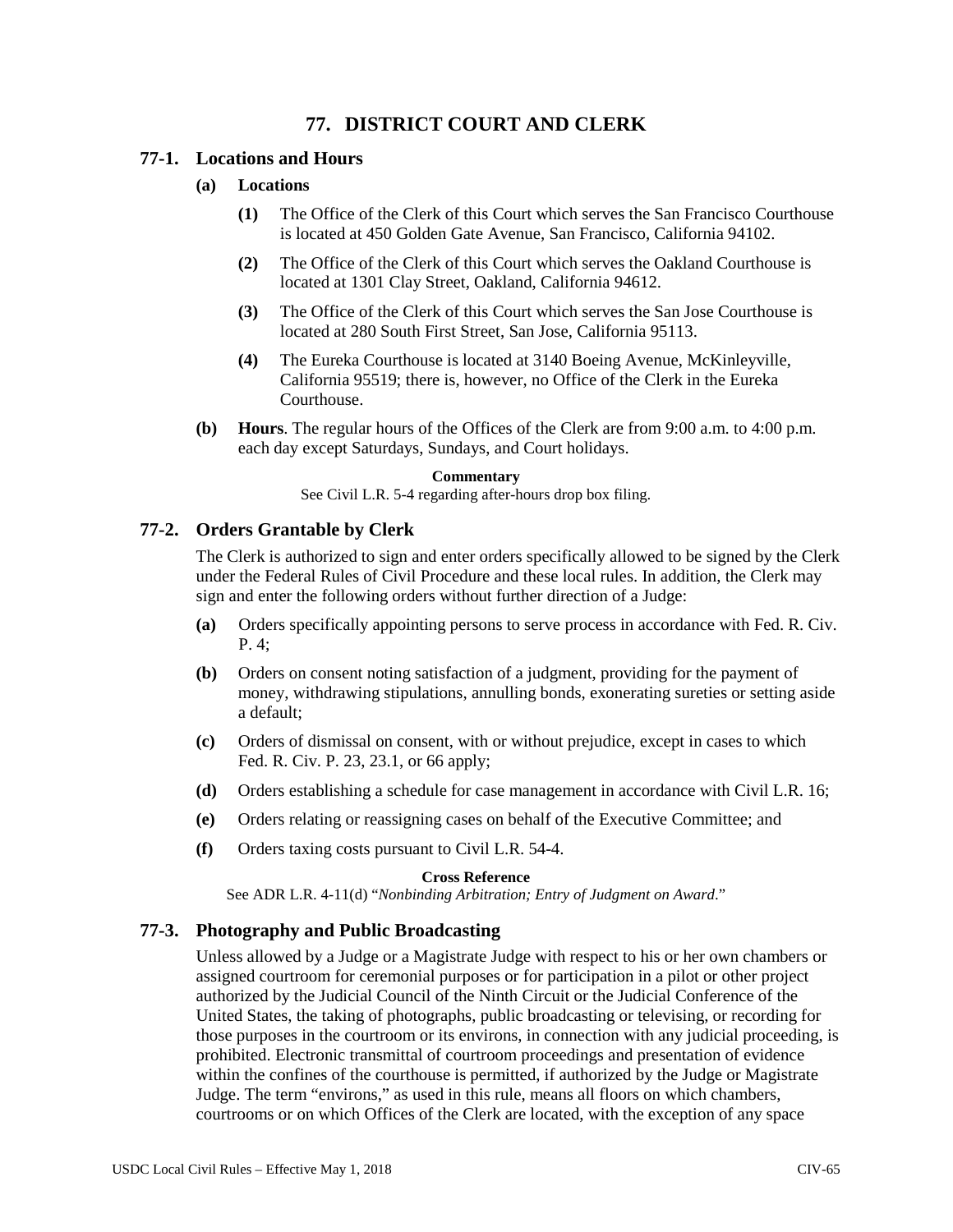# 77. DISTRICT COURT AND CLERK

## 77-1. Locations and Hours

### (a) Locations

**(1)** The Office of the Clerk of this Court which serves the San Francisco Courthouse is located at 450 Golden Gate Avenue, San Francisco, California 94102.

**(2)** The Office of the Clerk of this Court which serves the Oakland Courthouse is located at 1301 Clay Street, Oakland, California 94612.

**(3)** The Office of the Clerk of this Court which serves the San Jose Courthouse is located at 280 South First Street, San Jose, California 95113.

**(4)** The Eureka Courthouse is located at 3140 Boeing Avenue, McKinleyville, California 95519; there is, however, no Office of the Clerk in the Eureka Courthouse.

**(b) Hours**. The regular hours of the Offices of the Clerk are from 9:00 a.m. to 4:00 p.m. each day except Saturdays, Sundays, and Court holidays.

**Commentary**

See Civil L.R. 5-4 regarding after-hours drop box filing.

## 77-2. Orders Grantable by Clerk

The Clerk is authorized to sign and enter orders specifically allowed to be signed by the Clerk under the Federal Rules of Civil Procedure and these local rules. In addition, the Clerk may sign and enter the following orders without further direction of a Judge:

**(a)** Orders specifically appointing persons to serve process in accordance with Fed. R. Civ. P. 4;

**(b)** Orders on consent noting satisfaction of a judgment, providing for the payment of money, withdrawing stipulations, annulling bonds, exonerating sureties or setting aside a default;

**(c)** Orders of dismissal on consent, with or without prejudice, except in cases to which Fed. R. Civ. P. 23, 23.1, or 66 apply;

**(d)** Orders establishing a schedule for case management in accordance with Civil L.R. 16;

**(e)** Orders relating or reassigning cases on behalf of the Executive Committee; and

**(f)** Orders taxing costs pursuant to Civil L.R. 54-4.

**Cross Reference**

See ADR L.R. 4-11(d) "*Nonbinding Arbitration; Entry of Judgment on Award*."

## 77-3. Photography and Public Broadcasting

Unless allowed by a Judge or a Magistrate Judge with respect to his or her own chambers or assigned courtroom for ceremonial purposes or for participation in a pilot or other project authorized by the Judicial Council of the Ninth Circuit or the Judicial Conference of the United States, the taking of photographs, public broadcasting or televising, or recording for those purposes in the courtroom or its environs, in connection with any judicial proceeding, is prohibited. Electronic transmittal of courtroom proceedings and presentation of evidence within the confines of the courthouse is permitted, if authorized by the Judge or Magistrate Judge. The term "environs," as used in this rule, means all floors on which chambers, courtrooms or on which Offices of the Clerk are located, with the exception of any space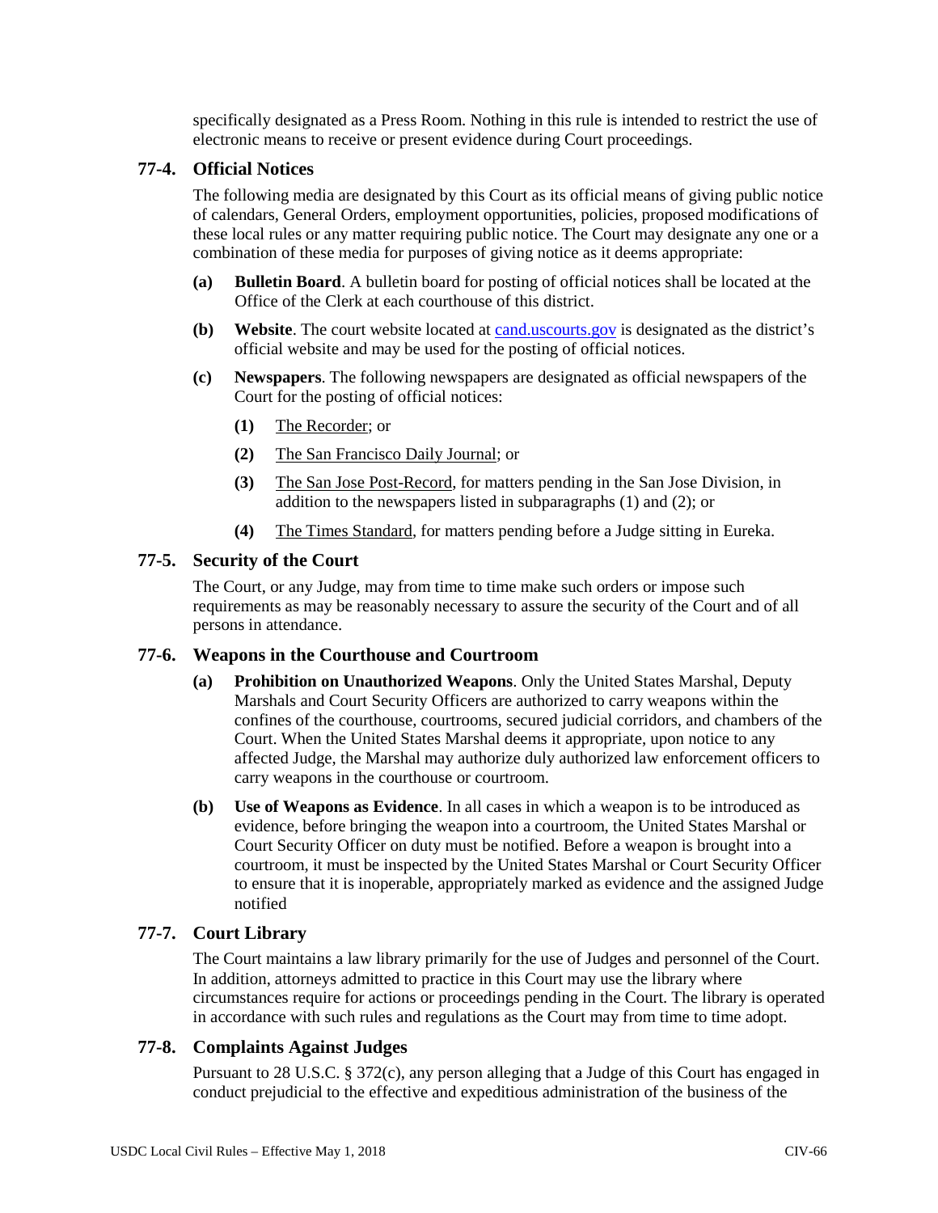specifically designated as a Press Room. Nothing in this rule is intended to restrict the use of electronic means to receive or present evidence during Court proceedings.

## 77-4. Official Notices

The following media are designated by this Court as its official means of giving public notice of calendars, General Orders, employment opportunities, policies, proposed modifications of these local rules or any matter requiring public notice. The Court may designate any one or a combination of these media for purposes of giving notice as it deems appropriate:

**(a) Bulletin Board**. A bulletin board for posting of official notices shall be located at the Office of the Clerk at each courthouse of this district.

**(b) Website**. The court website located at [cand.uscourts.gov](cand.uscourts.gov) is designated as the district's official website and may be used for the posting of official notices.

**(c) Newspapers**. The following newspapers are designated as official newspapers of the Court for the posting of official notices:

**(1)** The Recorder; or

**(2)** The San Francisco Daily Journal; or

**(3)** The San Jose Post-Record, for matters pending in the San Jose Division, in addition to the newspapers listed in subparagraphs (1) and (2); or

**(4)** The Times Standard, for matters pending before a Judge sitting in Eureka.

## 77-5. Security of the Court

The Court, or any Judge, may from time to time make such orders or impose such requirements as may be reasonably necessary to assure the security of the Court and of all persons in attendance.

## 77-6. Weapons in the Courthouse and Courtroom

**(a) Prohibition on Unauthorized Weapons**. Only the United States Marshal, Deputy Marshals and Court Security Officers are authorized to carry weapons within the confines of the courthouse, courtrooms, secured judicial corridors, and chambers of the Court. When the United States Marshal deems it appropriate, upon notice to any affected Judge, the Marshal may authorize duly authorized law enforcement officers to carry weapons in the courthouse or courtroom.

**(b) Use of Weapons as Evidence**. In all cases in which a weapon is to be introduced as evidence, before bringing the weapon into a courtroom, the United States Marshal or Court Security Officer on duty must be notified. Before a weapon is brought into a courtroom, it must be inspected by the United States Marshal or Court Security Officer to ensure that it is inoperable, appropriately marked as evidence and the assigned Judge notified

## 77-7. Court Library

The Court maintains a law library primarily for the use of Judges and personnel of the Court. In addition, attorneys admitted to practice in this Court may use the library where circumstances require for actions or proceedings pending in the Court. The library is operated in accordance with such rules and regulations as the Court may from time to time adopt.

## 77-8. Complaints Against Judges

Pursuant to 28 U.S.C. § 372(c), any person alleging that a Judge of this Court has engaged in conduct prejudicial to the effective and expeditious administration of the business of the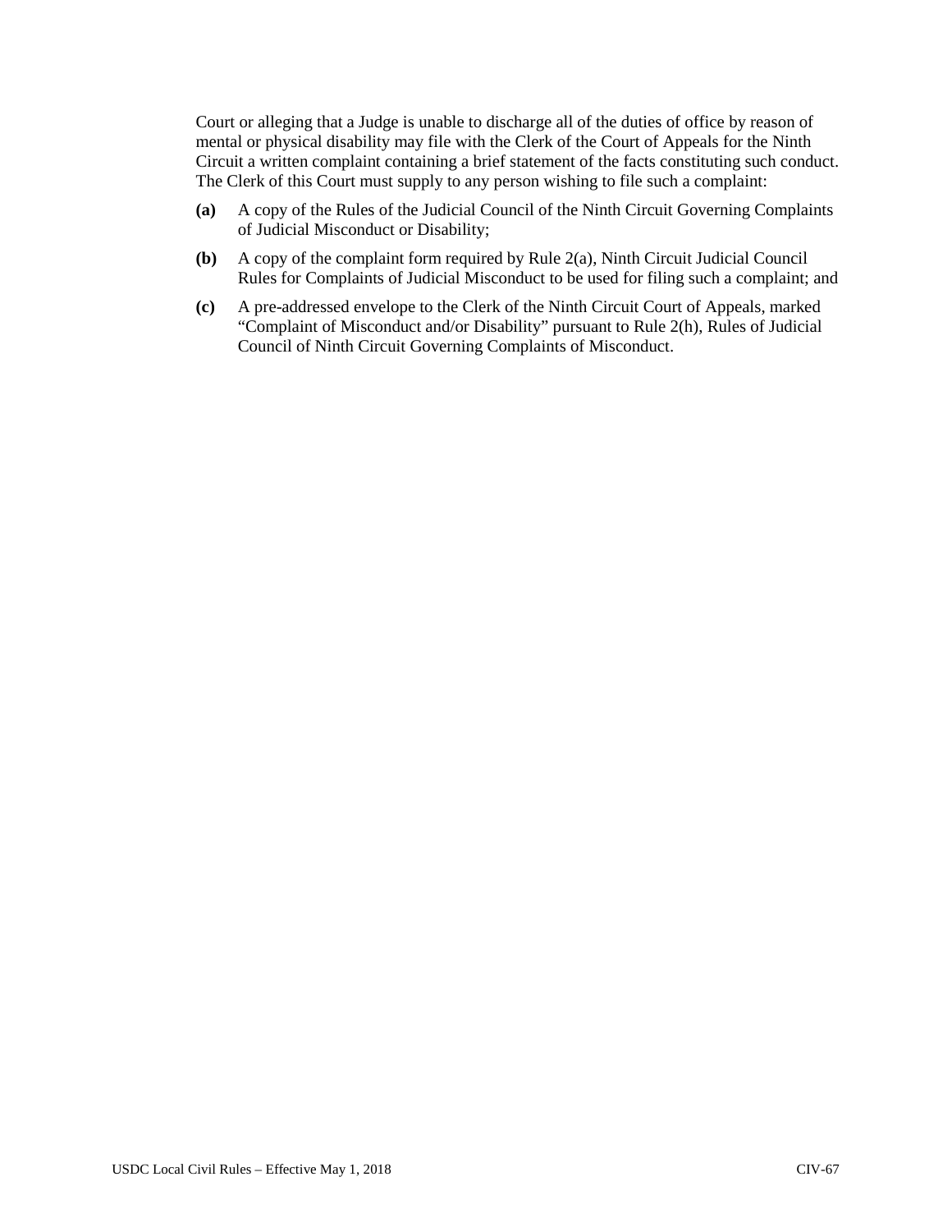Court or alleging that a Judge is unable to discharge all of the duties of office by reason of mental or physical disability may file with the Clerk of the Court of Appeals for the Ninth Circuit a written complaint containing a brief statement of the facts constituting such conduct. The Clerk of this Court must supply to any person wishing to file such a complaint:

**(a)** A copy of the Rules of the Judicial Council of the Ninth Circuit Governing Complaints of Judicial Misconduct or Disability;

**(b)** A copy of the complaint form required by Rule 2(a), Ninth Circuit Judicial Council Rules for Complaints of Judicial Misconduct to be used for filing such a complaint; and

**(c)** A pre-addressed envelope to the Clerk of the Ninth Circuit Court of Appeals, marked "Complaint of Misconduct and/or Disability" pursuant to Rule 2(h), Rules of Judicial Council of Ninth Circuit Governing Complaints of Misconduct.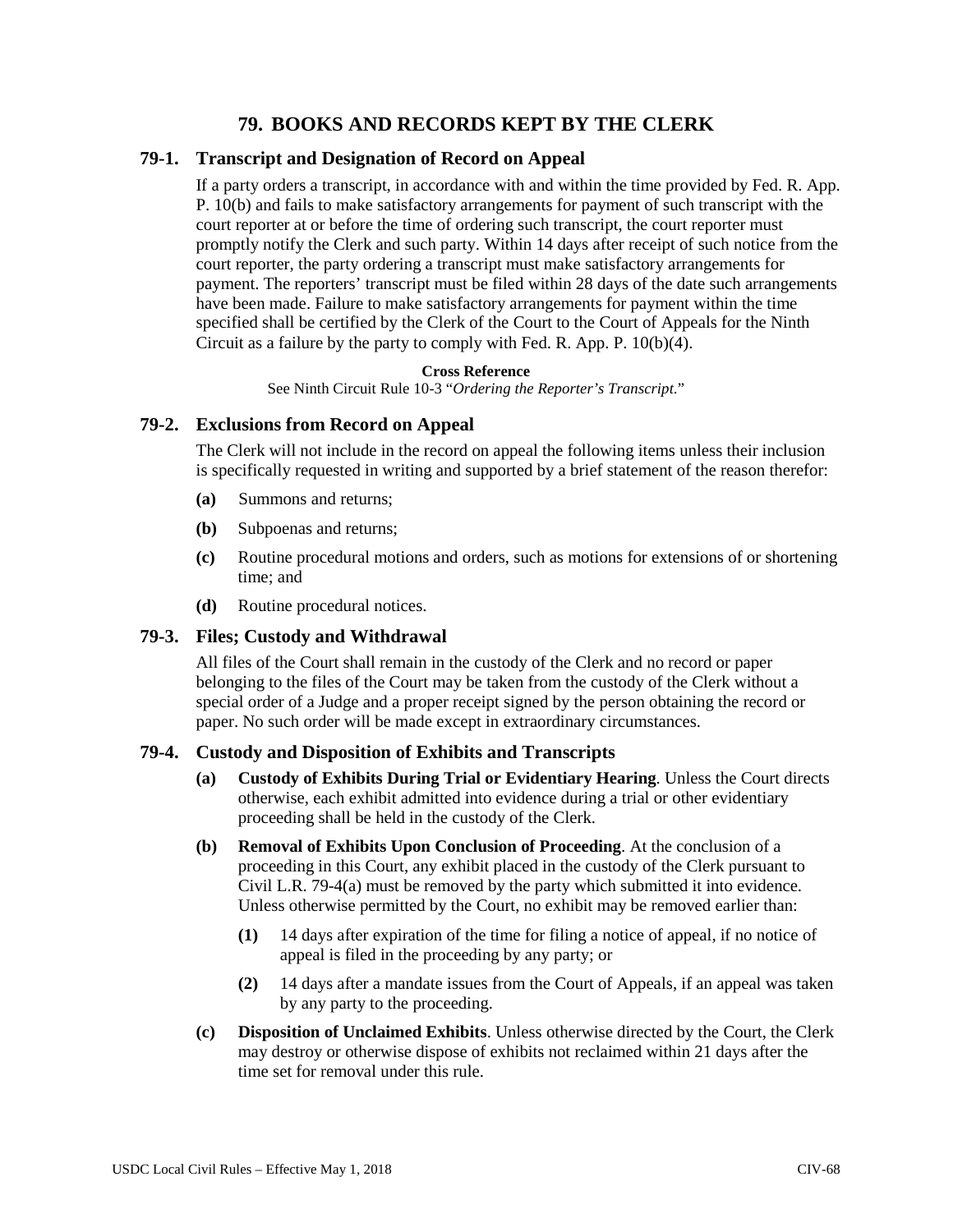# 79. BOOKS AND RECORDS KEPT BY THE CLERK

## 79-1. Transcript and Designation of Record on Appeal

If a party orders a transcript, in accordance with and within the time provided by Fed. R. App. P. 10(b) and fails to make satisfactory arrangements for payment of such transcript with the court reporter at or before the time of ordering such transcript, the court reporter must promptly notify the Clerk and such party. Within 14 days after receipt of such notice from the court reporter, the party ordering a transcript must make satisfactory arrangements for payment. The reporters' transcript must be filed within 28 days of the date such arrangements have been made. Failure to make satisfactory arrangements for payment within the time specified shall be certified by the Clerk of the Court to the Court of Appeals for the Ninth Circuit as a failure by the party to comply with Fed. R. App. P. 10(b)(4).

**Cross Reference**

See Ninth Circuit Rule 10-3 "*Ordering the Reporter's Transcript.*"

## 79-2. Exclusions from Record on Appeal

The Clerk will not include in the record on appeal the following items unless their inclusion is specifically requested in writing and supported by a brief statement of the reason therefor:

**(a)** Summons and returns;

**(b)** Subpoenas and returns;

**(c)** Routine procedural motions and orders, such as motions for extensions of or shortening time; and

**(d)** Routine procedural notices.

## 79-3. Files; Custody and Withdrawal

All files of the Court shall remain in the custody of the Clerk and no record or paper belonging to the files of the Court may be taken from the custody of the Clerk without a special order of a Judge and a proper receipt signed by the person obtaining the record or paper. No such order will be made except in extraordinary circumstances.

## 79-4. Custody and Disposition of Exhibits and Transcripts

**(a) Custody of Exhibits During Trial or Evidentiary Hearing**. Unless the Court directs otherwise, each exhibit admitted into evidence during a trial or other evidentiary proceeding shall be held in the custody of the Clerk.

**(b) Removal of Exhibits Upon Conclusion of Proceeding**. At the conclusion of a proceeding in this Court, any exhibit placed in the custody of the Clerk pursuant to Civil L.R. 79-4(a) must be removed by the party which submitted it into evidence. Unless otherwise permitted by the Court, no exhibit may be removed earlier than:

**(1)** 14 days after expiration of the time for filing a notice of appeal, if no notice of appeal is filed in the proceeding by any party; or

**(2)** 14 days after a mandate issues from the Court of Appeals, if an appeal was taken by any party to the proceeding.

**(c) Disposition of Unclaimed Exhibits**. Unless otherwise directed by the Court, the Clerk may destroy or otherwise dispose of exhibits not reclaimed within 21 days after the time set for removal under this rule.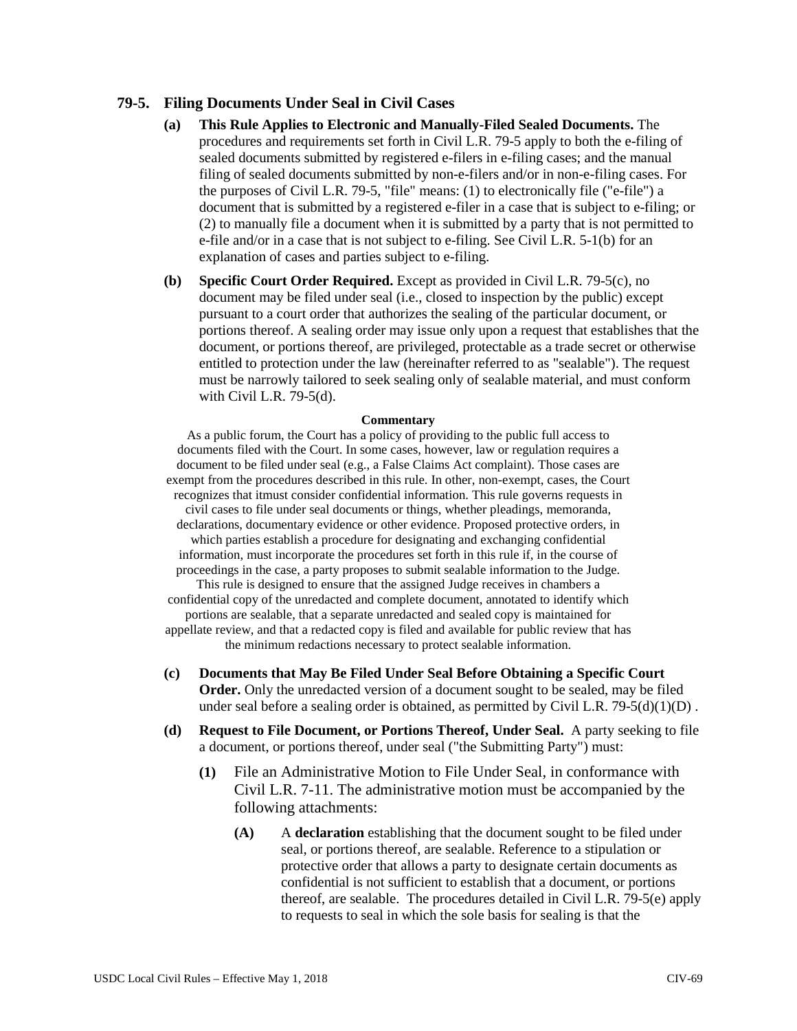## 79-5. Filing Documents Under Seal in Civil Cases

**(a) This Rule Applies to Electronic and Manually-Filed Sealed Documents.** The procedures and requirements set forth in Civil L.R. 79-5 apply to both the e-filing of sealed documents submitted by registered e-filers in e-filing cases; and the manual filing of sealed documents submitted by non-e-filers and/or in non-e-filing cases. For the purposes of Civil L.R. 79-5, "file" means: (1) to electronically file ("e-file") a document that is submitted by a registered e-filer in a case that is subject to e-filing; or (2) to manually file a document when it is submitted by a party that is not permitted to e-file and/or in a case that is not subject to e-filing. See Civil L.R. 5-1(b) for an explanation of cases and parties subject to e-filing.

**(b) Specific Court Order Required.** Except as provided in Civil L.R. 79-5(c), no document may be filed under seal (i.e., closed to inspection by the public) except pursuant to a court order that authorizes the sealing of the particular document, or portions thereof. A sealing order may issue only upon a request that establishes that the document, or portions thereof, are privileged, protectable as a trade secret or otherwise entitled to protection under the law (hereinafter referred to as "sealable"). The request must be narrowly tailored to seek sealing only of sealable material, and must conform with Civil L.R. 79-5(d).

**Commentary**

As a public forum, the Court has a policy of providing to the public full access to documents filed with the Court. In some cases, however, law or regulation requires a document to be filed under seal (e.g., a False Claims Act complaint). Those cases are exempt from the procedures described in this rule. In other, non-exempt, cases, the Court recognizes that itmust consider confidential information. This rule governs requests in civil cases to file under seal documents or things, whether pleadings, memoranda, declarations, documentary evidence or other evidence. Proposed protective orders, in which parties establish a procedure for designating and exchanging confidential information, must incorporate the procedures set forth in this rule if, in the course of proceedings in the case, a party proposes to submit sealable information to the Judge. This rule is designed to ensure that the assigned Judge receives in chambers a confidential copy of the unredacted and complete document, annotated to identify which portions are sealable, that a separate unredacted and sealed copy is maintained for appellate review, and that a redacted copy is filed and available for public review that has the minimum redactions necessary to protect sealable information.

**(c) Documents that May Be Filed Under Seal Before Obtaining a Specific Court Order.** Only the unredacted version of a document sought to be sealed, may be filed under seal before a sealing order is obtained, as permitted by Civil L.R. 79-5(d)(1)(D) .

**(d) Request to File Document, or Portions Thereof, Under Seal.** A party seeking to file a document, or portions thereof, under seal ("the Submitting Party") must:

**(1)** File an Administrative Motion to File Under Seal, in conformance with Civil L.R. 7-11. The administrative motion must be accompanied by the following attachments:

**(A)** A **declaration** establishing that the document sought to be filed under seal, or portions thereof, are sealable. Reference to a stipulation or protective order that allows a party to designate certain documents as confidential is not sufficient to establish that a document, or portions thereof, are sealable. The procedures detailed in Civil L.R. 79-5(e) apply to requests to seal in which the sole basis for sealing is that the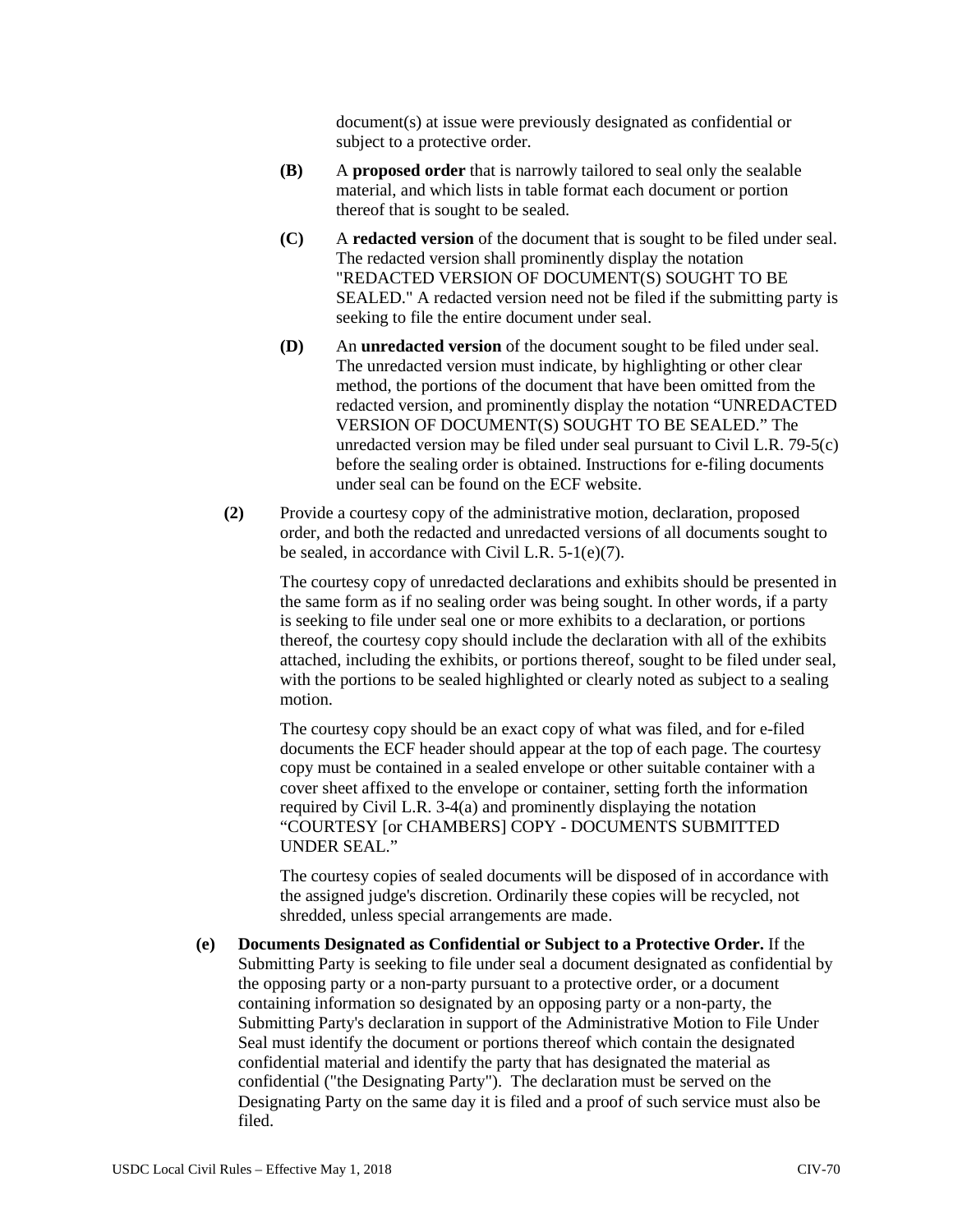document(s) at issue were previously designated as confidential or subject to a protective order.

**(B)** A **proposed order** that is narrowly tailored to seal only the sealable material, and which lists in table format each document or portion thereof that is sought to be sealed.

**(C)** A **redacted version** of the document that is sought to be filed under seal. The redacted version shall prominently display the notation "REDACTED VERSION OF DOCUMENT(S) SOUGHT TO BE SEALED." A redacted version need not be filed if the submitting party is seeking to file the entire document under seal.

**(D)** An **unredacted version** of the document sought to be filed under seal. The unredacted version must indicate, by highlighting or other clear method, the portions of the document that have been omitted from the redacted version, and prominently display the notation "UNREDACTED VERSION OF DOCUMENT(S) SOUGHT TO BE SEALED." The unredacted version may be filed under seal pursuant to Civil L.R. 79-5(c) before the sealing order is obtained. Instructions for e-filing documents under seal can be found on the ECF website.

**(2)** Provide a courtesy copy of the administrative motion, declaration, proposed order, and both the redacted and unredacted versions of all documents sought to be sealed, in accordance with Civil L.R. 5-1(e)(7).

The courtesy copy of unredacted declarations and exhibits should be presented in the same form as if no sealing order was being sought. In other words, if a party is seeking to file under seal one or more exhibits to a declaration, or portions thereof, the courtesy copy should include the declaration with all of the exhibits attached, including the exhibits, or portions thereof, sought to be filed under seal, with the portions to be sealed highlighted or clearly noted as subject to a sealing motion.

The courtesy copy should be an exact copy of what was filed, and for e-filed documents the ECF header should appear at the top of each page. The courtesy copy must be contained in a sealed envelope or other suitable container with a cover sheet affixed to the envelope or container, setting forth the information required by Civil L.R. 3-4(a) and prominently displaying the notation "COURTESY [or CHAMBERS] COPY - DOCUMENTS SUBMITTED UNDER SEAL."

The courtesy copies of sealed documents will be disposed of in accordance with the assigned judge's discretion. Ordinarily these copies will be recycled, not shredded, unless special arrangements are made.

**(e) Documents Designated as Confidential or Subject to a Protective Order.** If the Submitting Party is seeking to file under seal a document designated as confidential by the opposing party or a non-party pursuant to a protective order, or a document containing information so designated by an opposing party or a non-party, the Submitting Party's declaration in support of the Administrative Motion to File Under Seal must identify the document or portions thereof which contain the designated confidential material and identify the party that has designated the material as confidential ("the Designating Party"). The declaration must be served on the Designating Party on the same day it is filed and a proof of such service must also be filed.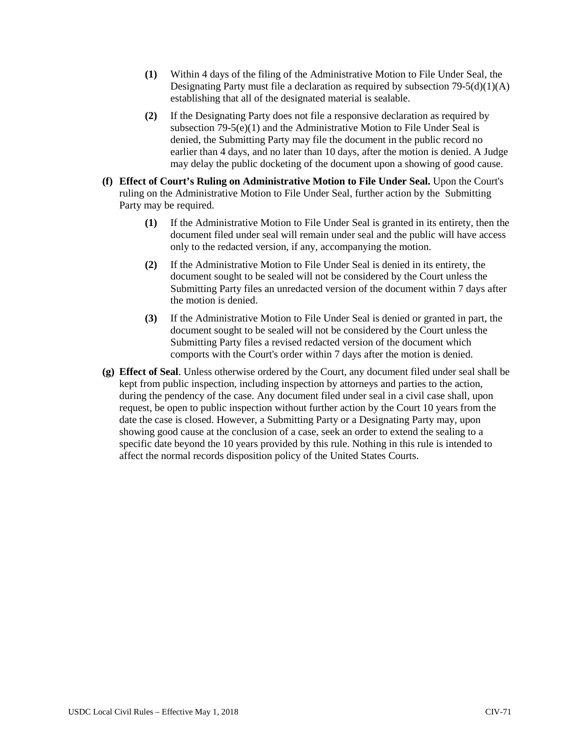**(1)** Within 4 days of the filing of the Administrative Motion to File Under Seal, the Designating Party must file a declaration as required by subsection 79-5(d)(1)(A) establishing that all of the designated material is sealable.

**(2)** If the Designating Party does not file a responsive declaration as required by subsection 79-5(e)(1) and the Administrative Motion to File Under Seal is denied, the Submitting Party may file the document in the public record no earlier than 4 days, and no later than 10 days, after the motion is denied. A Judge may delay the public docketing of the document upon a showing of good cause.

**(f) Effect of Court's Ruling on Administrative Motion to File Under Seal.** Upon the Court's ruling on the Administrative Motion to File Under Seal, further action by the Submitting Party may be required.

**(1)** If the Administrative Motion to File Under Seal is granted in its entirety, then the document filed under seal will remain under seal and the public will have access only to the redacted version, if any, accompanying the motion.

**(2)** If the Administrative Motion to File Under Seal is denied in its entirety, the document sought to be sealed will not be considered by the Court unless the Submitting Party files an unredacted version of the document within 7 days after the motion is denied.

**(3)** If the Administrative Motion to File Under Seal is denied or granted in part, the document sought to be sealed will not be considered by the Court unless the Submitting Party files a revised redacted version of the document which comports with the Court's order within 7 days after the motion is denied.

**(g) Effect of Seal**. Unless otherwise ordered by the Court, any document filed under seal shall be kept from public inspection, including inspection by attorneys and parties to the action, during the pendency of the case. Any document filed under seal in a civil case shall, upon request, be open to public inspection without further action by the Court 10 years from the date the case is closed. However, a Submitting Party or a Designating Party may, upon showing good cause at the conclusion of a case, seek an order to extend the sealing to a specific date beyond the 10 years provided by this rule. Nothing in this rule is intended to affect the normal records disposition policy of the United States Courts.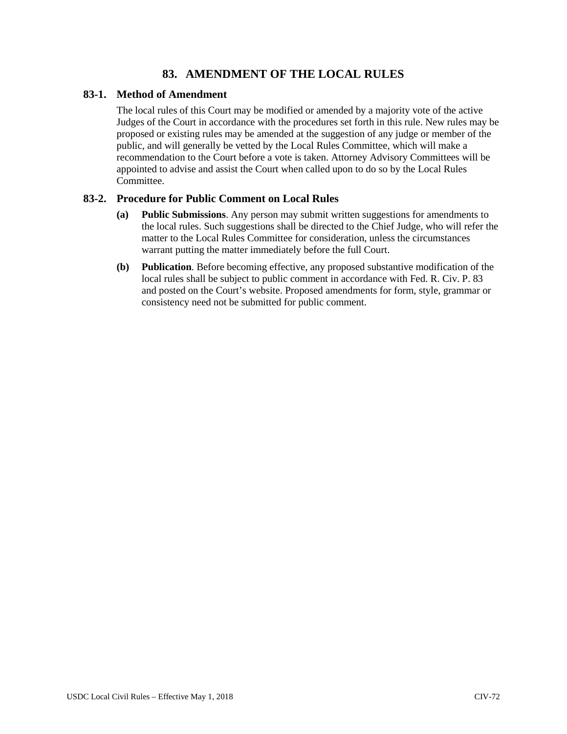# 83. AMENDMENT OF THE LOCAL RULES

## 83-1. Method of Amendment

The local rules of this Court may be modified or amended by a majority vote of the active Judges of the Court in accordance with the procedures set forth in this rule. New rules may be proposed or existing rules may be amended at the suggestion of any judge or member of the public, and will generally be vetted by the Local Rules Committee, which will make a recommendation to the Court before a vote is taken. Attorney Advisory Committees will be appointed to advise and assist the Court when called upon to do so by the Local Rules Committee.

## 83-2. Procedure for Public Comment on Local Rules

**(a) Public Submissions**. Any person may submit written suggestions for amendments to the local rules. Such suggestions shall be directed to the Chief Judge, who will refer the matter to the Local Rules Committee for consideration, unless the circumstances warrant putting the matter immediately before the full Court.

**(b) Publication**. Before becoming effective, any proposed substantive modification of the local rules shall be subject to public comment in accordance with Fed. R. Civ. P. 83 and posted on the Court's website. Proposed amendments for form, style, grammar or consistency need not be submitted for public comment.